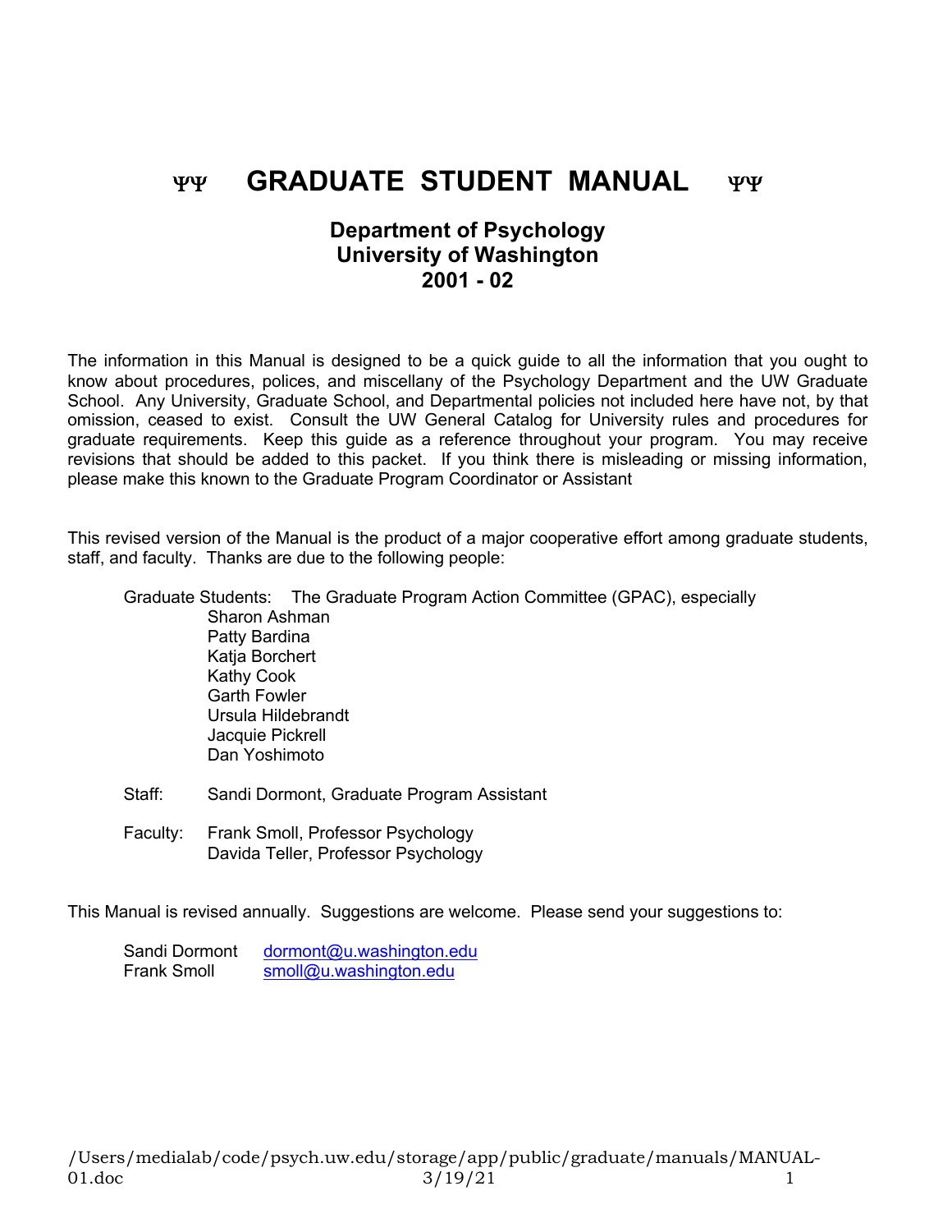# ΨΨ GRADUATE STUDENT MANUAL ΨΨ

## Department of Psychology
## University of Washington
## 2001 - 02

The information in this Manual is designed to be a quick guide to all the information that you ought to know about procedures, polices, and miscellany of the Psychology Department and the UW Graduate School. Any University, Graduate School, and Departmental policies not included here have not, by that omission, ceased to exist. Consult the UW General Catalog for University rules and procedures for graduate requirements. Keep this guide as a reference throughout your program. You may receive revisions that should be added to this packet. If you think there is misleading or missing information, please make this known to the Graduate Program Coordinator or Assistant

This revised version of the Manual is the product of a major cooperative effort among graduate students, staff, and faculty. Thanks are due to the following people:

Graduate Students: The Graduate Program Action Committee (GPAC), especially
- Sharon Ashman
- Patty Bardina
- Katja Borchert
- Kathy Cook
- Garth Fowler
- Ursula Hildebrandt
- Jacquie Pickrell
- Dan Yoshimoto

Staff: Sandi Dormont, Graduate Program Assistant

Faculty: Frank Smoll, Professor Psychology
Davida Teller, Professor Psychology

This Manual is revised annually. Suggestions are welcome. Please send your suggestions to:

Sandi Dormont dormont@u.washington.edu
Frank Smoll smoll@u.washington.edu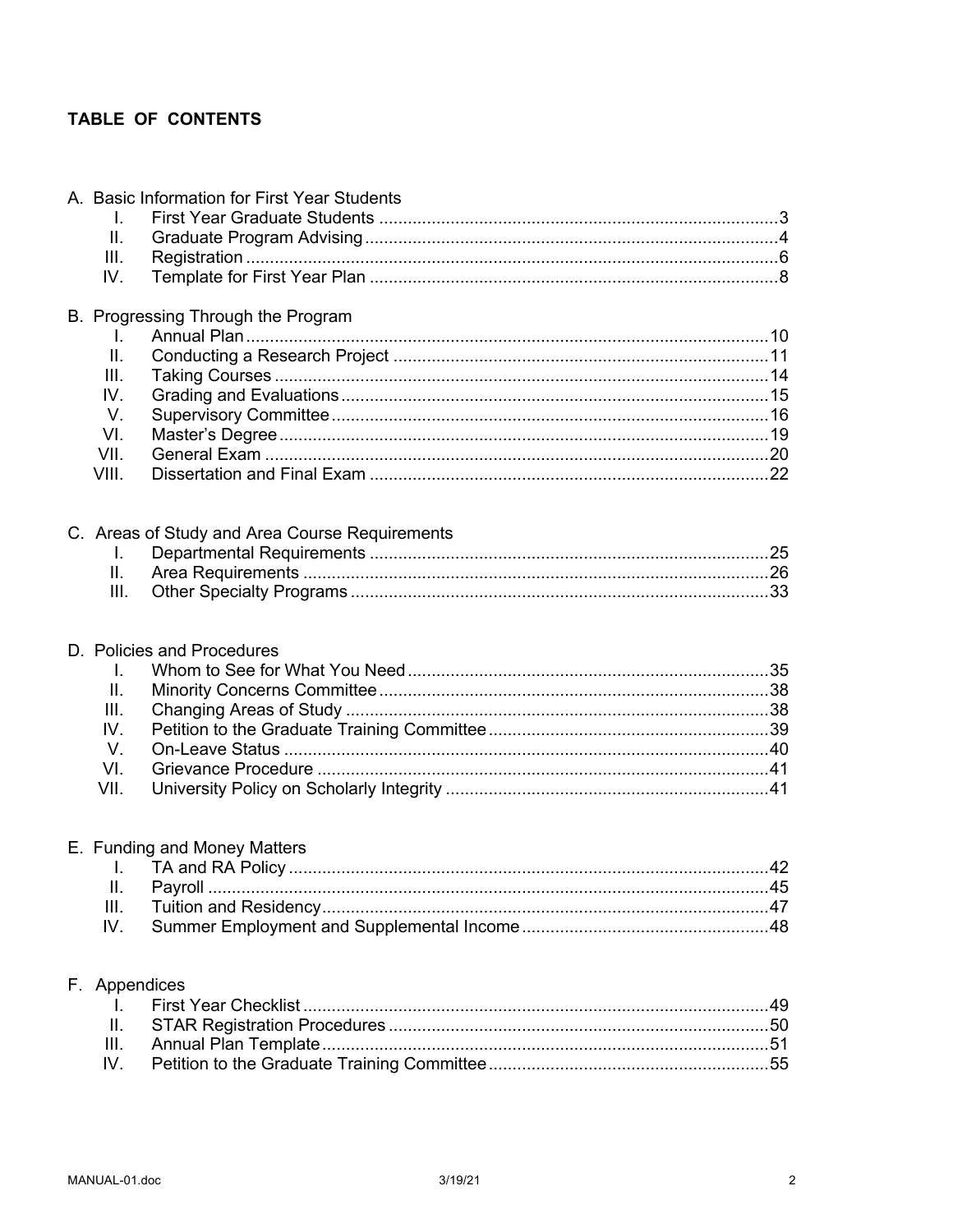# TABLE OF CONTENTS

A. Basic Information for First Year Students

| | | |
|---|---|---|
| I. | First Year Graduate Students | 3 |
| II. | Graduate Program Advising | 4 |
| III. | Registration | 6 |
| IV. | Template for First Year Plan | 8 |

B. Progressing Through the Program

| | | |
|---|---|---|
| I. | Annual Plan | 10 |
| II. | Conducting a Research Project | 11 |
| III. | Taking Courses | 14 |
| IV. | Grading and Evaluations | 15 |
| V. | Supervisory Committee | 16 |
| VI. | Master's Degree | 19 |
| VII. | General Exam | 20 |
| VIII. | Dissertation and Final Exam | 22 |

C. Areas of Study and Area Course Requirements

| | | |
|---|---|---|
| I. | Departmental Requirements | 25 |
| II. | Area Requirements | 26 |
| III. | Other Specialty Programs | 33 |

D. Policies and Procedures

| | | |
|---|---|---|
| I. | Whom to See for What You Need | 35 |
| II. | Minority Concerns Committee | 38 |
| III. | Changing Areas of Study | 38 |
| IV. | Petition to the Graduate Training Committee | 39 |
| V. | On-Leave Status | 40 |
| VI. | Grievance Procedure | 41 |
| VII. | University Policy on Scholarly Integrity | 41 |

E. Funding and Money Matters

| | | |
|---|---|---|
| I. | TA and RA Policy | 42 |
| II. | Payroll | 45 |
| III. | Tuition and Residency | 47 |
| IV. | Summer Employment and Supplemental Income | 48 |

F. Appendices

| | | |
|---|---|---|
| I. | First Year Checklist | 49 |
| II. | STAR Registration Procedures | 50 |
| III. | Annual Plan Template | 51 |
| IV. | Petition to the Graduate Training Committee | 55 |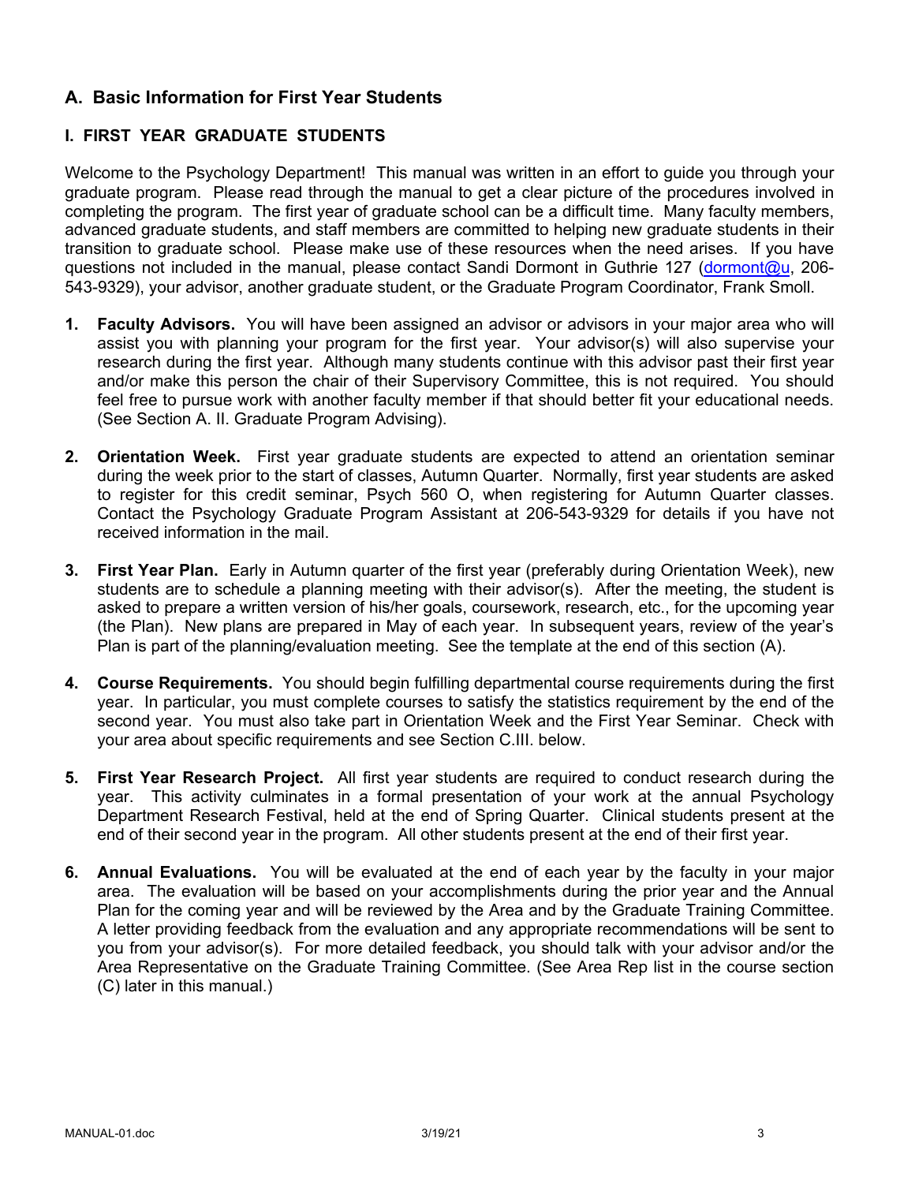## A. Basic Information for First Year Students

### I. FIRST YEAR GRADUATE STUDENTS

Welcome to the Psychology Department! This manual was written in an effort to guide you through your graduate program. Please read through the manual to get a clear picture of the procedures involved in completing the program. The first year of graduate school can be a difficult time. Many faculty members, advanced graduate students, and staff members are committed to helping new graduate students in their transition to graduate school. Please make use of these resources when the need arises. If you have questions not included in the manual, please contact Sandi Dormont in Guthrie 127 (dormont@u, 206-543-9329), your advisor, another graduate student, or the Graduate Program Coordinator, Frank Smoll.

1. **Faculty Advisors.** You will have been assigned an advisor or advisors in your major area who will assist you with planning your program for the first year. Your advisor(s) will also supervise your research during the first year. Although many students continue with this advisor past their first year and/or make this person the chair of their Supervisory Committee, this is not required. You should feel free to pursue work with another faculty member if that should better fit your educational needs. (See Section A. II. Graduate Program Advising).

2. **Orientation Week.** First year graduate students are expected to attend an orientation seminar during the week prior to the start of classes, Autumn Quarter. Normally, first year students are asked to register for this credit seminar, Psych 560 O, when registering for Autumn Quarter classes. Contact the Psychology Graduate Program Assistant at 206-543-9329 for details if you have not received information in the mail.

3. **First Year Plan.** Early in Autumn quarter of the first year (preferably during Orientation Week), new students are to schedule a planning meeting with their advisor(s). After the meeting, the student is asked to prepare a written version of his/her goals, coursework, research, etc., for the upcoming year (the Plan). New plans are prepared in May of each year. In subsequent years, review of the year's Plan is part of the planning/evaluation meeting. See the template at the end of this section (A).

4. **Course Requirements.** You should begin fulfilling departmental course requirements during the first year. In particular, you must complete courses to satisfy the statistics requirement by the end of the second year. You must also take part in Orientation Week and the First Year Seminar. Check with your area about specific requirements and see Section C.III. below.

5. **First Year Research Project.** All first year students are required to conduct research during the year. This activity culminates in a formal presentation of your work at the annual Psychology Department Research Festival, held at the end of Spring Quarter. Clinical students present at the end of their second year in the program. All other students present at the end of their first year.

6. **Annual Evaluations.** You will be evaluated at the end of each year by the faculty in your major area. The evaluation will be based on your accomplishments during the prior year and the Annual Plan for the coming year and will be reviewed by the Area and by the Graduate Training Committee. A letter providing feedback from the evaluation and any appropriate recommendations will be sent to you from your advisor(s). For more detailed feedback, you should talk with your advisor and/or the Area Representative on the Graduate Training Committee. (See Area Rep list in the course section (C) later in this manual.)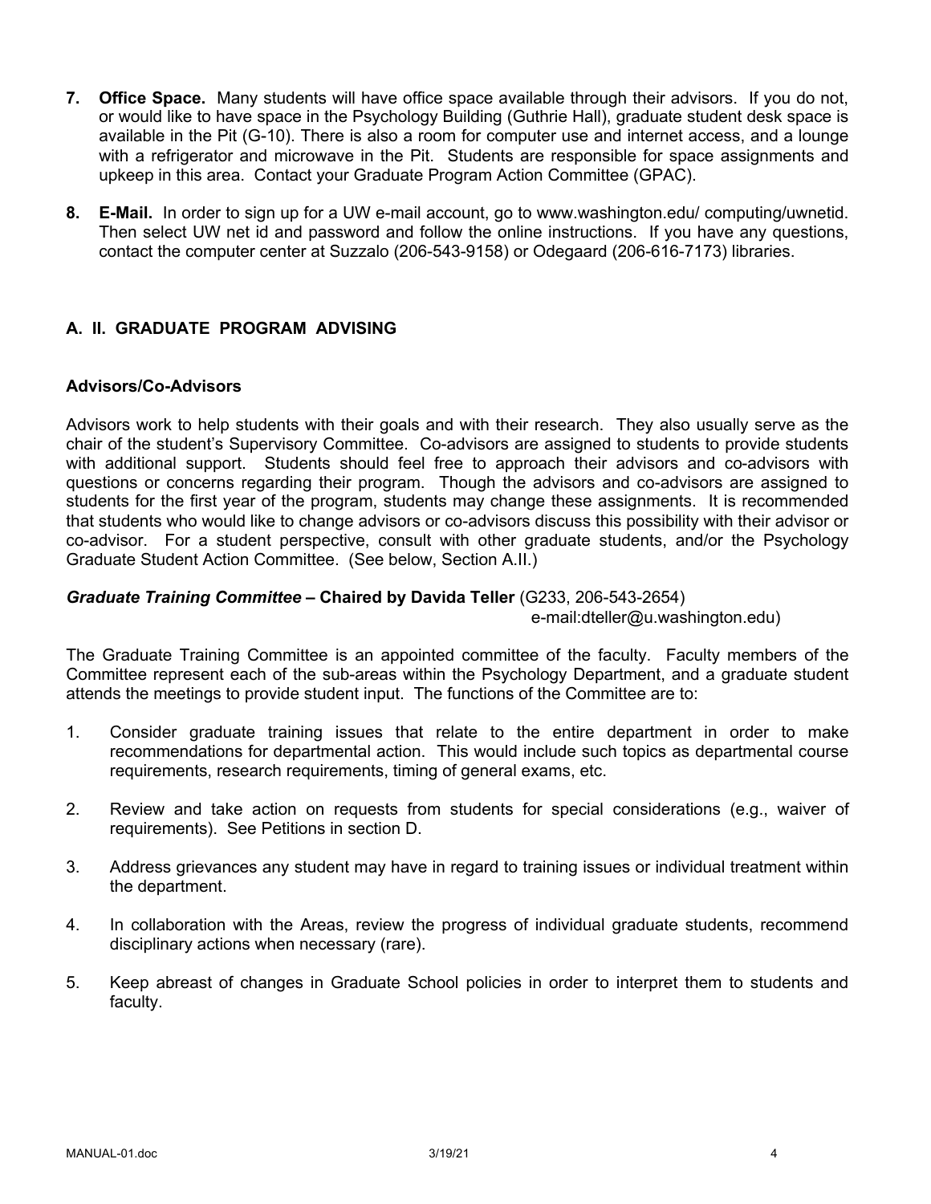7. **Office Space.** Many students will have office space available through their advisors. If you do not, or would like to have space in the Psychology Building (Guthrie Hall), graduate student desk space is available in the Pit (G-10). There is also a room for computer use and internet access, and a lounge with a refrigerator and microwave in the Pit. Students are responsible for space assignments and upkeep in this area. Contact your Graduate Program Action Committee (GPAC).

8. **E-Mail.** In order to sign up for a UW e-mail account, go to www.washington.edu/ computing/uwnetid. Then select UW net id and password and follow the online instructions. If you have any questions, contact the computer center at Suzzalo (206-543-9158) or Odegaard (206-616-7173) libraries.

## A. II. GRADUATE PROGRAM ADVISING

### Advisors/Co-Advisors

Advisors work to help students with their goals and with their research. They also usually serve as the chair of the student's Supervisory Committee. Co-advisors are assigned to students to provide students with additional support. Students should feel free to approach their advisors and co-advisors with questions or concerns regarding their program. Though the advisors and co-advisors are assigned to students for the first year of the program, students may change these assignments. It is recommended that students who would like to change advisors or co-advisors discuss this possibility with their advisor or co-advisor. For a student perspective, consult with other graduate students, and/or the Psychology Graduate Student Action Committee. (See below, Section A.II.)

***Graduate Training Committee* – Chaired by Davida Teller** (G233, 206-543-2654)
e-mail:dteller@u.washington.edu)

The Graduate Training Committee is an appointed committee of the faculty. Faculty members of the Committee represent each of the sub-areas within the Psychology Department, and a graduate student attends the meetings to provide student input. The functions of the Committee are to:

1. Consider graduate training issues that relate to the entire department in order to make recommendations for departmental action. This would include such topics as departmental course requirements, research requirements, timing of general exams, etc.

2. Review and take action on requests from students for special considerations (e.g., waiver of requirements). See Petitions in section D.

3. Address grievances any student may have in regard to training issues or individual treatment within the department.

4. In collaboration with the Areas, review the progress of individual graduate students, recommend disciplinary actions when necessary (rare).

5. Keep abreast of changes in Graduate School policies in order to interpret them to students and faculty.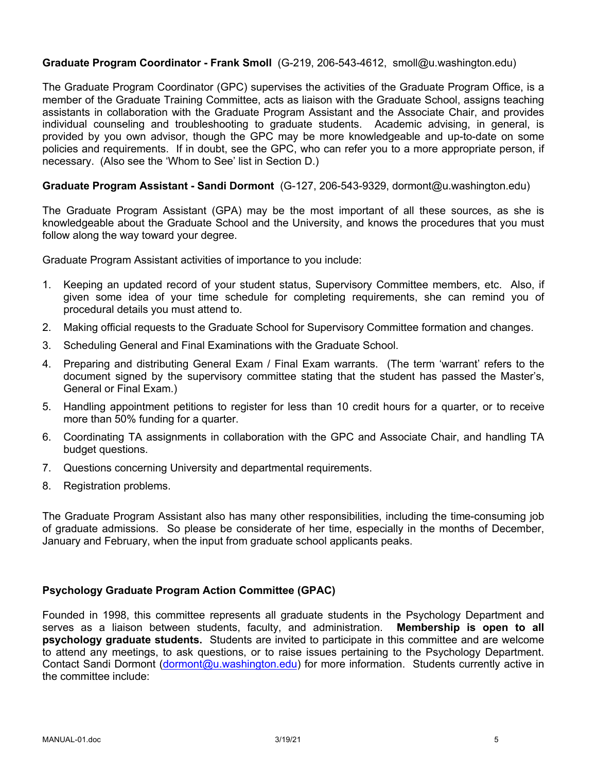**Graduate Program Coordinator - Frank Smoll** (G-219, 206-543-4612, smoll@u.washington.edu)

The Graduate Program Coordinator (GPC) supervises the activities of the Graduate Program Office, is a member of the Graduate Training Committee, acts as liaison with the Graduate School, assigns teaching assistants in collaboration with the Graduate Program Assistant and the Associate Chair, and provides individual counseling and troubleshooting to graduate students. Academic advising, in general, is provided by you own advisor, though the GPC may be more knowledgeable and up-to-date on some policies and requirements. If in doubt, see the GPC, who can refer you to a more appropriate person, if necessary. (Also see the 'Whom to See' list in Section D.)

**Graduate Program Assistant - Sandi Dormont** (G-127, 206-543-9329, dormont@u.washington.edu)

The Graduate Program Assistant (GPA) may be the most important of all these sources, as she is knowledgeable about the Graduate School and the University, and knows the procedures that you must follow along the way toward your degree.

Graduate Program Assistant activities of importance to you include:

1. Keeping an updated record of your student status, Supervisory Committee members, etc. Also, if given some idea of your time schedule for completing requirements, she can remind you of procedural details you must attend to.
2. Making official requests to the Graduate School for Supervisory Committee formation and changes.
3. Scheduling General and Final Examinations with the Graduate School.
4. Preparing and distributing General Exam / Final Exam warrants. (The term 'warrant' refers to the document signed by the supervisory committee stating that the student has passed the Master's, General or Final Exam.)
5. Handling appointment petitions to register for less than 10 credit hours for a quarter, or to receive more than 50% funding for a quarter.
6. Coordinating TA assignments in collaboration with the GPC and Associate Chair, and handling TA budget questions.
7. Questions concerning University and departmental requirements.
8. Registration problems.

The Graduate Program Assistant also has many other responsibilities, including the time-consuming job of graduate admissions. So please be considerate of her time, especially in the months of December, January and February, when the input from graduate school applicants peaks.

**Psychology Graduate Program Action Committee (GPAC)**

Founded in 1998, this committee represents all graduate students in the Psychology Department and serves as a liaison between students, faculty, and administration. **Membership is open to all psychology graduate students.** Students are invited to participate in this committee and are welcome to attend any meetings, to ask questions, or to raise issues pertaining to the Psychology Department. Contact Sandi Dormont (dormont@u.washington.edu) for more information. Students currently active in the committee include: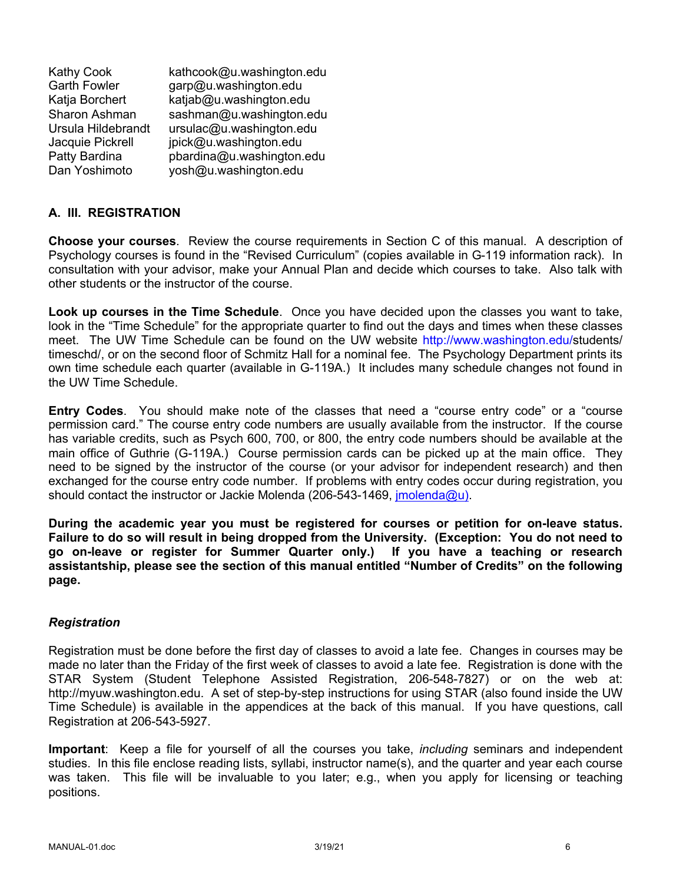| | |
|---|---|
| Kathy Cook | kathcook@u.washington.edu |
| Garth Fowler | garp@u.washington.edu |
| Katja Borchert | katjab@u.washington.edu |
| Sharon Ashman | sashman@u.washington.edu |
| Ursula Hildebrandt | ursulac@u.washington.edu |
| Jacquie Pickrell | jpick@u.washington.edu |
| Patty Bardina | pbardina@u.washington.edu |
| Dan Yoshimoto | yosh@u.washington.edu |

## A. III. REGISTRATION

**Choose your courses**. Review the course requirements in Section C of this manual. A description of Psychology courses is found in the "Revised Curriculum" (copies available in G-119 information rack). In consultation with your advisor, make your Annual Plan and decide which courses to take. Also talk with other students or the instructor of the course.

**Look up courses in the Time Schedule**. Once you have decided upon the classes you want to take, look in the "Time Schedule" for the appropriate quarter to find out the days and times when these classes meet. The UW Time Schedule can be found on the UW website http://www.washington.edu/students/timeschd/, or on the second floor of Schmitz Hall for a nominal fee. The Psychology Department prints its own time schedule each quarter (available in G-119A.) It includes many schedule changes not found in the UW Time Schedule.

**Entry Codes**. You should make note of the classes that need a "course entry code" or a "course permission card." The course entry code numbers are usually available from the instructor. If the course has variable credits, such as Psych 600, 700, or 800, the entry code numbers should be available at the main office of Guthrie (G-119A.) Course permission cards can be picked up at the main office. They need to be signed by the instructor of the course (or your advisor for independent research) and then exchanged for the course entry code number. If problems with entry codes occur during registration, you should contact the instructor or Jackie Molenda (206-543-1469, jmolenda@u).

**During the academic year you must be registered for courses or petition for on-leave status. Failure to do so will result in being dropped from the University. (Exception: You do not need to go on-leave or register for Summer Quarter only.) If you have a teaching or research assistantship, please see the section of this manual entitled "Number of Credits" on the following page.**

### *Registration*

Registration must be done before the first day of classes to avoid a late fee. Changes in courses may be made no later than the Friday of the first week of classes to avoid a late fee. Registration is done with the STAR System (Student Telephone Assisted Registration, 206-548-7827) or on the web at: http://myuw.washington.edu. A set of step-by-step instructions for using STAR (also found inside the UW Time Schedule) is available in the appendices at the back of this manual. If you have questions, call Registration at 206-543-5927.

**Important**: Keep a file for yourself of all the courses you take, *including* seminars and independent studies. In this file enclose reading lists, syllabi, instructor name(s), and the quarter and year each course was taken. This file will be invaluable to you later; e.g., when you apply for licensing or teaching positions.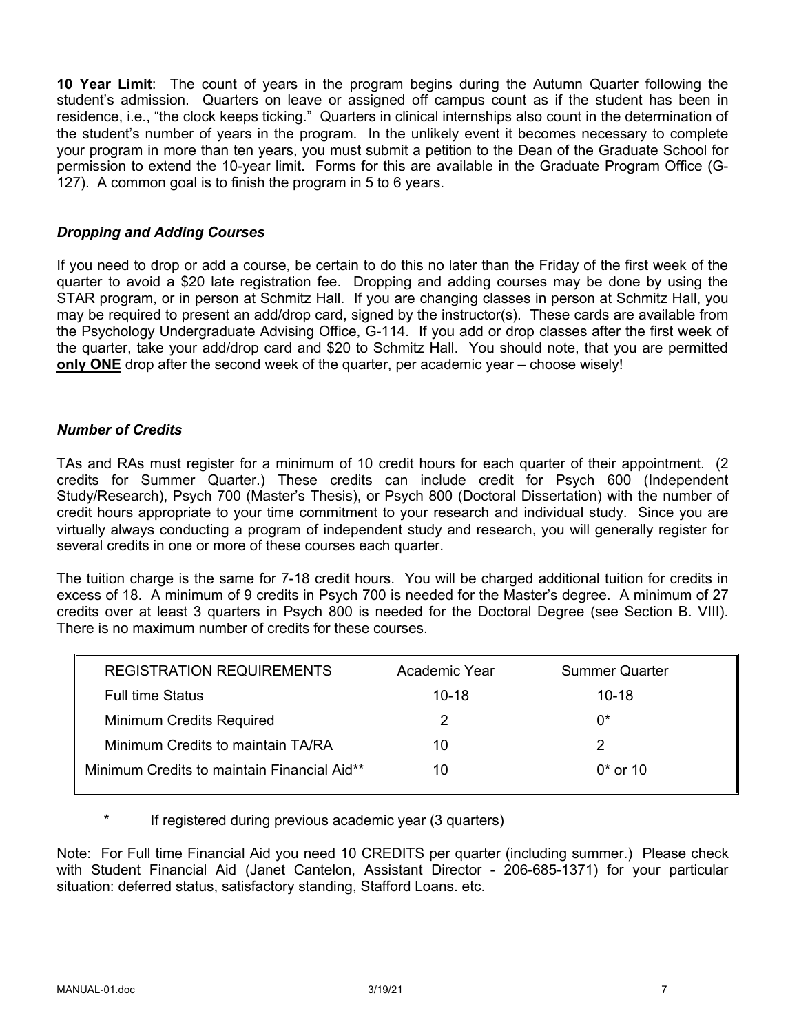**10 Year Limit**: The count of years in the program begins during the Autumn Quarter following the student's admission. Quarters on leave or assigned off campus count as if the student has been in residence, i.e., "the clock keeps ticking." Quarters in clinical internships also count in the determination of the student's number of years in the program. In the unlikely event it becomes necessary to complete your program in more than ten years, you must submit a petition to the Dean of the Graduate School for permission to extend the 10-year limit. Forms for this are available in the Graduate Program Office (G-127). A common goal is to finish the program in 5 to 6 years.

### *Dropping and Adding Courses*

If you need to drop or add a course, be certain to do this no later than the Friday of the first week of the quarter to avoid a $20 late registration fee. Dropping and adding courses may be done by using the STAR program, or in person at Schmitz Hall. If you are changing classes in person at Schmitz Hall, you may be required to present an add/drop card, signed by the instructor(s). These cards are available from the Psychology Undergraduate Advising Office, G-114. If you add or drop classes after the first week of the quarter, take your add/drop card and $20 to Schmitz Hall. You should note, that you are permitted **only ONE** drop after the second week of the quarter, per academic year – choose wisely!

### *Number of Credits*

TAs and RAs must register for a minimum of 10 credit hours for each quarter of their appointment. (2 credits for Summer Quarter.) These credits can include credit for Psych 600 (Independent Study/Research), Psych 700 (Master's Thesis), or Psych 800 (Doctoral Dissertation) with the number of credit hours appropriate to your time commitment to your research and individual study. Since you are virtually always conducting a program of independent study and research, you will generally register for several credits in one or more of these courses each quarter.

The tuition charge is the same for 7-18 credit hours. You will be charged additional tuition for credits in excess of 18. A minimum of 9 credits in Psych 700 is needed for the Master's degree. A minimum of 27 credits over at least 3 quarters in Psych 800 is needed for the Doctoral Degree (see Section B. VIII). There is no maximum number of credits for these courses.

| REGISTRATION REQUIREMENTS | Academic Year | Summer Quarter |
|---|---|---|
| Full time Status | 10-18 | 10-18 |
| Minimum Credits Required | 2 | 0* |
| Minimum Credits to maintain TA/RA | 10 | 2 |
| Minimum Credits to maintain Financial Aid** | 10 | 0* or 10 |

\* If registered during previous academic year (3 quarters)

Note: For Full time Financial Aid you need 10 CREDITS per quarter (including summer.) Please check with Student Financial Aid (Janet Cantelon, Assistant Director - 206-685-1371) for your particular situation: deferred status, satisfactory standing, Stafford Loans. etc.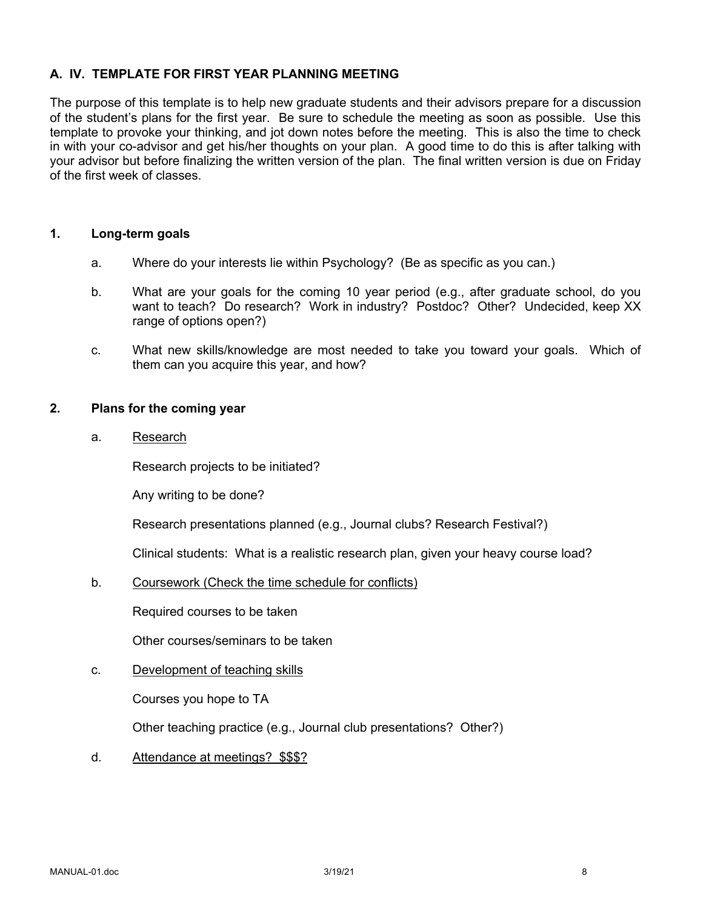## A. IV. TEMPLATE FOR FIRST YEAR PLANNING MEETING

The purpose of this template is to help new graduate students and their advisors prepare for a discussion of the student's plans for the first year. Be sure to schedule the meeting as soon as possible. Use this template to provoke your thinking, and jot down notes before the meeting. This is also the time to check in with your co-advisor and get his/her thoughts on your plan. A good time to do this is after talking with your advisor but before finalizing the written version of the plan. The final written version is due on Friday of the first week of classes.

### 1. Long-term goals

a. Where do your interests lie within Psychology? (Be as specific as you can.)

b. What are your goals for the coming 10 year period (e.g., after graduate school, do you want to teach? Do research? Work in industry? Postdoc? Other? Undecided, keep XX range of options open?)

c. What new skills/knowledge are most needed to take you toward your goals. Which of them can you acquire this year, and how?

### 2. Plans for the coming year

a. <u>Research</u>

Research projects to be initiated?

Any writing to be done?

Research presentations planned (e.g., Journal clubs? Research Festival?)

Clinical students: What is a realistic research plan, given your heavy course load?

b. <u>Coursework (Check the time schedule for conflicts)</u>

Required courses to be taken

Other courses/seminars to be taken

c. <u>Development of teaching skills</u>

Courses you hope to TA

Other teaching practice (e.g., Journal club presentations? Other?)

d. <u>Attendance at meetings? $$$?</u>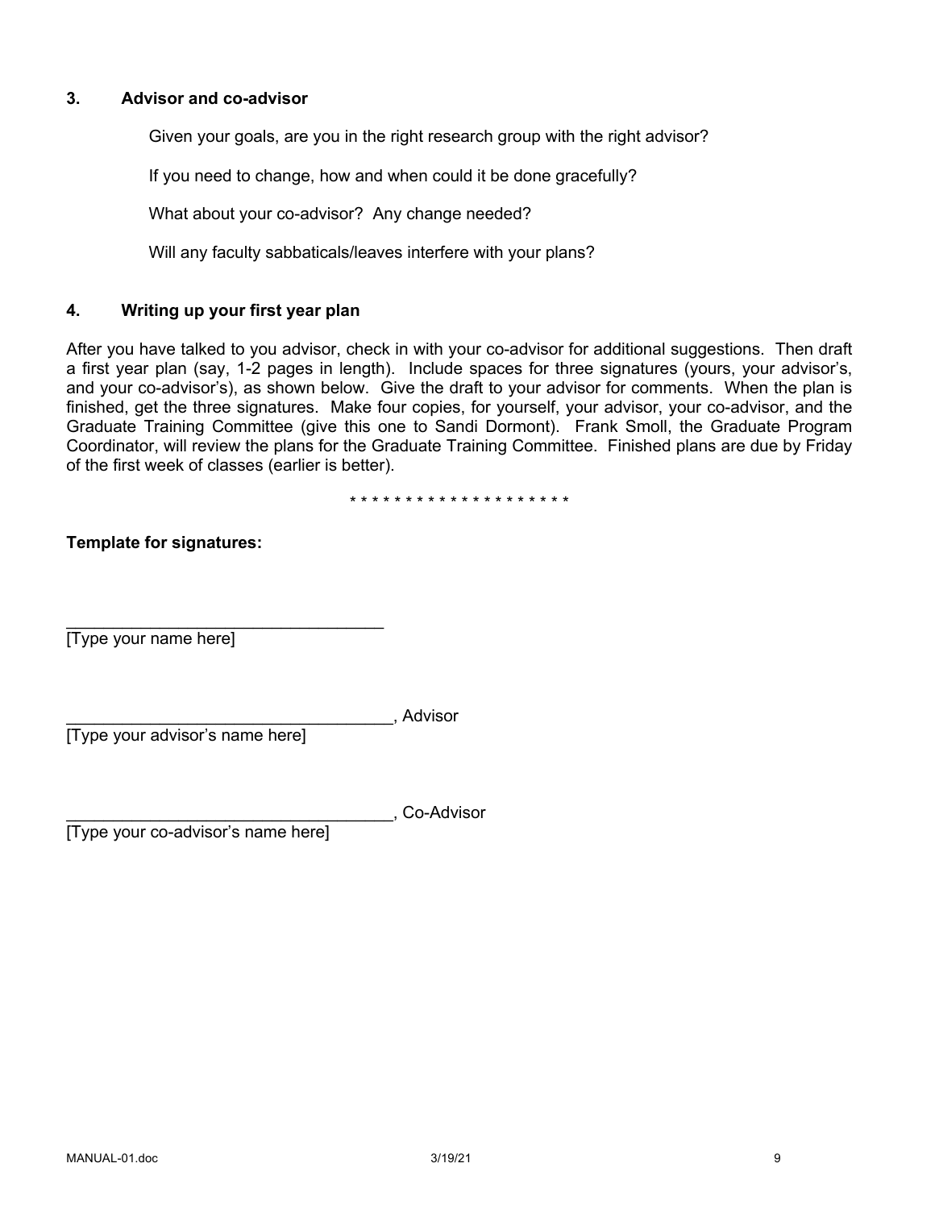### 3. Advisor and co-advisor

Given your goals, are you in the right research group with the right advisor?

If you need to change, how and when could it be done gracefully?

What about your co-advisor? Any change needed?

Will any faculty sabbaticals/leaves interfere with your plans?

### 4. Writing up your first year plan

After you have talked to you advisor, check in with your co-advisor for additional suggestions. Then draft a first year plan (say, 1-2 pages in length). Include spaces for three signatures (yours, your advisor's, and your co-advisor's), as shown below. Give the draft to your advisor for comments. When the plan is finished, get the three signatures. Make four copies, for yourself, your advisor, your co-advisor, and the Graduate Training Committee (give this one to Sandi Dormont). Frank Smoll, the Graduate Program Coordinator, will review the plans for the Graduate Training Committee. Finished plans are due by Friday of the first week of classes (earlier is better).

* * * * * * * * * * * * * * * * * * * *

**Template for signatures:**

\_\_\_\_\_\_\_\_\_\_\_\_\_\_\_\_\_\_\_\_\_\_\_\_\_\_\_\_\_\_\_\_\_\_\_
[Type your name here]

\_\_\_\_\_\_\_\_\_\_\_\_\_\_\_\_\_\_\_\_\_\_\_\_\_\_\_\_\_\_\_\_\_\_\_, Advisor
[Type your advisor's name here]

\_\_\_\_\_\_\_\_\_\_\_\_\_\_\_\_\_\_\_\_\_\_\_\_\_\_\_\_\_\_\_\_\_\_\_, Co-Advisor
[Type your co-advisor's name here]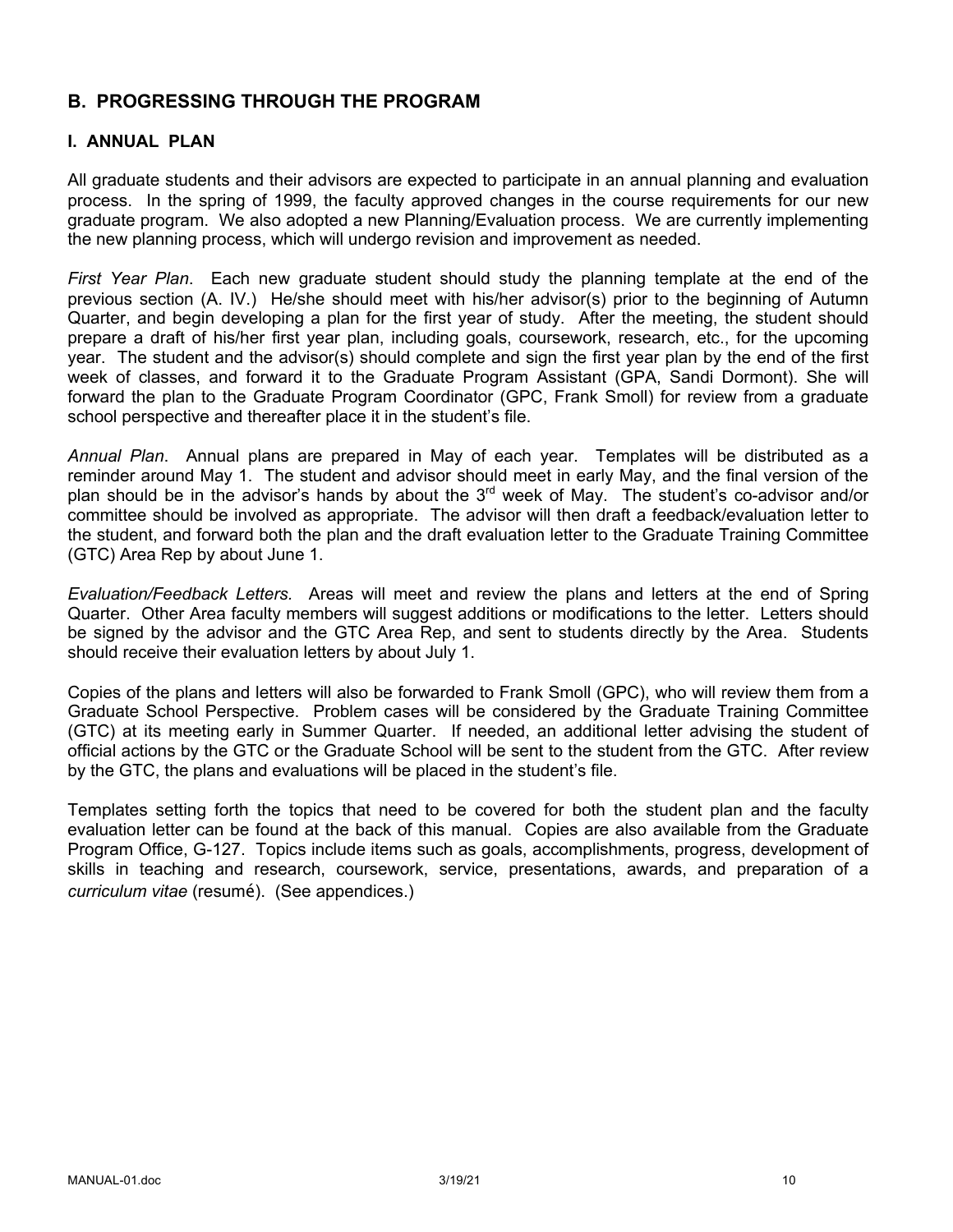## B. PROGRESSING THROUGH THE PROGRAM

### I. ANNUAL PLAN

All graduate students and their advisors are expected to participate in an annual planning and evaluation process. In the spring of 1999, the faculty approved changes in the course requirements for our new graduate program. We also adopted a new Planning/Evaluation process. We are currently implementing the new planning process, which will undergo revision and improvement as needed.

*First Year Plan*. Each new graduate student should study the planning template at the end of the previous section (A. IV.) He/she should meet with his/her advisor(s) prior to the beginning of Autumn Quarter, and begin developing a plan for the first year of study. After the meeting, the student should prepare a draft of his/her first year plan, including goals, coursework, research, etc., for the upcoming year. The student and the advisor(s) should complete and sign the first year plan by the end of the first week of classes, and forward it to the Graduate Program Assistant (GPA, Sandi Dormont). She will forward the plan to the Graduate Program Coordinator (GPC, Frank Smoll) for review from a graduate school perspective and thereafter place it in the student's file.

*Annual Plan*. Annual plans are prepared in May of each year. Templates will be distributed as a reminder around May 1. The student and advisor should meet in early May, and the final version of the plan should be in the advisor's hands by about the 3rd week of May. The student's co-advisor and/or committee should be involved as appropriate. The advisor will then draft a feedback/evaluation letter to the student, and forward both the plan and the draft evaluation letter to the Graduate Training Committee (GTC) Area Rep by about June 1.

*Evaluation/Feedback Letters.* Areas will meet and review the plans and letters at the end of Spring Quarter. Other Area faculty members will suggest additions or modifications to the letter. Letters should be signed by the advisor and the GTC Area Rep, and sent to students directly by the Area. Students should receive their evaluation letters by about July 1.

Copies of the plans and letters will also be forwarded to Frank Smoll (GPC), who will review them from a Graduate School Perspective. Problem cases will be considered by the Graduate Training Committee (GTC) at its meeting early in Summer Quarter. If needed, an additional letter advising the student of official actions by the GTC or the Graduate School will be sent to the student from the GTC. After review by the GTC, the plans and evaluations will be placed in the student's file.

Templates setting forth the topics that need to be covered for both the student plan and the faculty evaluation letter can be found at the back of this manual. Copies are also available from the Graduate Program Office, G-127. Topics include items such as goals, accomplishments, progress, development of skills in teaching and research, coursework, service, presentations, awards, and preparation of a *curriculum vitae* (resumé). (See appendices.)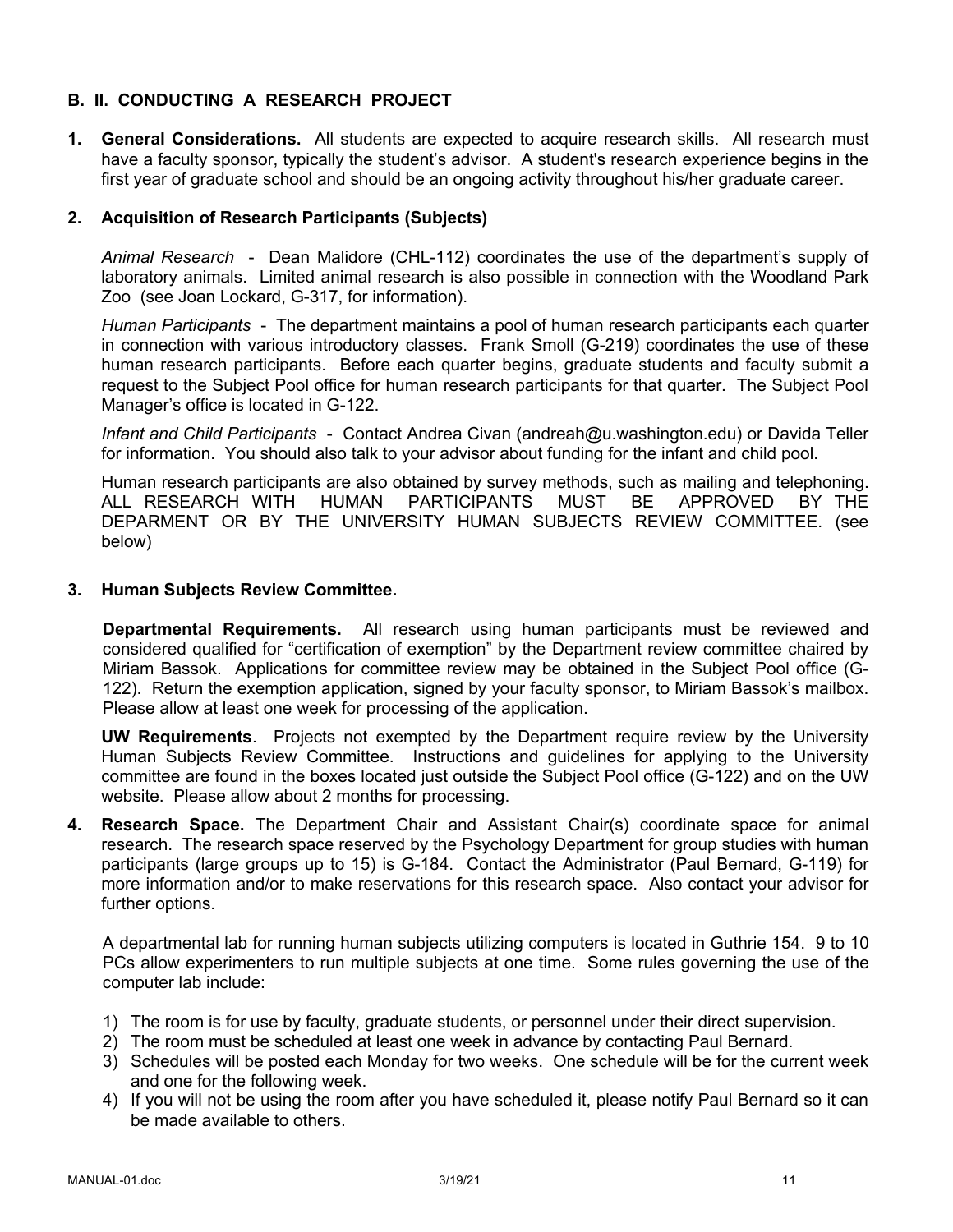## B. II. CONDUCTING A RESEARCH PROJECT

1. **General Considerations.** All students are expected to acquire research skills. All research must have a faculty sponsor, typically the student's advisor. A student's research experience begins in the first year of graduate school and should be an ongoing activity throughout his/her graduate career.

2. **Acquisition of Research Participants (Subjects)**

   *Animal Research* - Dean Malidore (CHL-112) coordinates the use of the department's supply of laboratory animals. Limited animal research is also possible in connection with the Woodland Park Zoo (see Joan Lockard, G-317, for information).

   *Human Participants* - The department maintains a pool of human research participants each quarter in connection with various introductory classes. Frank Smoll (G-219) coordinates the use of these human research participants. Before each quarter begins, graduate students and faculty submit a request to the Subject Pool office for human research participants for that quarter. The Subject Pool Manager's office is located in G-122.

   *Infant and Child Participants* - Contact Andrea Civan (andreah@u.washington.edu) or Davida Teller for information. You should also talk to your advisor about funding for the infant and child pool.

   Human research participants are also obtained by survey methods, such as mailing and telephoning. ALL RESEARCH WITH HUMAN PARTICIPANTS MUST BE APPROVED BY THE DEPARMENT OR BY THE UNIVERSITY HUMAN SUBJECTS REVIEW COMMITTEE. (see below)

3. **Human Subjects Review Committee.**

   **Departmental Requirements.** All research using human participants must be reviewed and considered qualified for "certification of exemption" by the Department review committee chaired by Miriam Bassok. Applications for committee review may be obtained in the Subject Pool office (G-122). Return the exemption application, signed by your faculty sponsor, to Miriam Bassok's mailbox. Please allow at least one week for processing of the application.

   **UW Requirements**. Projects not exempted by the Department require review by the University Human Subjects Review Committee. Instructions and guidelines for applying to the University committee are found in the boxes located just outside the Subject Pool office (G-122) and on the UW website. Please allow about 2 months for processing.

4. **Research Space.** The Department Chair and Assistant Chair(s) coordinate space for animal research. The research space reserved by the Psychology Department for group studies with human participants (large groups up to 15) is G-184. Contact the Administrator (Paul Bernard, G-119) for more information and/or to make reservations for this research space. Also contact your advisor for further options.

   A departmental lab for running human subjects utilizing computers is located in Guthrie 154. 9 to 10 PCs allow experimenters to run multiple subjects at one time. Some rules governing the use of the computer lab include:

   1) The room is for use by faculty, graduate students, or personnel under their direct supervision.
   2) The room must be scheduled at least one week in advance by contacting Paul Bernard.
   3) Schedules will be posted each Monday for two weeks. One schedule will be for the current week and one for the following week.
   4) If you will not be using the room after you have scheduled it, please notify Paul Bernard so it can be made available to others.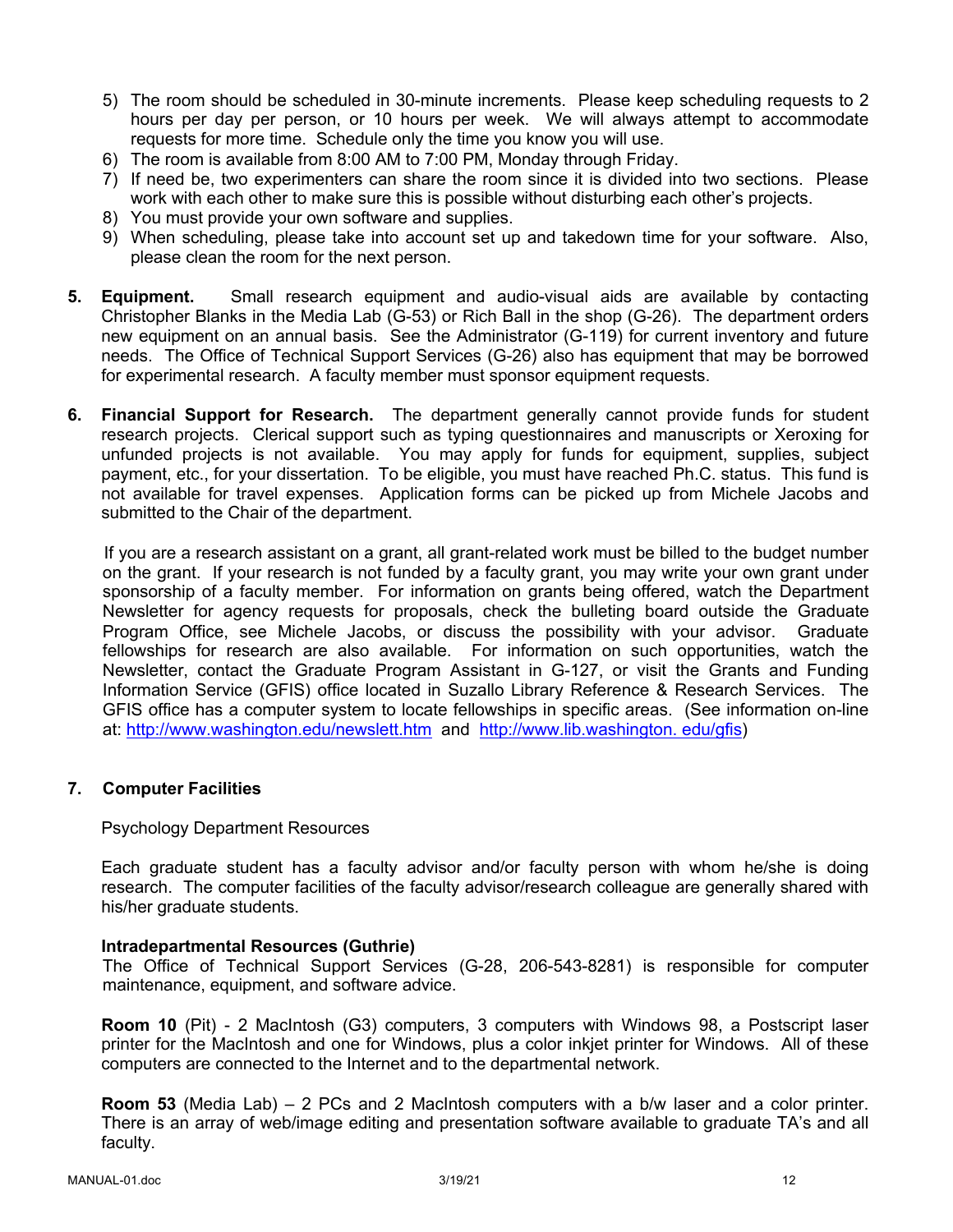5) The room should be scheduled in 30-minute increments. Please keep scheduling requests to 2 hours per day per person, or 10 hours per week. We will always attempt to accommodate requests for more time. Schedule only the time you know you will use.
6) The room is available from 8:00 AM to 7:00 PM, Monday through Friday.
7) If need be, two experimenters can share the room since it is divided into two sections. Please work with each other to make sure this is possible without disturbing each other's projects.
8) You must provide your own software and supplies.
9) When scheduling, please take into account set up and takedown time for your software. Also, please clean the room for the next person.

**5. Equipment.** Small research equipment and audio-visual aids are available by contacting Christopher Blanks in the Media Lab (G-53) or Rich Ball in the shop (G-26). The department orders new equipment on an annual basis. See the Administrator (G-119) for current inventory and future needs. The Office of Technical Support Services (G-26) also has equipment that may be borrowed for experimental research. A faculty member must sponsor equipment requests.

**6. Financial Support for Research.** The department generally cannot provide funds for student research projects. Clerical support such as typing questionnaires and manuscripts or Xeroxing for unfunded projects is not available. You may apply for funds for equipment, supplies, subject payment, etc., for your dissertation. To be eligible, you must have reached Ph.C. status. This fund is not available for travel expenses. Application forms can be picked up from Michele Jacobs and submitted to the Chair of the department.

If you are a research assistant on a grant, all grant-related work must be billed to the budget number on the grant. If your research is not funded by a faculty grant, you may write your own grant under sponsorship of a faculty member. For information on grants being offered, watch the Department Newsletter for agency requests for proposals, check the bulleting board outside the Graduate Program Office, see Michele Jacobs, or discuss the possibility with your advisor. Graduate fellowships for research are also available. For information on such opportunities, watch the Newsletter, contact the Graduate Program Assistant in G-127, or visit the Grants and Funding Information Service (GFIS) office located in Suzallo Library Reference & Research Services. The GFIS office has a computer system to locate fellowships in specific areas. (See information on-line at: http://www.washington.edu/newslett.htm and http://www.lib.washington. edu/gfis)

**7. Computer Facilities**

Psychology Department Resources

Each graduate student has a faculty advisor and/or faculty person with whom he/she is doing research. The computer facilities of the faculty advisor/research colleague are generally shared with his/her graduate students.

**Intradepartmental Resources (Guthrie)**

The Office of Technical Support Services (G-28, 206-543-8281) is responsible for computer maintenance, equipment, and software advice.

**Room 10** (Pit) - 2 MacIntosh (G3) computers, 3 computers with Windows 98, a Postscript laser printer for the MacIntosh and one for Windows, plus a color inkjet printer for Windows. All of these computers are connected to the Internet and to the departmental network.

**Room 53** (Media Lab) – 2 PCs and 2 MacIntosh computers with a b/w laser and a color printer. There is an array of web/image editing and presentation software available to graduate TA's and all faculty.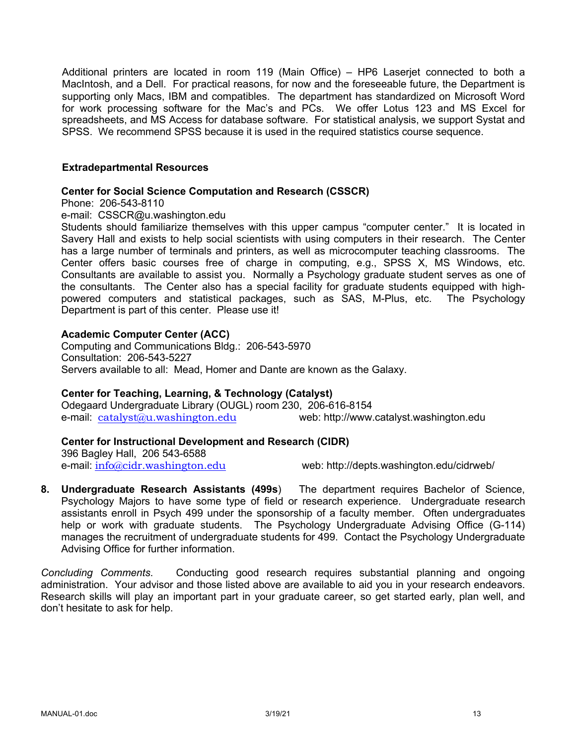Additional printers are located in room 119 (Main Office) – HP6 Laserjet connected to both a MacIntosh, and a Dell. For practical reasons, for now and the foreseeable future, the Department is supporting only Macs, IBM and compatibles. The department has standardized on Microsoft Word for work processing software for the Mac's and PCs. We offer Lotus 123 and MS Excel for spreadsheets, and MS Access for database software. For statistical analysis, we support Systat and SPSS. We recommend SPSS because it is used in the required statistics course sequence.

### Extradepartmental Resources

**Center for Social Science Computation and Research (CSSCR)**
Phone: 206-543-8110
e-mail: CSSCR@u.washington.edu
Students should familiarize themselves with this upper campus "computer center." It is located in Savery Hall and exists to help social scientists with using computers in their research. The Center has a large number of terminals and printers, as well as microcomputer teaching classrooms. The Center offers basic courses free of charge in computing, e.g., SPSS X, MS Windows, etc. Consultants are available to assist you. Normally a Psychology graduate student serves as one of the consultants. The Center also has a special facility for graduate students equipped with high-powered computers and statistical packages, such as SAS, M-Plus, etc. The Psychology Department is part of this center. Please use it!

**Academic Computer Center (ACC)**
Computing and Communications Bldg.: 206-543-5970
Consultation: 206-543-5227
Servers available to all: Mead, Homer and Dante are known as the Galaxy.

**Center for Teaching, Learning, & Technology (Catalyst)**
Odegaard Undergraduate Library (OUGL) room 230, 206-616-8154
e-mail: catalyst@u.washington.edu web: http://www.catalyst.washington.edu

**Center for Instructional Development and Research (CIDR)**
396 Bagley Hall, 206 543-6588
e-mail: info@cidr.washington.edu web: http://depts.washington.edu/cidrweb/

8. **Undergraduate Research Assistants (499s**) The department requires Bachelor of Science, Psychology Majors to have some type of field or research experience. Undergraduate research assistants enroll in Psych 499 under the sponsorship of a faculty member. Often undergraduates help or work with graduate students. The Psychology Undergraduate Advising Office (G-114) manages the recruitment of undergraduate students for 499. Contact the Psychology Undergraduate Advising Office for further information.

*Concluding Comments*. Conducting good research requires substantial planning and ongoing administration. Your advisor and those listed above are available to aid you in your research endeavors. Research skills will play an important part in your graduate career, so get started early, plan well, and don't hesitate to ask for help.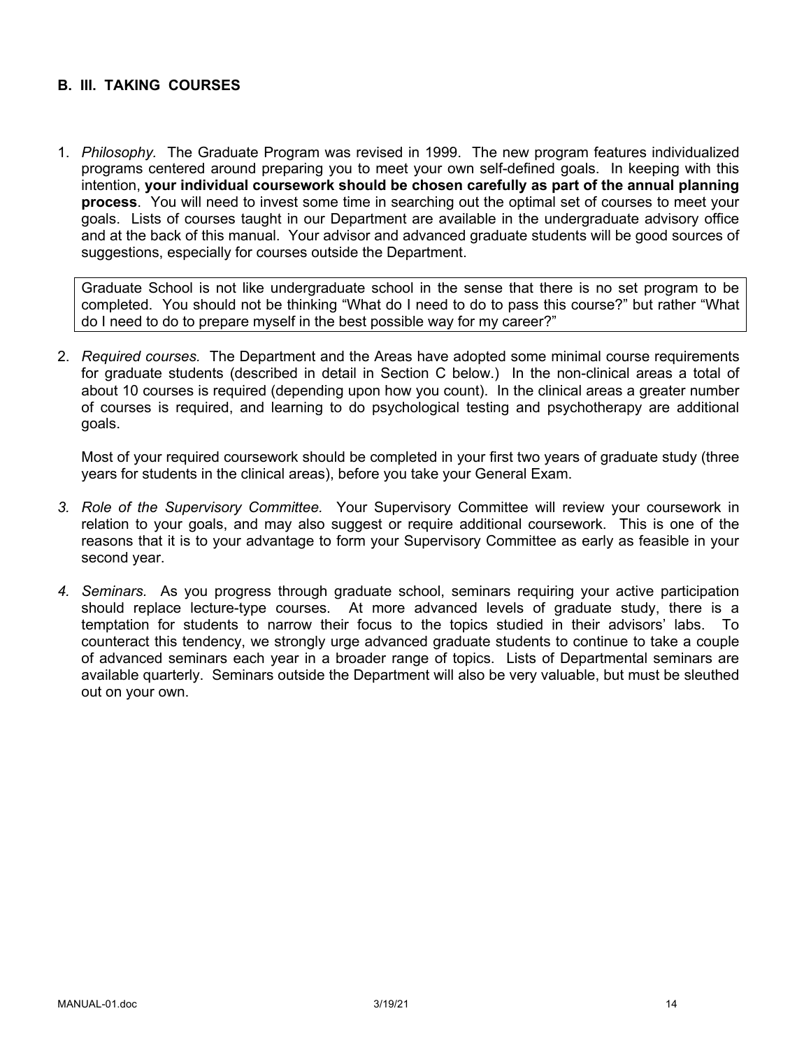## B. III. TAKING COURSES

1. *Philosophy.* The Graduate Program was revised in 1999. The new program features individualized programs centered around preparing you to meet your own self-defined goals. In keeping with this intention, **your individual coursework should be chosen carefully as part of the annual planning process**. You will need to invest some time in searching out the optimal set of courses to meet your goals. Lists of courses taught in our Department are available in the undergraduate advisory office and at the back of this manual. Your advisor and advanced graduate students will be good sources of suggestions, especially for courses outside the Department.

   > Graduate School is not like undergraduate school in the sense that there is no set program to be completed. You should not be thinking "What do I need to do to pass this course?" but rather "What do I need to do to prepare myself in the best possible way for my career?"

2. *Required courses.* The Department and the Areas have adopted some minimal course requirements for graduate students (described in detail in Section C below.) In the non-clinical areas a total of about 10 courses is required (depending upon how you count). In the clinical areas a greater number of courses is required, and learning to do psychological testing and psychotherapy are additional goals.

   Most of your required coursework should be completed in your first two years of graduate study (three years for students in the clinical areas), before you take your General Exam.

3. *Role of the Supervisory Committee.* Your Supervisory Committee will review your coursework in relation to your goals, and may also suggest or require additional coursework. This is one of the reasons that it is to your advantage to form your Supervisory Committee as early as feasible in your second year.

4. *Seminars.* As you progress through graduate school, seminars requiring your active participation should replace lecture-type courses. At more advanced levels of graduate study, there is a temptation for students to narrow their focus to the topics studied in their advisors' labs. To counteract this tendency, we strongly urge advanced graduate students to continue to take a couple of advanced seminars each year in a broader range of topics. Lists of Departmental seminars are available quarterly. Seminars outside the Department will also be very valuable, but must be sleuthed out on your own.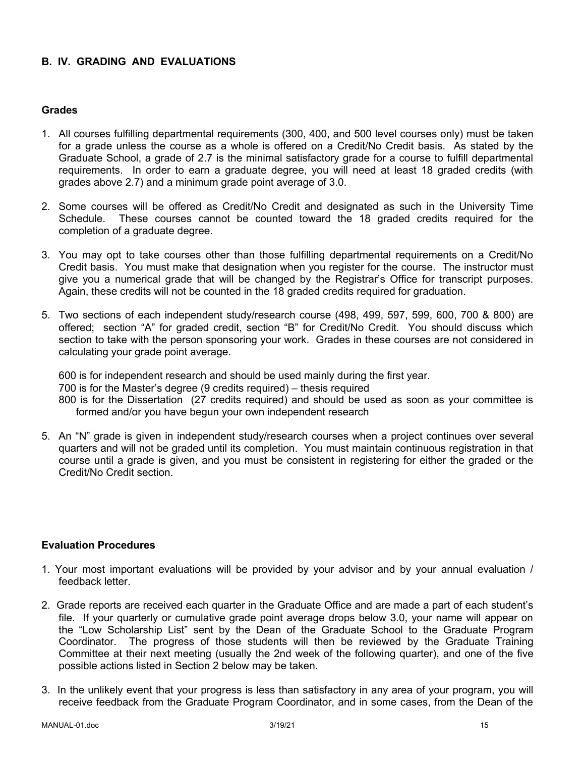## B. IV. GRADING AND EVALUATIONS

### Grades

1. All courses fulfilling departmental requirements (300, 400, and 500 level courses only) must be taken for a grade unless the course as a whole is offered on a Credit/No Credit basis. As stated by the Graduate School, a grade of 2.7 is the minimal satisfactory grade for a course to fulfill departmental requirements. In order to earn a graduate degree, you will need at least 18 graded credits (with grades above 2.7) and a minimum grade point average of 3.0.

2. Some courses will be offered as Credit/No Credit and designated as such in the University Time Schedule. These courses cannot be counted toward the 18 graded credits required for the completion of a graduate degree.

3. You may opt to take courses other than those fulfilling departmental requirements on a Credit/No Credit basis. You must make that designation when you register for the course. The instructor must give you a numerical grade that will be changed by the Registrar's Office for transcript purposes. Again, these credits will not be counted in the 18 graded credits required for graduation.

5. Two sections of each independent study/research course (498, 499, 597, 599, 600, 700 & 800) are offered; section "A" for graded credit, section "B" for Credit/No Credit. You should discuss which section to take with the person sponsoring your work. Grades in these courses are not considered in calculating your grade point average.

   600 is for independent research and should be used mainly during the first year.
   700 is for the Master's degree (9 credits required) – thesis required
   800 is for the Dissertation (27 credits required) and should be used as soon as your committee is formed and/or you have begun your own independent research

5. An "N" grade is given in independent study/research courses when a project continues over several quarters and will not be graded until its completion. You must maintain continuous registration in that course until a grade is given, and you must be consistent in registering for either the graded or the Credit/No Credit section.

### Evaluation Procedures

1. Your most important evaluations will be provided by your advisor and by your annual evaluation / feedback letter.

2. Grade reports are received each quarter in the Graduate Office and are made a part of each student's file. If your quarterly or cumulative grade point average drops below 3.0, your name will appear on the "Low Scholarship List" sent by the Dean of the Graduate School to the Graduate Program Coordinator. The progress of those students will then be reviewed by the Graduate Training Committee at their next meeting (usually the 2nd week of the following quarter), and one of the five possible actions listed in Section 2 below may be taken.

3. In the unlikely event that your progress is less than satisfactory in any area of your program, you will receive feedback from the Graduate Program Coordinator, and in some cases, from the Dean of the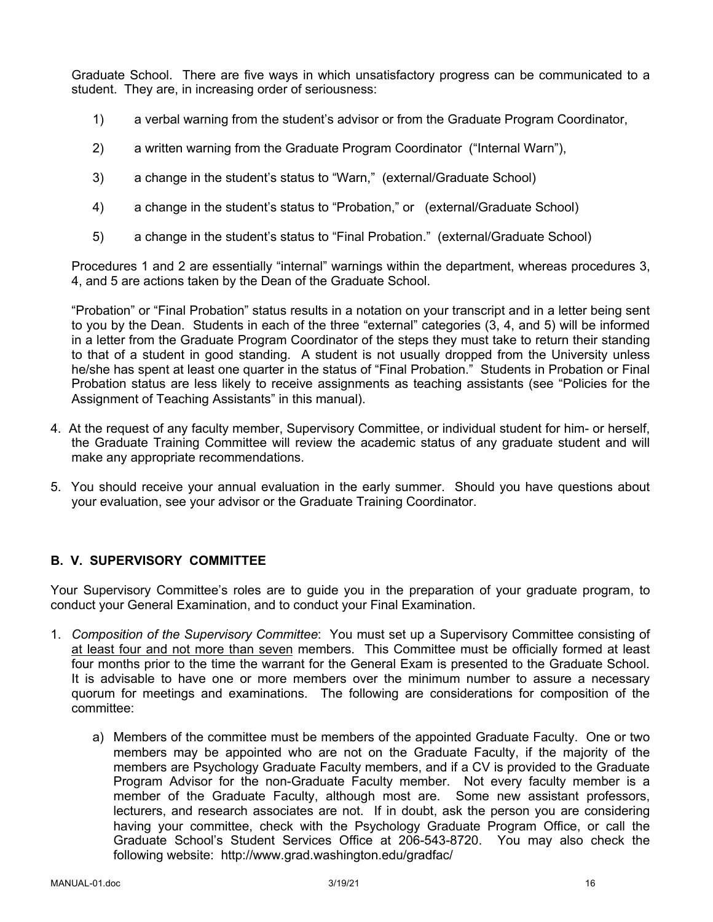Graduate School. There are five ways in which unsatisfactory progress can be communicated to a student. They are, in increasing order of seriousness:

1) a verbal warning from the student's advisor or from the Graduate Program Coordinator,

2) a written warning from the Graduate Program Coordinator ("Internal Warn"),

3) a change in the student's status to "Warn," (external/Graduate School)

4) a change in the student's status to "Probation," or (external/Graduate School)

5) a change in the student's status to "Final Probation." (external/Graduate School)

Procedures 1 and 2 are essentially "internal" warnings within the department, whereas procedures 3, 4, and 5 are actions taken by the Dean of the Graduate School.

"Probation" or "Final Probation" status results in a notation on your transcript and in a letter being sent to you by the Dean. Students in each of the three "external" categories (3, 4, and 5) will be informed in a letter from the Graduate Program Coordinator of the steps they must take to return their standing to that of a student in good standing. A student is not usually dropped from the University unless he/she has spent at least one quarter in the status of "Final Probation." Students in Probation or Final Probation status are less likely to receive assignments as teaching assistants (see "Policies for the Assignment of Teaching Assistants" in this manual).

4. At the request of any faculty member, Supervisory Committee, or individual student for him- or herself, the Graduate Training Committee will review the academic status of any graduate student and will make any appropriate recommendations.

5. You should receive your annual evaluation in the early summer. Should you have questions about your evaluation, see your advisor or the Graduate Training Coordinator.

## B. V. SUPERVISORY COMMITTEE

Your Supervisory Committee's roles are to guide you in the preparation of your graduate program, to conduct your General Examination, and to conduct your Final Examination.

1. *Composition of the Supervisory Committee*: You must set up a Supervisory Committee consisting of at least four and not more than seven members. This Committee must be officially formed at least four months prior to the time the warrant for the General Exam is presented to the Graduate School. It is advisable to have one or more members over the minimum number to assure a necessary quorum for meetings and examinations. The following are considerations for composition of the committee:

   a) Members of the committee must be members of the appointed Graduate Faculty. One or two members may be appointed who are not on the Graduate Faculty, if the majority of the members are Psychology Graduate Faculty members, and if a CV is provided to the Graduate Program Advisor for the non-Graduate Faculty member. Not every faculty member is a member of the Graduate Faculty, although most are. Some new assistant professors, lecturers, and research associates are not. If in doubt, ask the person you are considering having your committee, check with the Psychology Graduate Program Office, or call the Graduate School's Student Services Office at 206-543-8720. You may also check the following website: http://www.grad.washington.edu/gradfac/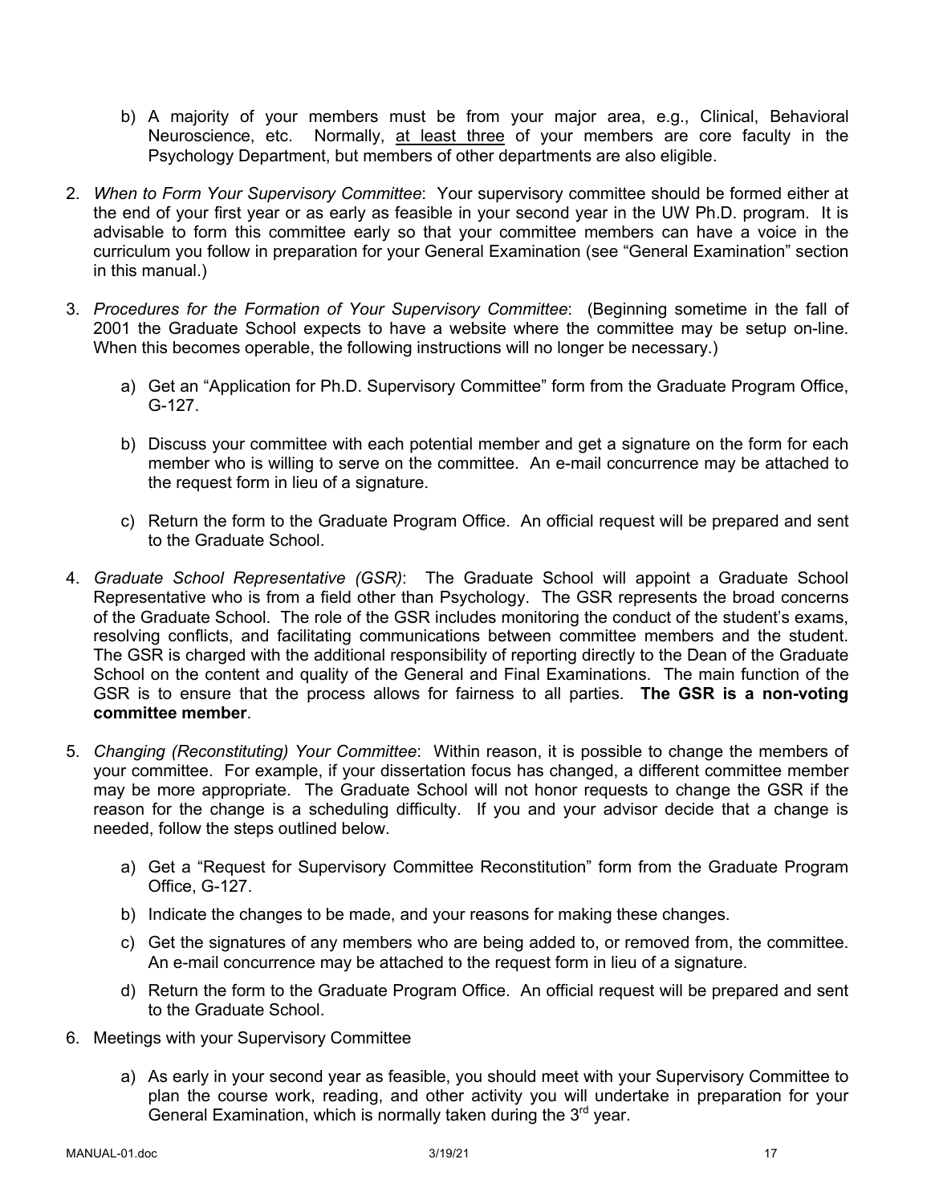b) A majority of your members must be from your major area, e.g., Clinical, Behavioral Neuroscience, etc. Normally, <u>at least three</u> of your members are core faculty in the Psychology Department, but members of other departments are also eligible.

2. *When to Form Your Supervisory Committee*: Your supervisory committee should be formed either at the end of your first year or as early as feasible in your second year in the UW Ph.D. program. It is advisable to form this committee early so that your committee members can have a voice in the curriculum you follow in preparation for your General Examination (see "General Examination" section in this manual.)

3. *Procedures for the Formation of Your Supervisory Committee*: (Beginning sometime in the fall of 2001 the Graduate School expects to have a website where the committee may be setup on-line. When this becomes operable, the following instructions will no longer be necessary.)

   a) Get an "Application for Ph.D. Supervisory Committee" form from the Graduate Program Office, G-127.

   b) Discuss your committee with each potential member and get a signature on the form for each member who is willing to serve on the committee. An e-mail concurrence may be attached to the request form in lieu of a signature.

   c) Return the form to the Graduate Program Office. An official request will be prepared and sent to the Graduate School.

4. *Graduate School Representative (GSR)*: The Graduate School will appoint a Graduate School Representative who is from a field other than Psychology. The GSR represents the broad concerns of the Graduate School. The role of the GSR includes monitoring the conduct of the student's exams, resolving conflicts, and facilitating communications between committee members and the student. The GSR is charged with the additional responsibility of reporting directly to the Dean of the Graduate School on the content and quality of the General and Final Examinations. The main function of the GSR is to ensure that the process allows for fairness to all parties. **The GSR is a non-voting committee member**.

5. *Changing (Reconstituting) Your Committee*: Within reason, it is possible to change the members of your committee. For example, if your dissertation focus has changed, a different committee member may be more appropriate. The Graduate School will not honor requests to change the GSR if the reason for the change is a scheduling difficulty. If you and your advisor decide that a change is needed, follow the steps outlined below.

   a) Get a "Request for Supervisory Committee Reconstitution" form from the Graduate Program Office, G-127.

   b) Indicate the changes to be made, and your reasons for making these changes.

   c) Get the signatures of any members who are being added to, or removed from, the committee. An e-mail concurrence may be attached to the request form in lieu of a signature.

   d) Return the form to the Graduate Program Office. An official request will be prepared and sent to the Graduate School.

6. Meetings with your Supervisory Committee

   a) As early in your second year as feasible, you should meet with your Supervisory Committee to plan the course work, reading, and other activity you will undertake in preparation for your General Examination, which is normally taken during the 3rd year.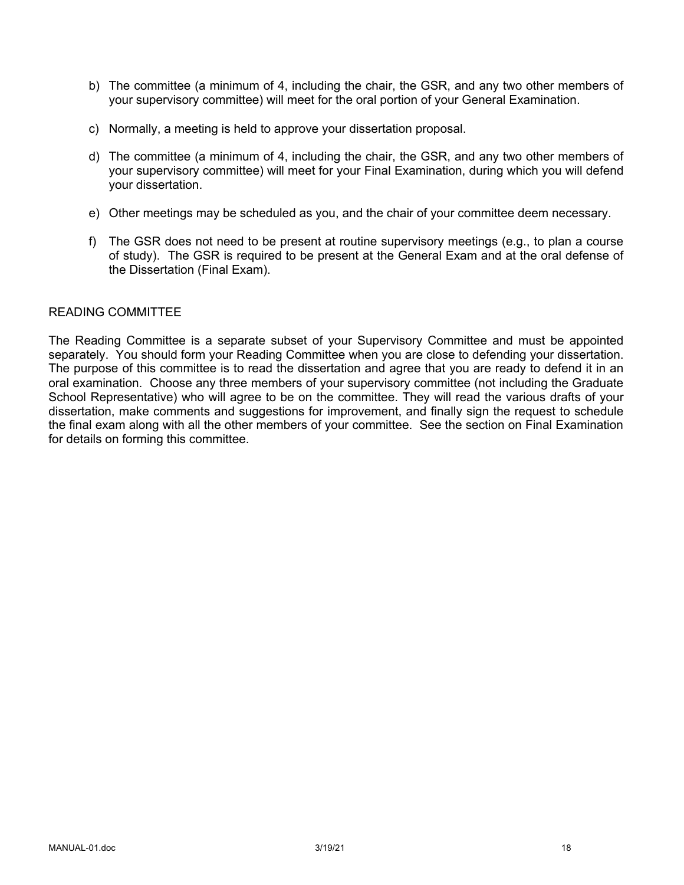b) The committee (a minimum of 4, including the chair, the GSR, and any two other members of your supervisory committee) will meet for the oral portion of your General Examination.

c) Normally, a meeting is held to approve your dissertation proposal.

d) The committee (a minimum of 4, including the chair, the GSR, and any two other members of your supervisory committee) will meet for your Final Examination, during which you will defend your dissertation.

e) Other meetings may be scheduled as you, and the chair of your committee deem necessary.

f) The GSR does not need to be present at routine supervisory meetings (e.g., to plan a course of study). The GSR is required to be present at the General Exam and at the oral defense of the Dissertation (Final Exam).

## READING COMMITTEE

The Reading Committee is a separate subset of your Supervisory Committee and must be appointed separately. You should form your Reading Committee when you are close to defending your dissertation. The purpose of this committee is to read the dissertation and agree that you are ready to defend it in an oral examination. Choose any three members of your supervisory committee (not including the Graduate School Representative) who will agree to be on the committee. They will read the various drafts of your dissertation, make comments and suggestions for improvement, and finally sign the request to schedule the final exam along with all the other members of your committee. See the section on Final Examination for details on forming this committee.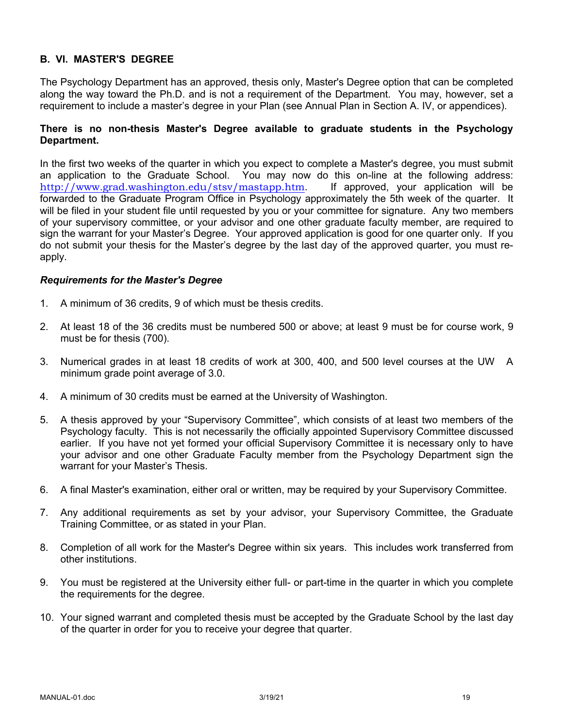## B. VI. MASTER'S DEGREE

The Psychology Department has an approved, thesis only, Master's Degree option that can be completed along the way toward the Ph.D. and is not a requirement of the Department. You may, however, set a requirement to include a master's degree in your Plan (see Annual Plan in Section A. IV, or appendices).

**There is no non-thesis Master's Degree available to graduate students in the Psychology Department.**

In the first two weeks of the quarter in which you expect to complete a Master's degree, you must submit an application to the Graduate School. You may now do this on-line at the following address: http://www.grad.washington.edu/stsv/mastapp.htm. If approved, your application will be forwarded to the Graduate Program Office in Psychology approximately the 5th week of the quarter. It will be filed in your student file until requested by you or your committee for signature. Any two members of your supervisory committee, or your advisor and one other graduate faculty member, are required to sign the warrant for your Master's Degree. Your approved application is good for one quarter only. If you do not submit your thesis for the Master's degree by the last day of the approved quarter, you must re-apply.

### *Requirements for the Master's Degree*

1. A minimum of 36 credits, 9 of which must be thesis credits.
2. At least 18 of the 36 credits must be numbered 500 or above; at least 9 must be for course work, 9 must be for thesis (700).
3. Numerical grades in at least 18 credits of work at 300, 400, and 500 level courses at the UW A minimum grade point average of 3.0.
4. A minimum of 30 credits must be earned at the University of Washington.
5. A thesis approved by your "Supervisory Committee", which consists of at least two members of the Psychology faculty. This is not necessarily the officially appointed Supervisory Committee discussed earlier. If you have not yet formed your official Supervisory Committee it is necessary only to have your advisor and one other Graduate Faculty member from the Psychology Department sign the warrant for your Master's Thesis.
6. A final Master's examination, either oral or written, may be required by your Supervisory Committee.
7. Any additional requirements as set by your advisor, your Supervisory Committee, the Graduate Training Committee, or as stated in your Plan.
8. Completion of all work for the Master's Degree within six years. This includes work transferred from other institutions.
9. You must be registered at the University either full- or part-time in the quarter in which you complete the requirements for the degree.
10. Your signed warrant and completed thesis must be accepted by the Graduate School by the last day of the quarter in order for you to receive your degree that quarter.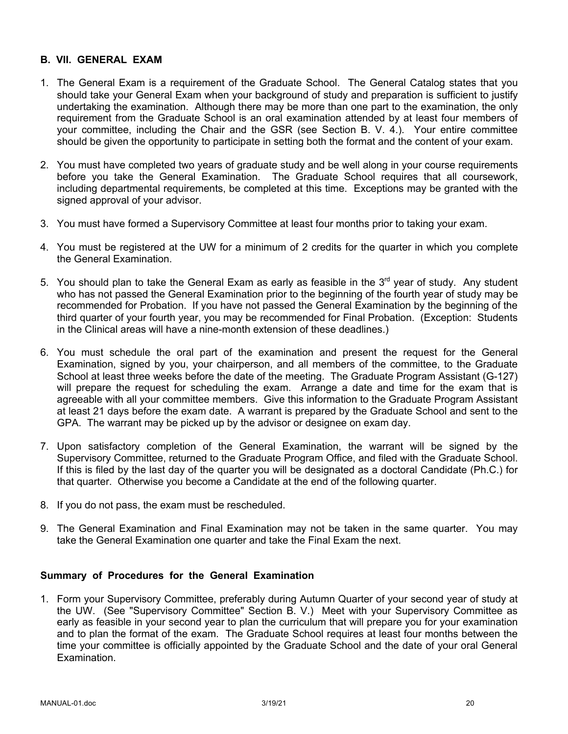### B. VII. GENERAL EXAM

1. The General Exam is a requirement of the Graduate School. The General Catalog states that you should take your General Exam when your background of study and preparation is sufficient to justify undertaking the examination. Although there may be more than one part to the examination, the only requirement from the Graduate School is an oral examination attended by at least four members of your committee, including the Chair and the GSR (see Section B. V. 4.). Your entire committee should be given the opportunity to participate in setting both the format and the content of your exam.

2. You must have completed two years of graduate study and be well along in your course requirements before you take the General Examination. The Graduate School requires that all coursework, including departmental requirements, be completed at this time. Exceptions may be granted with the signed approval of your advisor.

3. You must have formed a Supervisory Committee at least four months prior to taking your exam.

4. You must be registered at the UW for a minimum of 2 credits for the quarter in which you complete the General Examination.

5. You should plan to take the General Exam as early as feasible in the 3rd year of study. Any student who has not passed the General Examination prior to the beginning of the fourth year of study may be recommended for Probation. If you have not passed the General Examination by the beginning of the third quarter of your fourth year, you may be recommended for Final Probation. (Exception: Students in the Clinical areas will have a nine-month extension of these deadlines.)

6. You must schedule the oral part of the examination and present the request for the General Examination, signed by you, your chairperson, and all members of the committee, to the Graduate School at least three weeks before the date of the meeting. The Graduate Program Assistant (G-127) will prepare the request for scheduling the exam. Arrange a date and time for the exam that is agreeable with all your committee members. Give this information to the Graduate Program Assistant at least 21 days before the exam date. A warrant is prepared by the Graduate School and sent to the GPA. The warrant may be picked up by the advisor or designee on exam day.

7. Upon satisfactory completion of the General Examination, the warrant will be signed by the Supervisory Committee, returned to the Graduate Program Office, and filed with the Graduate School. If this is filed by the last day of the quarter you will be designated as a doctoral Candidate (Ph.C.) for that quarter. Otherwise you become a Candidate at the end of the following quarter.

8. If you do not pass, the exam must be rescheduled.

9. The General Examination and Final Examination may not be taken in the same quarter. You may take the General Examination one quarter and take the Final Exam the next.

#### Summary of Procedures for the General Examination

1. Form your Supervisory Committee, preferably during Autumn Quarter of your second year of study at the UW. (See "Supervisory Committee" Section B. V.) Meet with your Supervisory Committee as early as feasible in your second year to plan the curriculum that will prepare you for your examination and to plan the format of the exam. The Graduate School requires at least four months between the time your committee is officially appointed by the Graduate School and the date of your oral General Examination.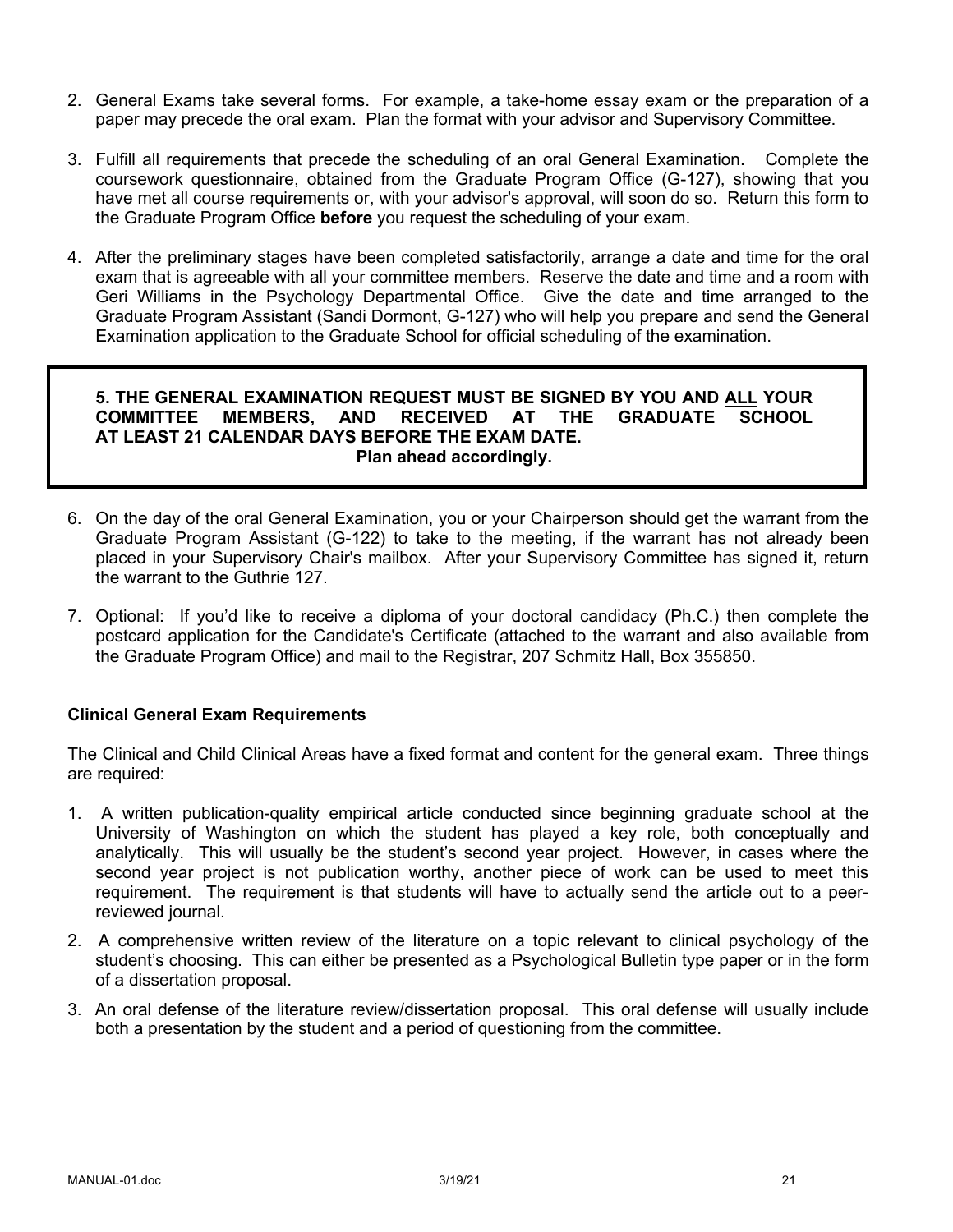2. General Exams take several forms. For example, a take-home essay exam or the preparation of a paper may precede the oral exam. Plan the format with your advisor and Supervisory Committee.

3. Fulfill all requirements that precede the scheduling of an oral General Examination. Complete the coursework questionnaire, obtained from the Graduate Program Office (G-127), showing that you have met all course requirements or, with your advisor's approval, will soon do so. Return this form to the Graduate Program Office **before** you request the scheduling of your exam.

4. After the preliminary stages have been completed satisfactorily, arrange a date and time for the oral exam that is agreeable with all your committee members. Reserve the date and time and a room with Geri Williams in the Psychology Departmental Office. Give the date and time arranged to the Graduate Program Assistant (Sandi Dormont, G-127) who will help you prepare and send the General Examination application to the Graduate School for official scheduling of the examination.

**5. THE GENERAL EXAMINATION REQUEST MUST BE SIGNED BY YOU AND <u>ALL</u> YOUR COMMITTEE MEMBERS, AND RECEIVED AT THE GRADUATE SCHOOL AT LEAST 21 CALENDAR DAYS BEFORE THE EXAM DATE.**
**Plan ahead accordingly.**

6. On the day of the oral General Examination, you or your Chairperson should get the warrant from the Graduate Program Assistant (G-122) to take to the meeting, if the warrant has not already been placed in your Supervisory Chair's mailbox. After your Supervisory Committee has signed it, return the warrant to the Guthrie 127.

7. Optional: If you'd like to receive a diploma of your doctoral candidacy (Ph.C.) then complete the postcard application for the Candidate's Certificate (attached to the warrant and also available from the Graduate Program Office) and mail to the Registrar, 207 Schmitz Hall, Box 355850.

**Clinical General Exam Requirements**

The Clinical and Child Clinical Areas have a fixed format and content for the general exam. Three things are required:

1. A written publication-quality empirical article conducted since beginning graduate school at the University of Washington on which the student has played a key role, both conceptually and analytically. This will usually be the student's second year project. However, in cases where the second year project is not publication worthy, another piece of work can be used to meet this requirement. The requirement is that students will have to actually send the article out to a peer-reviewed journal.
2. A comprehensive written review of the literature on a topic relevant to clinical psychology of the student's choosing. This can either be presented as a Psychological Bulletin type paper or in the form of a dissertation proposal.
3. An oral defense of the literature review/dissertation proposal. This oral defense will usually include both a presentation by the student and a period of questioning from the committee.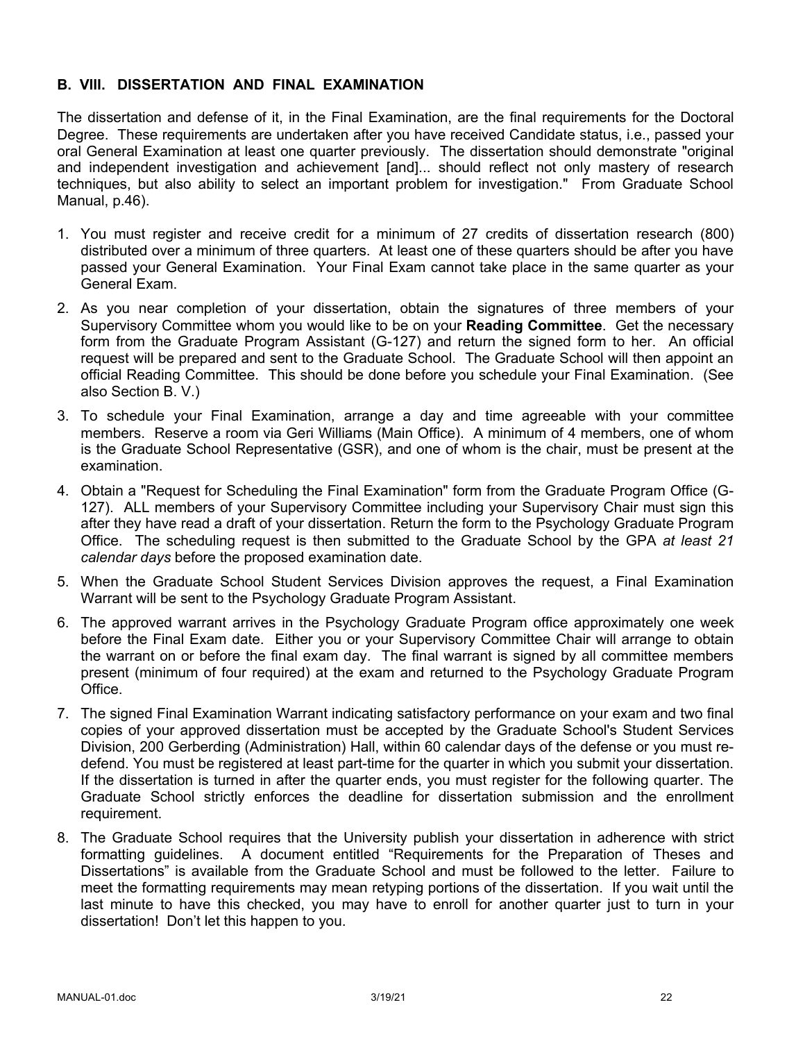## B. VIII. DISSERTATION AND FINAL EXAMINATION

The dissertation and defense of it, in the Final Examination, are the final requirements for the Doctoral Degree. These requirements are undertaken after you have received Candidate status, i.e., passed your oral General Examination at least one quarter previously. The dissertation should demonstrate "original and independent investigation and achievement [and]... should reflect not only mastery of research techniques, but also ability to select an important problem for investigation." From Graduate School Manual, p.46).

1. You must register and receive credit for a minimum of 27 credits of dissertation research (800) distributed over a minimum of three quarters. At least one of these quarters should be after you have passed your General Examination. Your Final Exam cannot take place in the same quarter as your General Exam.
2. As you near completion of your dissertation, obtain the signatures of three members of your Supervisory Committee whom you would like to be on your **Reading Committee**. Get the necessary form from the Graduate Program Assistant (G-127) and return the signed form to her. An official request will be prepared and sent to the Graduate School. The Graduate School will then appoint an official Reading Committee. This should be done before you schedule your Final Examination. (See also Section B. V.)
3. To schedule your Final Examination, arrange a day and time agreeable with your committee members. Reserve a room via Geri Williams (Main Office). A minimum of 4 members, one of whom is the Graduate School Representative (GSR), and one of whom is the chair, must be present at the examination.
4. Obtain a "Request for Scheduling the Final Examination" form from the Graduate Program Office (G-127). ALL members of your Supervisory Committee including your Supervisory Chair must sign this after they have read a draft of your dissertation. Return the form to the Psychology Graduate Program Office. The scheduling request is then submitted to the Graduate School by the GPA *at least 21 calendar days* before the proposed examination date.
5. When the Graduate School Student Services Division approves the request, a Final Examination Warrant will be sent to the Psychology Graduate Program Assistant.
6. The approved warrant arrives in the Psychology Graduate Program office approximately one week before the Final Exam date. Either you or your Supervisory Committee Chair will arrange to obtain the warrant on or before the final exam day. The final warrant is signed by all committee members present (minimum of four required) at the exam and returned to the Psychology Graduate Program Office.
7. The signed Final Examination Warrant indicating satisfactory performance on your exam and two final copies of your approved dissertation must be accepted by the Graduate School's Student Services Division, 200 Gerberding (Administration) Hall, within 60 calendar days of the defense or you must re-defend. You must be registered at least part-time for the quarter in which you submit your dissertation. If the dissertation is turned in after the quarter ends, you must register for the following quarter. The Graduate School strictly enforces the deadline for dissertation submission and the enrollment requirement.
8. The Graduate School requires that the University publish your dissertation in adherence with strict formatting guidelines. A document entitled "Requirements for the Preparation of Theses and Dissertations" is available from the Graduate School and must be followed to the letter. Failure to meet the formatting requirements may mean retyping portions of the dissertation. If you wait until the last minute to have this checked, you may have to enroll for another quarter just to turn in your dissertation! Don't let this happen to you.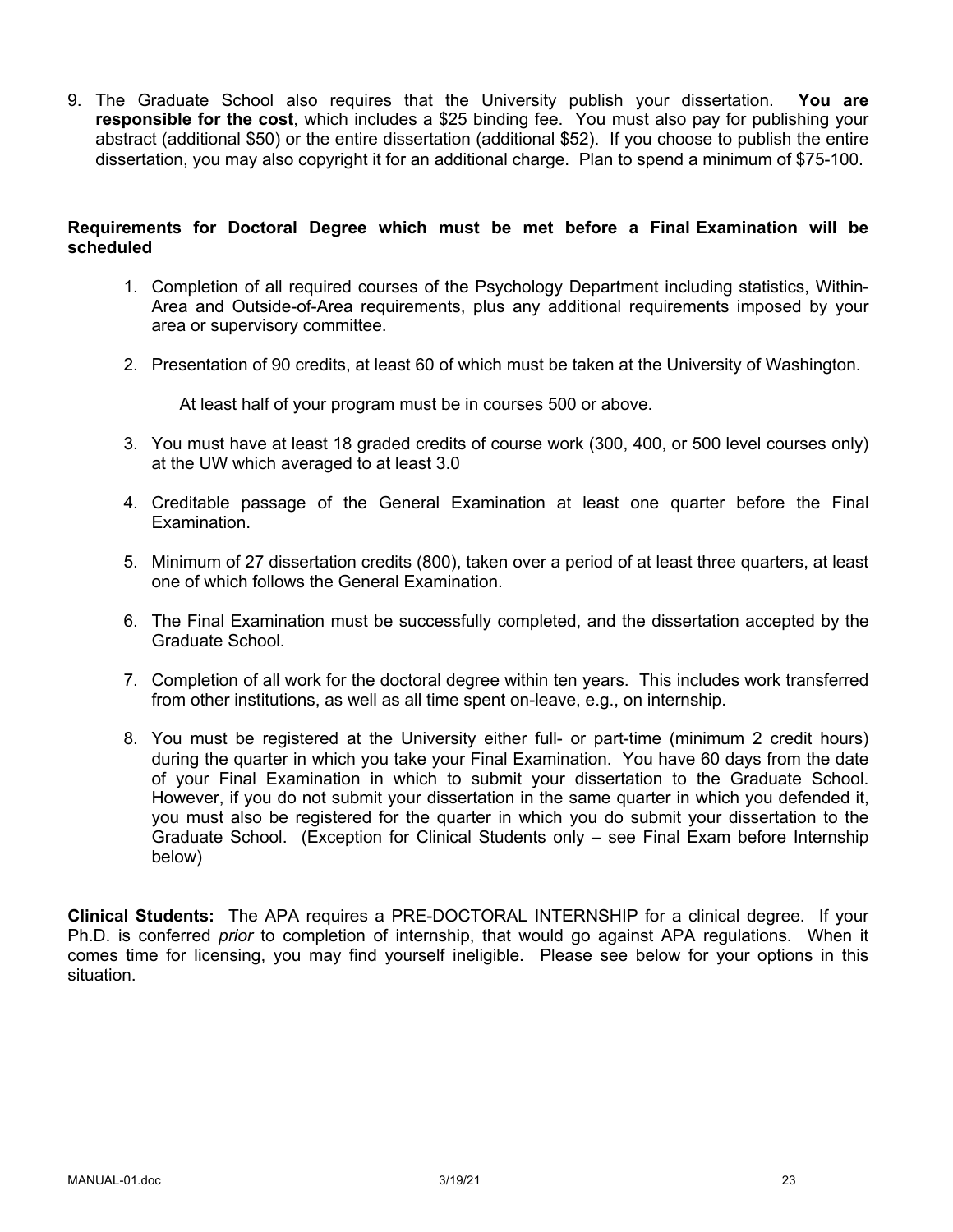9. The Graduate School also requires that the University publish your dissertation. **You are responsible for the cost**, which includes a $25 binding fee. You must also pay for publishing your abstract (additional $50) or the entire dissertation (additional $52). If you choose to publish the entire dissertation, you may also copyright it for an additional charge. Plan to spend a minimum of $75-100.

**Requirements for Doctoral Degree which must be met before a Final Examination will be scheduled**

1. Completion of all required courses of the Psychology Department including statistics, Within-Area and Outside-of-Area requirements, plus any additional requirements imposed by your area or supervisory committee.

2. Presentation of 90 credits, at least 60 of which must be taken at the University of Washington.

   At least half of your program must be in courses 500 or above.

3. You must have at least 18 graded credits of course work (300, 400, or 500 level courses only) at the UW which averaged to at least 3.0

4. Creditable passage of the General Examination at least one quarter before the Final Examination.

5. Minimum of 27 dissertation credits (800), taken over a period of at least three quarters, at least one of which follows the General Examination.

6. The Final Examination must be successfully completed, and the dissertation accepted by the Graduate School.

7. Completion of all work for the doctoral degree within ten years. This includes work transferred from other institutions, as well as all time spent on-leave, e.g., on internship.

8. You must be registered at the University either full- or part-time (minimum 2 credit hours) during the quarter in which you take your Final Examination. You have 60 days from the date of your Final Examination in which to submit your dissertation to the Graduate School. However, if you do not submit your dissertation in the same quarter in which you defended it, you must also be registered for the quarter in which you do submit your dissertation to the Graduate School. (Exception for Clinical Students only – see Final Exam before Internship below)

**Clinical Students:** The APA requires a PRE-DOCTORAL INTERNSHIP for a clinical degree. If your Ph.D. is conferred *prior* to completion of internship, that would go against APA regulations. When it comes time for licensing, you may find yourself ineligible. Please see below for your options in this situation.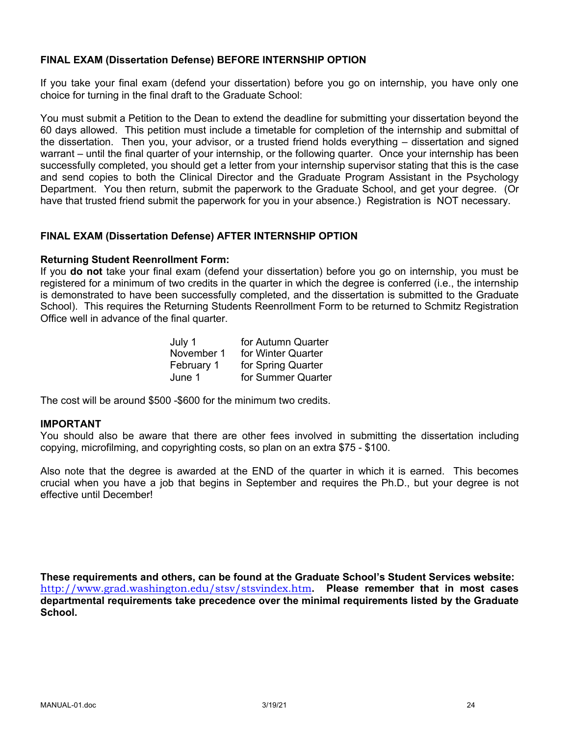### FINAL EXAM (Dissertation Defense) BEFORE INTERNSHIP OPTION

If you take your final exam (defend your dissertation) before you go on internship, you have only one choice for turning in the final draft to the Graduate School:

You must submit a Petition to the Dean to extend the deadline for submitting your dissertation beyond the 60 days allowed. This petition must include a timetable for completion of the internship and submittal of the dissertation. Then you, your advisor, or a trusted friend holds everything – dissertation and signed warrant – until the final quarter of your internship, or the following quarter. Once your internship has been successfully completed, you should get a letter from your internship supervisor stating that this is the case and send copies to both the Clinical Director and the Graduate Program Assistant in the Psychology Department. You then return, submit the paperwork to the Graduate School, and get your degree. (Or have that trusted friend submit the paperwork for you in your absence.) Registration is NOT necessary.

### FINAL EXAM (Dissertation Defense) AFTER INTERNSHIP OPTION

**Returning Student Reenrollment Form:**
If you **do not** take your final exam (defend your dissertation) before you go on internship, you must be registered for a minimum of two credits in the quarter in which the degree is conferred (i.e., the internship is demonstrated to have been successfully completed, and the dissertation is submitted to the Graduate School). This requires the Returning Students Reenrollment Form to be returned to Schmitz Registration Office well in advance of the final quarter.

| | |
|---|---|
| July 1 | for Autumn Quarter |
| November 1 | for Winter Quarter |
| February 1 | for Spring Quarter |
| June 1 | for Summer Quarter |

The cost will be around $500 -$600 for the minimum two credits.

**IMPORTANT**
You should also be aware that there are other fees involved in submitting the dissertation including copying, microfilming, and copyrighting costs, so plan on an extra $75 - $100.

Also note that the degree is awarded at the END of the quarter in which it is earned. This becomes crucial when you have a job that begins in September and requires the Ph.D., but your degree is not effective until December!

**These requirements and others, can be found at the Graduate School's Student Services website:** http://www.grad.washington.edu/stsv/stsvindex.htm**. Please remember that in most cases departmental requirements take precedence over the minimal requirements listed by the Graduate School.**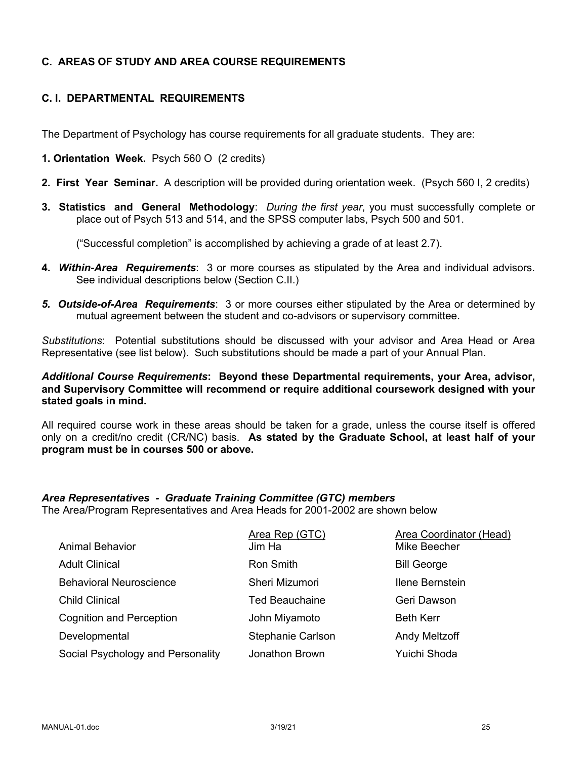## C. AREAS OF STUDY AND AREA COURSE REQUIREMENTS

### C. I. DEPARTMENTAL REQUIREMENTS

The Department of Psychology has course requirements for all graduate students. They are:

**1. Orientation Week.** Psych 560 O (2 credits)

**2. First Year Seminar.** A description will be provided during orientation week. (Psych 560 I, 2 credits)

**3. Statistics and General Methodology**: *During the first year*, you must successfully complete or place out of Psych 513 and 514, and the SPSS computer labs, Psych 500 and 501.

("Successful completion" is accomplished by achieving a grade of at least 2.7).

**4.** ***Within-Area Requirements***: 3 or more courses as stipulated by the Area and individual advisors. See individual descriptions below (Section C.II.)

***5. Outside-of-Area Requirements***: 3 or more courses either stipulated by the Area or determined by mutual agreement between the student and co-advisors or supervisory committee.

*Substitutions*: Potential substitutions should be discussed with your advisor and Area Head or Area Representative (see list below). Such substitutions should be made a part of your Annual Plan.

***Additional Course Requirements*****: Beyond these Departmental requirements, your Area, advisor, and Supervisory Committee will recommend or require additional coursework designed with your stated goals in mind.**

All required course work in these areas should be taken for a grade, unless the course itself is offered only on a credit/no credit (CR/NC) basis. **As stated by the Graduate School, at least half of your program must be in courses 500 or above.**

***Area Representatives - Graduate Training Committee (GTC) members***

The Area/Program Representatives and Area Heads for 2001-2002 are shown below

| | Area Rep (GTC) | Area Coordinator (Head) |
|---|---|---|
| Animal Behavior | Jim Ha | Mike Beecher |
| Adult Clinical | Ron Smith | Bill George |
| Behavioral Neuroscience | Sheri Mizumori | Ilene Bernstein |
| Child Clinical | Ted Beauchaine | Geri Dawson |
| Cognition and Perception | John Miyamoto | Beth Kerr |
| Developmental | Stephanie Carlson | Andy Meltzoff |
| Social Psychology and Personality | Jonathon Brown | Yuichi Shoda |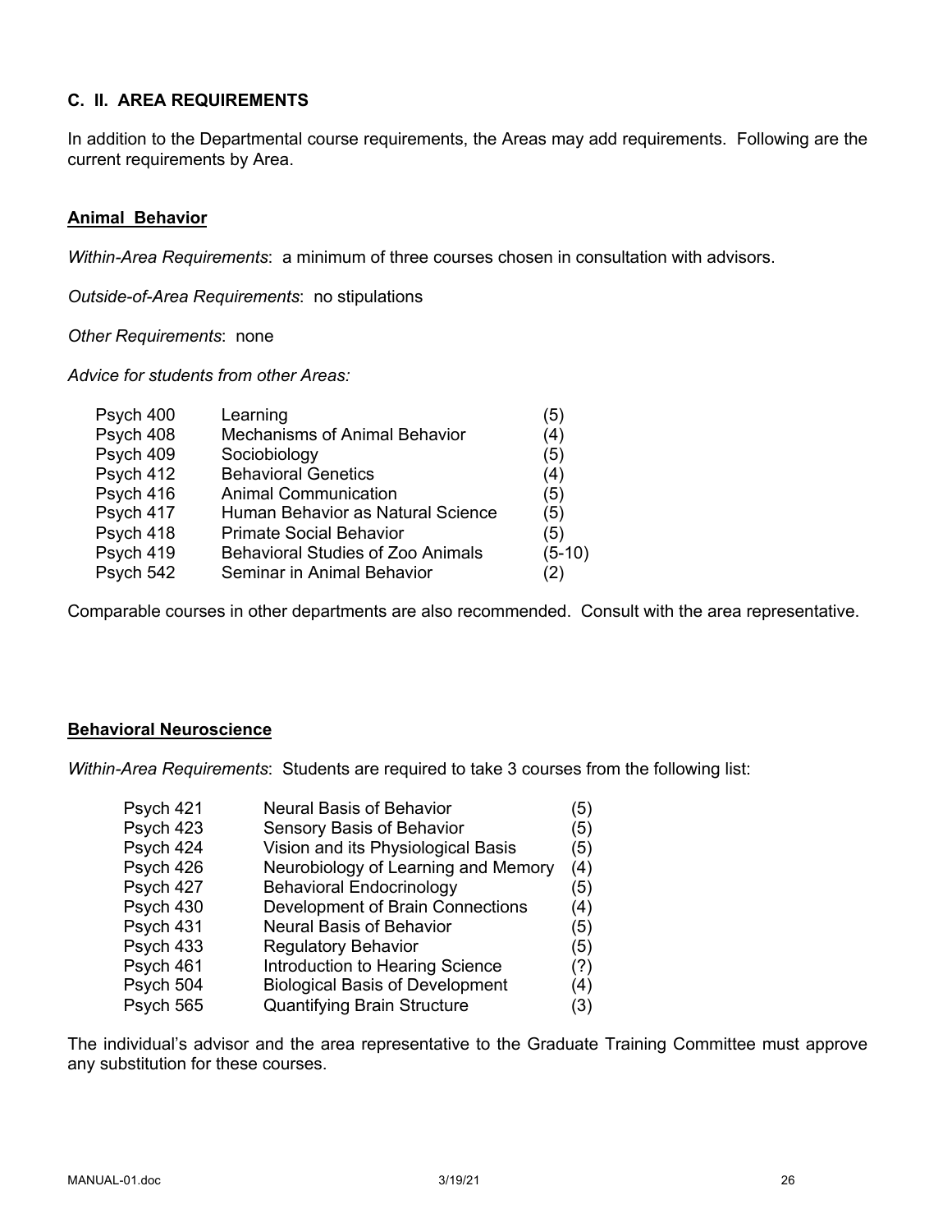### C. II. AREA REQUIREMENTS

In addition to the Departmental course requirements, the Areas may add requirements. Following are the current requirements by Area.

#### Animal Behavior

*Within-Area Requirements*: a minimum of three courses chosen in consultation with advisors.

*Outside-of-Area Requirements*: no stipulations

*Other Requirements*: none

*Advice for students from other Areas:*

| | | |
|---|---|---|
| Psych 400 | Learning | (5) |
| Psych 408 | Mechanisms of Animal Behavior | (4) |
| Psych 409 | Sociobiology | (5) |
| Psych 412 | Behavioral Genetics | (4) |
| Psych 416 | Animal Communication | (5) |
| Psych 417 | Human Behavior as Natural Science | (5) |
| Psych 418 | Primate Social Behavior | (5) |
| Psych 419 | Behavioral Studies of Zoo Animals | (5-10) |
| Psych 542 | Seminar in Animal Behavior | (2) |

Comparable courses in other departments are also recommended. Consult with the area representative.

#### Behavioral Neuroscience

*Within-Area Requirements*: Students are required to take 3 courses from the following list:

| | | |
|---|---|---|
| Psych 421 | Neural Basis of Behavior | (5) |
| Psych 423 | Sensory Basis of Behavior | (5) |
| Psych 424 | Vision and its Physiological Basis | (5) |
| Psych 426 | Neurobiology of Learning and Memory | (4) |
| Psych 427 | Behavioral Endocrinology | (5) |
| Psych 430 | Development of Brain Connections | (4) |
| Psych 431 | Neural Basis of Behavior | (5) |
| Psych 433 | Regulatory Behavior | (5) |
| Psych 461 | Introduction to Hearing Science | (?) |
| Psych 504 | Biological Basis of Development | (4) |
| Psych 565 | Quantifying Brain Structure | (3) |

The individual's advisor and the area representative to the Graduate Training Committee must approve any substitution for these courses.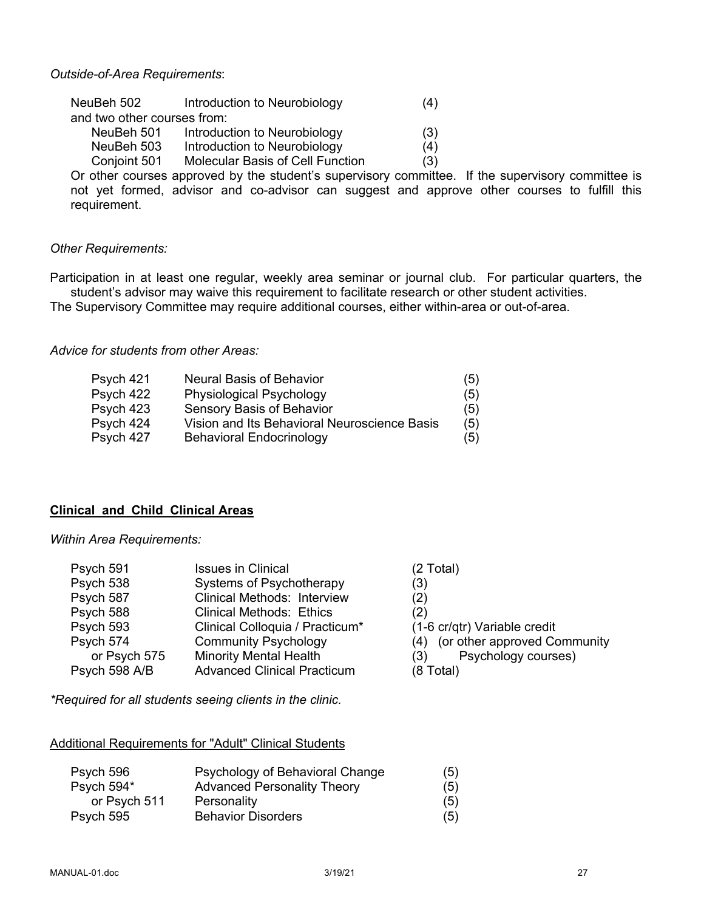*Outside-of-Area Requirements*:

| | | |
|---|---|---|
| NeuBeh 502 | Introduction to Neurobiology | (4) |
| and two other courses from: | | |
| NeuBeh 501 | Introduction to Neurobiology | (3) |
| NeuBeh 503 | Introduction to Neurobiology | (4) |
| Conjoint 501 | Molecular Basis of Cell Function | (3) |

Or other courses approved by the student's supervisory committee. If the supervisory committee is not yet formed, advisor and co-advisor can suggest and approve other courses to fulfill this requirement.

*Other Requirements:*

Participation in at least one regular, weekly area seminar or journal club. For particular quarters, the student's advisor may waive this requirement to facilitate research or other student activities.

The Supervisory Committee may require additional courses, either within-area or out-of-area.

*Advice for students from other Areas:*

| | | |
|---|---|---|
| Psych 421 | Neural Basis of Behavior | (5) |
| Psych 422 | Physiological Psychology | (5) |
| Psych 423 | Sensory Basis of Behavior | (5) |
| Psych 424 | Vision and Its Behavioral Neuroscience Basis | (5) |
| Psych 427 | Behavioral Endocrinology | (5) |

## **Clinical and Child Clinical Areas**

*Within Area Requirements:*

| | | |
|---|---|---|
| Psych 591 | Issues in Clinical | (2 Total) |
| Psych 538 | Systems of Psychotherapy | (3) |
| Psych 587 | Clinical Methods: Interview | (2) |
| Psych 588 | Clinical Methods: Ethics | (2) |
| Psych 593 | Clinical Colloquia / Practicum* | (1-6 cr/qtr) Variable credit |
| Psych 574 | Community Psychology | (4) (or other approved Community |
| or Psych 575 | Minority Mental Health | (3) Psychology courses) |
| Psych 598 A/B | Advanced Clinical Practicum | (8 Total) |

*\*Required for all students seeing clients in the clinic.*

Additional Requirements for "Adult" Clinical Students

| | | |
|---|---|---|
| Psych 596 | Psychology of Behavioral Change | (5) |
| Psych 594* | Advanced Personality Theory | (5) |
| or Psych 511 | Personality | (5) |
| Psych 595 | Behavior Disorders | (5) |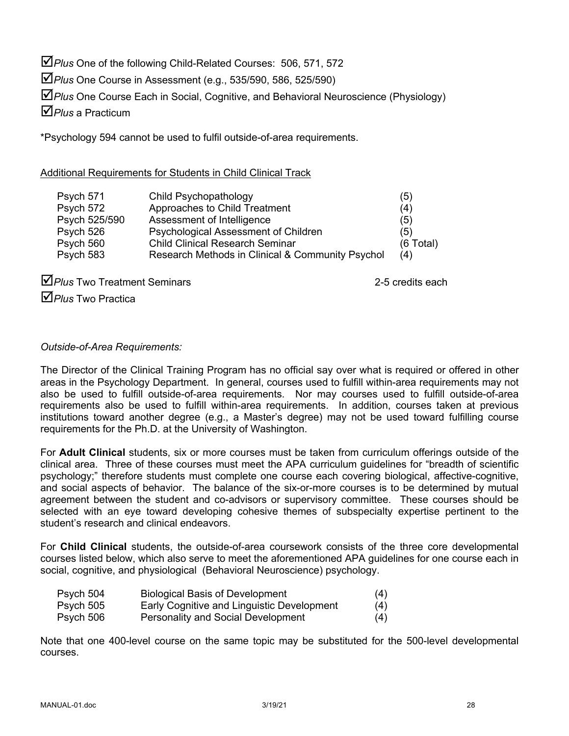☑*Plus* One of the following Child-Related Courses: 506, 571, 572

☑*Plus* One Course in Assessment (e.g., 535/590, 586, 525/590)

☑*Plus* One Course Each in Social, Cognitive, and Behavioral Neuroscience (Physiology)

☑*Plus* a Practicum

*Psychology 594 cannot be used to fulfil outside-of-area requirements.

<u>Additional Requirements for Students in Child Clinical Track</u>

| | | |
|---|---|---|
| Psych 571 | Child Psychopathology | (5) |
| Psych 572 | Approaches to Child Treatment | (4) |
| Psych 525/590 | Assessment of Intelligence | (5) |
| Psych 526 | Psychological Assessment of Children | (5) |
| Psych 560 | Child Clinical Research Seminar | (6 Total) |
| Psych 583 | Research Methods in Clinical & Community Psychol | (4) |

☑*Plus* Two Treatment Seminars 2-5 credits each

☑*Plus* Two Practica

*Outside-of-Area Requirements:*

The Director of the Clinical Training Program has no official say over what is required or offered in other areas in the Psychology Department. In general, courses used to fulfill within-area requirements may not also be used to fulfill outside-of-area requirements. Nor may courses used to fulfill outside-of-area requirements also be used to fulfill within-area requirements. In addition, courses taken at previous institutions toward another degree (e.g., a Master's degree) may not be used toward fulfilling course requirements for the Ph.D. at the University of Washington.

For **Adult Clinical** students, six or more courses must be taken from curriculum offerings outside of the clinical area. Three of these courses must meet the APA curriculum guidelines for "breadth of scientific psychology;" therefore students must complete one course each covering biological, affective-cognitive, and social aspects of behavior. The balance of the six-or-more courses is to be determined by mutual agreement between the student and co-advisors or supervisory committee. These courses should be selected with an eye toward developing cohesive themes of subspecialty expertise pertinent to the student's research and clinical endeavors.

For **Child Clinical** students, the outside-of-area coursework consists of the three core developmental courses listed below, which also serve to meet the aforementioned APA guidelines for one course each in social, cognitive, and physiological (Behavioral Neuroscience) psychology.

| | | |
|---|---|---|
| Psych 504 | Biological Basis of Development | (4) |
| Psych 505 | Early Cognitive and Linguistic Development | (4) |
| Psych 506 | Personality and Social Development | (4) |

Note that one 400-level course on the same topic may be substituted for the 500-level developmental courses.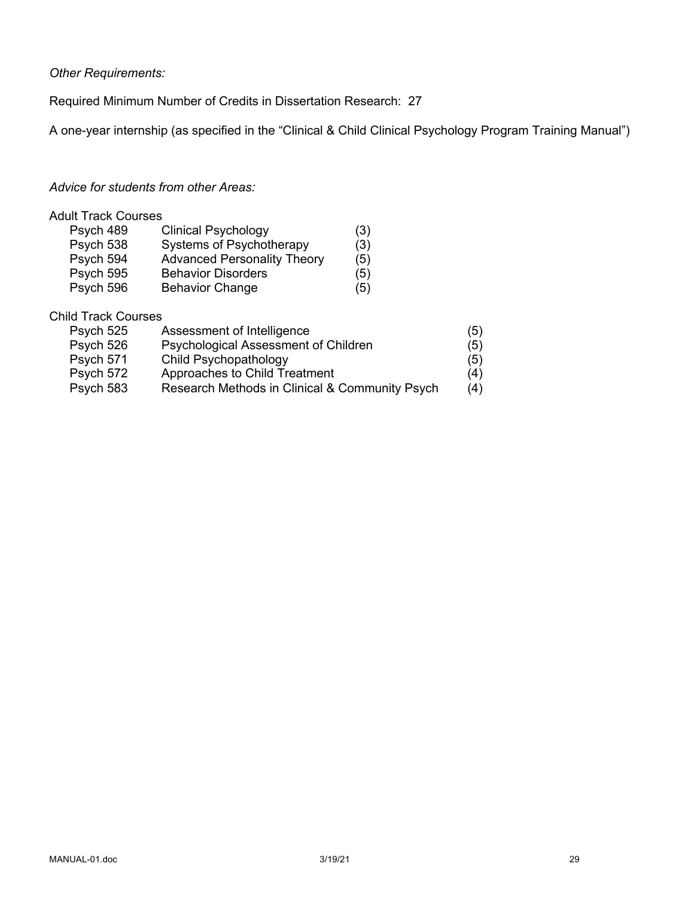*Other Requirements:*

Required Minimum Number of Credits in Dissertation Research: 27

A one-year internship (as specified in the "Clinical & Child Clinical Psychology Program Training Manual")

*Advice for students from other Areas:*

Adult Track Courses

| | | |
|---|---|---|
| Psych 489 | Clinical Psychology | (3) |
| Psych 538 | Systems of Psychotherapy | (3) |
| Psych 594 | Advanced Personality Theory | (5) |
| Psych 595 | Behavior Disorders | (5) |
| Psych 596 | Behavior Change | (5) |

Child Track Courses

| | | |
|---|---|---|
| Psych 525 | Assessment of Intelligence | (5) |
| Psych 526 | Psychological Assessment of Children | (5) |
| Psych 571 | Child Psychopathology | (5) |
| Psych 572 | Approaches to Child Treatment | (4) |
| Psych 583 | Research Methods in Clinical & Community Psych | (4) |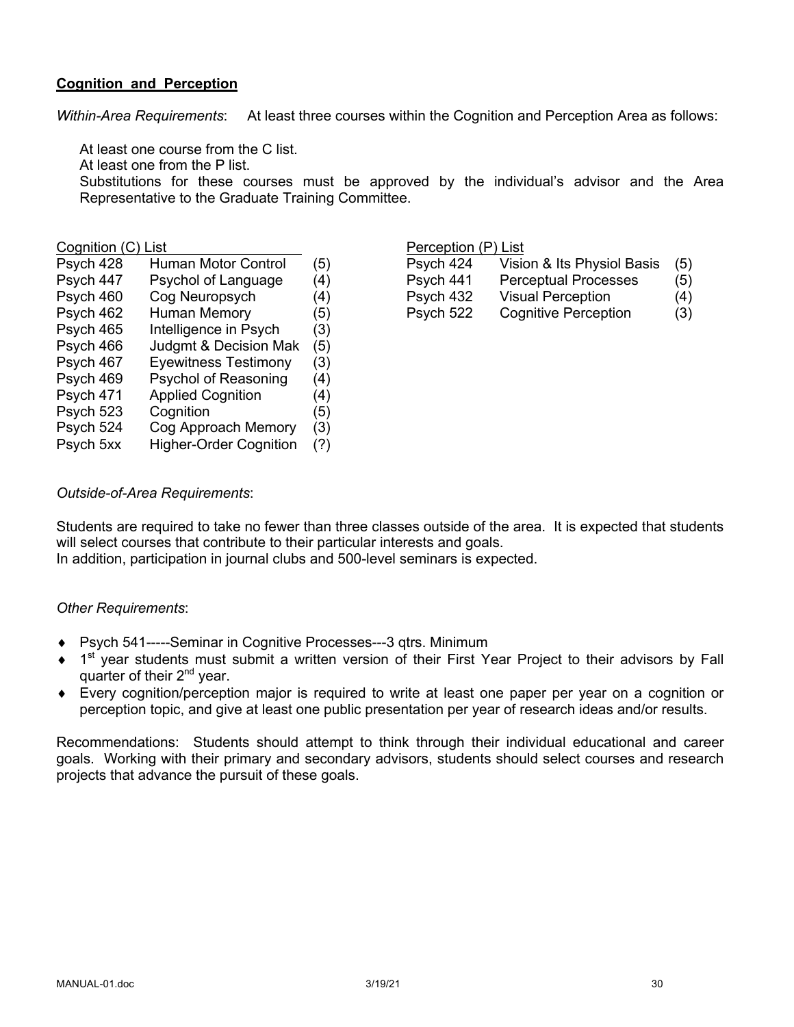## Cognition and Perception

*Within-Area Requirements*: At least three courses within the Cognition and Perception Area as follows:

At least one course from the C list.
At least one from the P list.
Substitutions for these courses must be approved by the individual's advisor and the Area Representative to the Graduate Training Committee.

| Cognition (C) List | | |
|---|---|---|
| Psych 428 | Human Motor Control | (5) |
| Psych 447 | Psychol of Language | (4) |
| Psych 460 | Cog Neuropsych | (4) |
| Psych 462 | Human Memory | (5) |
| Psych 465 | Intelligence in Psych | (3) |
| Psych 466 | Judgmt & Decision Mak | (5) |
| Psych 467 | Eyewitness Testimony | (3) |
| Psych 469 | Psychol of Reasoning | (4) |
| Psych 471 | Applied Cognition | (4) |
| Psych 523 | Cognition | (5) |
| Psych 524 | Cog Approach Memory | (3) |
| Psych 5xx | Higher-Order Cognition | (?) |

| Perception (P) List | | |
|---|---|---|
| Psych 424 | Vision & Its Physiol Basis | (5) |
| Psych 441 | Perceptual Processes | (5) |
| Psych 432 | Visual Perception | (4) |
| Psych 522 | Cognitive Perception | (3) |

*Outside-of-Area Requirements*:

Students are required to take no fewer than three classes outside of the area. It is expected that students will select courses that contribute to their particular interests and goals.
In addition, participation in journal clubs and 500-level seminars is expected.

*Other Requirements*:

- Psych 541-----Seminar in Cognitive Processes---3 qtrs. Minimum
- 1st year students must submit a written version of their First Year Project to their advisors by Fall quarter of their 2nd year.
- Every cognition/perception major is required to write at least one paper per year on a cognition or perception topic, and give at least one public presentation per year of research ideas and/or results.

Recommendations: Students should attempt to think through their individual educational and career goals. Working with their primary and secondary advisors, students should select courses and research projects that advance the pursuit of these goals.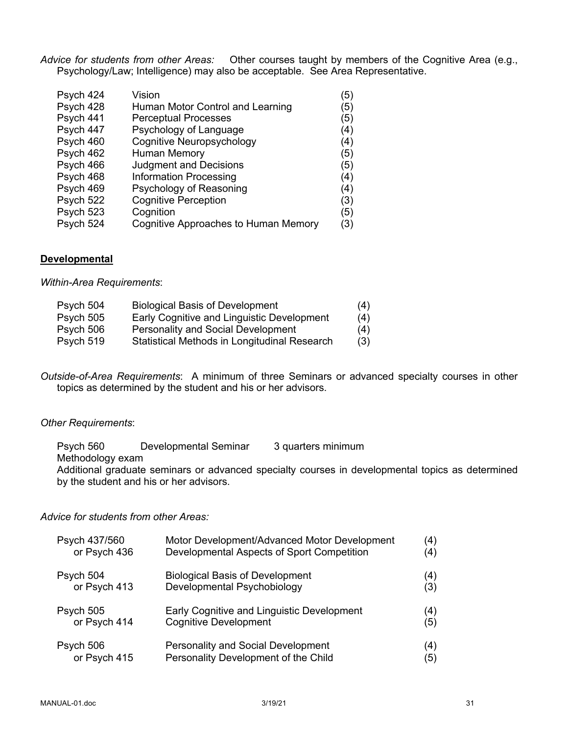*Advice for students from other Areas:* Other courses taught by members of the Cognitive Area (e.g., Psychology/Law; Intelligence) may also be acceptable. See Area Representative.

| | | |
|---|---|---|
| Psych 424 | Vision | (5) |
| Psych 428 | Human Motor Control and Learning | (5) |
| Psych 441 | Perceptual Processes | (5) |
| Psych 447 | Psychology of Language | (4) |
| Psych 460 | Cognitive Neuropsychology | (4) |
| Psych 462 | Human Memory | (5) |
| Psych 466 | Judgment and Decisions | (5) |
| Psych 468 | Information Processing | (4) |
| Psych 469 | Psychology of Reasoning | (4) |
| Psych 522 | Cognitive Perception | (3) |
| Psych 523 | Cognition | (5) |
| Psych 524 | Cognitive Approaches to Human Memory | (3) |

## Developmental

*Within-Area Requirements*:

| | | |
|---|---|---|
| Psych 504 | Biological Basis of Development | (4) |
| Psych 505 | Early Cognitive and Linguistic Development | (4) |
| Psych 506 | Personality and Social Development | (4) |
| Psych 519 | Statistical Methods in Longitudinal Research | (3) |

*Outside-of-Area Requirements*: A minimum of three Seminars or advanced specialty courses in other topics as determined by the student and his or her advisors.

*Other Requirements*:

Psych 560 Developmental Seminar 3 quarters minimum
Methodology exam
Additional graduate seminars or advanced specialty courses in developmental topics as determined by the student and his or her advisors.

*Advice for students from other Areas:*

| | | |
|---|---|---|
| Psych 437/560 | Motor Development/Advanced Motor Development | (4) |
| or Psych 436 | Developmental Aspects of Sport Competition | (4) |
| Psych 504 | Biological Basis of Development | (4) |
| or Psych 413 | Developmental Psychobiology | (3) |
| Psych 505 | Early Cognitive and Linguistic Development | (4) |
| or Psych 414 | Cognitive Development | (5) |
| Psych 506 | Personality and Social Development | (4) |
| or Psych 415 | Personality Development of the Child | (5) |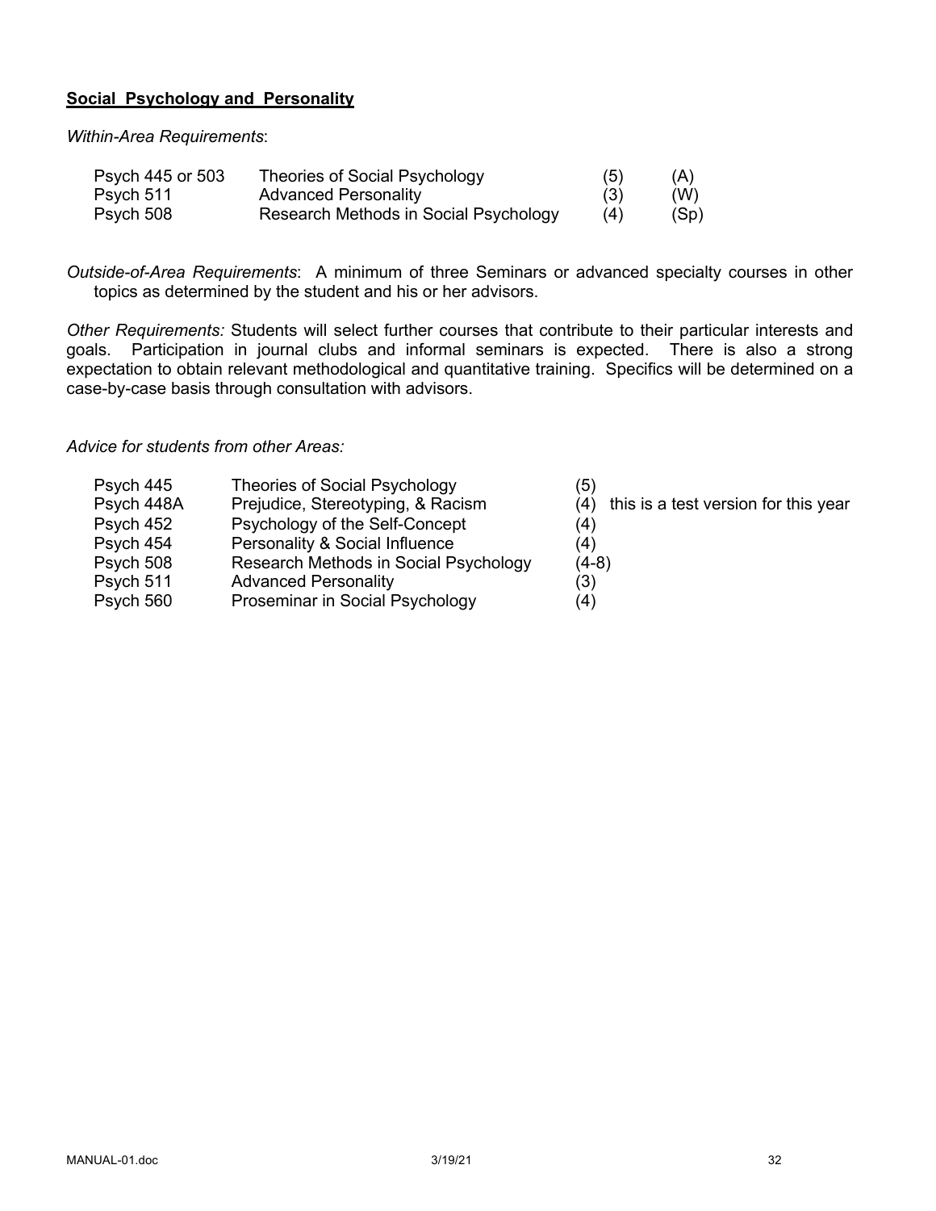## **Social Psychology and Personality**

*Within-Area Requirements*:

| | | | |
|---|---|---|---|
| Psych 445 or 503 | Theories of Social Psychology | (5) | (A) |
| Psych 511 | Advanced Personality | (3) | (W) |
| Psych 508 | Research Methods in Social Psychology | (4) | (Sp) |

*Outside-of-Area Requirements*: A minimum of three Seminars or advanced specialty courses in other topics as determined by the student and his or her advisors.

*Other Requirements:* Students will select further courses that contribute to their particular interests and goals. Participation in journal clubs and informal seminars is expected. There is also a strong expectation to obtain relevant methodological and quantitative training. Specifics will be determined on a case-by-case basis through consultation with advisors.

*Advice for students from other Areas:*

| | | | |
|---|---|---|---|
| Psych 445 | Theories of Social Psychology | (5) | |
| Psych 448A | Prejudice, Stereotyping, & Racism | (4) | this is a test version for this year |
| Psych 452 | Psychology of the Self-Concept | (4) | |
| Psych 454 | Personality & Social Influence | (4) | |
| Psych 508 | Research Methods in Social Psychology | (4-8) | |
| Psych 511 | Advanced Personality | (3) | |
| Psych 560 | Proseminar in Social Psychology | (4) | |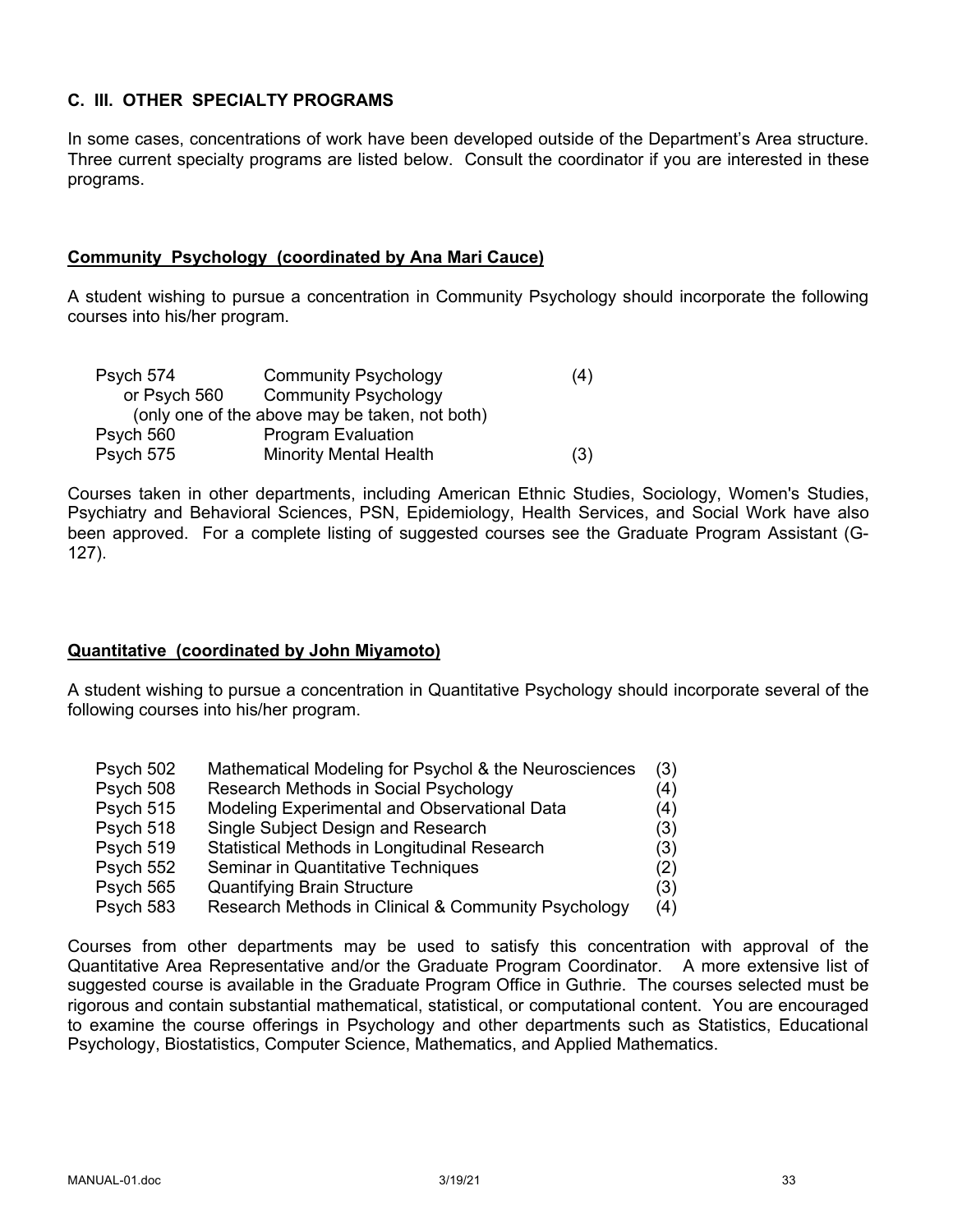## C. III. OTHER SPECIALTY PROGRAMS

In some cases, concentrations of work have been developed outside of the Department's Area structure. Three current specialty programs are listed below. Consult the coordinator if you are interested in these programs.

### Community Psychology (coordinated by Ana Mari Cauce)

A student wishing to pursue a concentration in Community Psychology should incorporate the following courses into his/her program.

| | | |
|---|---|---|
| Psych 574 | Community Psychology | (4) |
| or Psych 560 | Community Psychology | |
| (only one of the above may be taken, not both) | | |
| Psych 560 | Program Evaluation | |
| Psych 575 | Minority Mental Health | (3) |

Courses taken in other departments, including American Ethnic Studies, Sociology, Women's Studies, Psychiatry and Behavioral Sciences, PSN, Epidemiology, Health Services, and Social Work have also been approved. For a complete listing of suggested courses see the Graduate Program Assistant (G-127).

### Quantitative (coordinated by John Miyamoto)

A student wishing to pursue a concentration in Quantitative Psychology should incorporate several of the following courses into his/her program.

| | | |
|---|---|---|
| Psych 502 | Mathematical Modeling for Psychol & the Neurosciences | (3) |
| Psych 508 | Research Methods in Social Psychology | (4) |
| Psych 515 | Modeling Experimental and Observational Data | (4) |
| Psych 518 | Single Subject Design and Research | (3) |
| Psych 519 | Statistical Methods in Longitudinal Research | (3) |
| Psych 552 | Seminar in Quantitative Techniques | (2) |
| Psych 565 | Quantifying Brain Structure | (3) |
| Psych 583 | Research Methods in Clinical & Community Psychology | (4) |

Courses from other departments may be used to satisfy this concentration with approval of the Quantitative Area Representative and/or the Graduate Program Coordinator. A more extensive list of suggested course is available in the Graduate Program Office in Guthrie. The courses selected must be rigorous and contain substantial mathematical, statistical, or computational content. You are encouraged to examine the course offerings in Psychology and other departments such as Statistics, Educational Psychology, Biostatistics, Computer Science, Mathematics, and Applied Mathematics.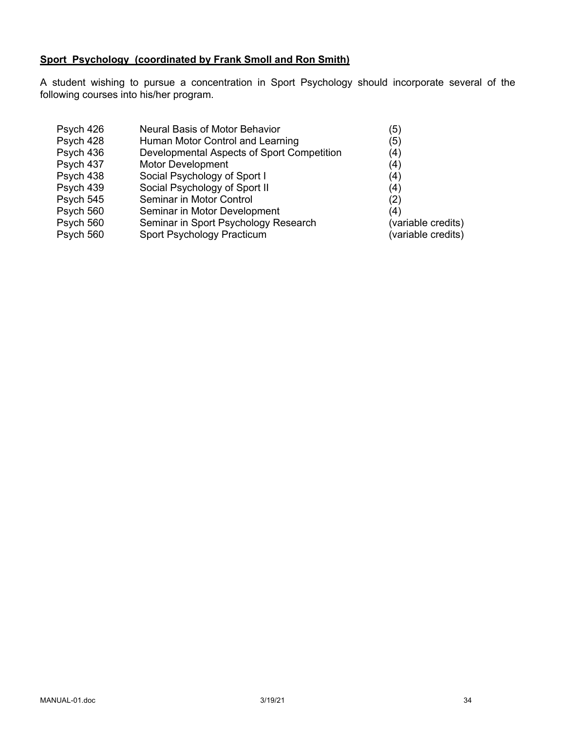**Sport Psychology (coordinated by Frank Smoll and Ron Smith)**

A student wishing to pursue a concentration in Sport Psychology should incorporate several of the following courses into his/her program.

| | | |
|---|---|---|
| Psych 426 | Neural Basis of Motor Behavior | (5) |
| Psych 428 | Human Motor Control and Learning | (5) |
| Psych 436 | Developmental Aspects of Sport Competition | (4) |
| Psych 437 | Motor Development | (4) |
| Psych 438 | Social Psychology of Sport I | (4) |
| Psych 439 | Social Psychology of Sport II | (4) |
| Psych 545 | Seminar in Motor Control | (2) |
| Psych 560 | Seminar in Motor Development | (4) |
| Psych 560 | Seminar in Sport Psychology Research | (variable credits) |
| Psych 560 | Sport Psychology Practicum | (variable credits) |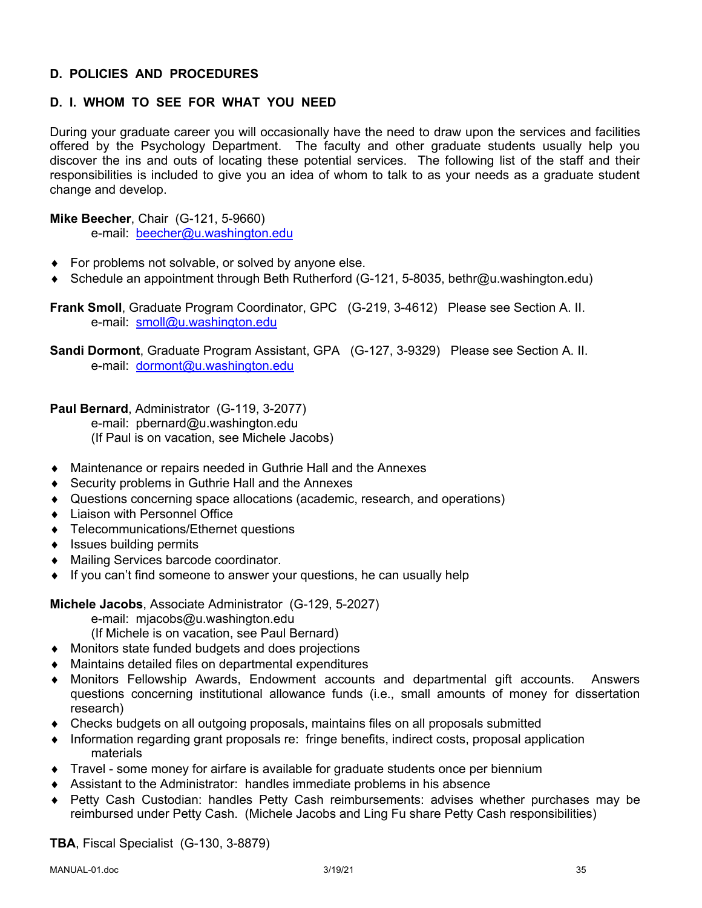## D. POLICIES AND PROCEDURES

### D. I. WHOM TO SEE FOR WHAT YOU NEED

During your graduate career you will occasionally have the need to draw upon the services and facilities offered by the Psychology Department. The faculty and other graduate students usually help you discover the ins and outs of locating these potential services. The following list of the staff and their responsibilities is included to give you an idea of whom to talk to as your needs as a graduate student change and develop.

**Mike Beecher**, Chair (G-121, 5-9660)
e-mail: beecher@u.washington.edu

- For problems not solvable, or solved by anyone else.
- Schedule an appointment through Beth Rutherford (G-121, 5-8035, bethr@u.washington.edu)

**Frank Smoll**, Graduate Program Coordinator, GPC (G-219, 3-4612) Please see Section A. II.
e-mail: smoll@u.washington.edu

**Sandi Dormont**, Graduate Program Assistant, GPA (G-127, 3-9329) Please see Section A. II.
e-mail: dormont@u.washington.edu

**Paul Bernard**, Administrator (G-119, 3-2077)
e-mail: pbernard@u.washington.edu
(If Paul is on vacation, see Michele Jacobs)

- Maintenance or repairs needed in Guthrie Hall and the Annexes
- Security problems in Guthrie Hall and the Annexes
- Questions concerning space allocations (academic, research, and operations)
- Liaison with Personnel Office
- Telecommunications/Ethernet questions
- Issues building permits
- Mailing Services barcode coordinator.
- If you can't find someone to answer your questions, he can usually help

**Michele Jacobs**, Associate Administrator (G-129, 5-2027)
e-mail: mjacobs@u.washington.edu
(If Michele is on vacation, see Paul Bernard)

- Monitors state funded budgets and does projections
- Maintains detailed files on departmental expenditures
- Monitors Fellowship Awards, Endowment accounts and departmental gift accounts. Answers questions concerning institutional allowance funds (i.e., small amounts of money for dissertation research)
- Checks budgets on all outgoing proposals, maintains files on all proposals submitted
- Information regarding grant proposals re: fringe benefits, indirect costs, proposal application materials
- Travel - some money for airfare is available for graduate students once per biennium
- Assistant to the Administrator: handles immediate problems in his absence
- Petty Cash Custodian: handles Petty Cash reimbursements: advises whether purchases may be reimbursed under Petty Cash. (Michele Jacobs and Ling Fu share Petty Cash responsibilities)

**TBA**, Fiscal Specialist (G-130, 3-8879)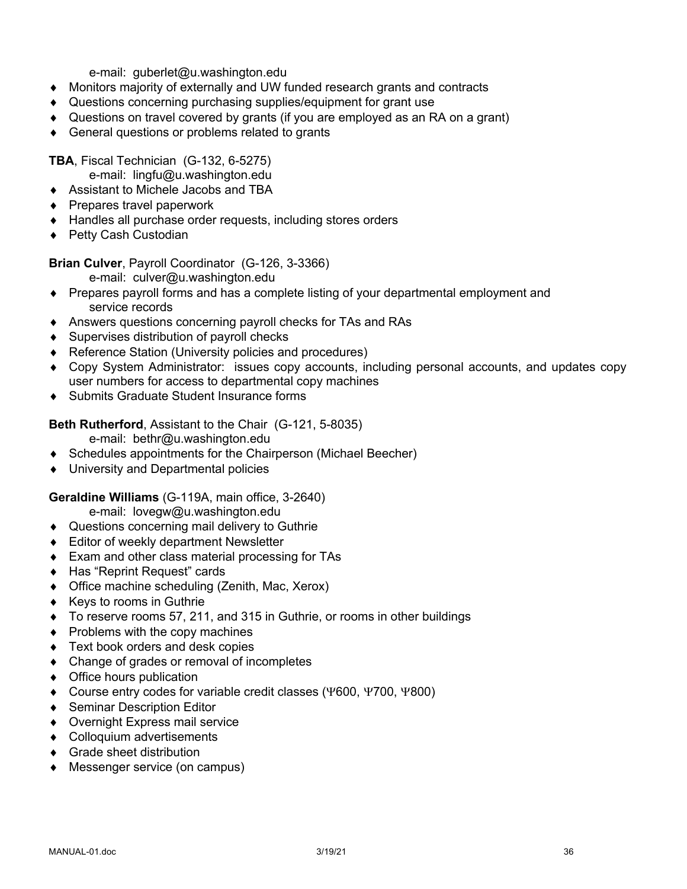e-mail: guberlet@u.washington.edu

- Monitors majority of externally and UW funded research grants and contracts
- Questions concerning purchasing supplies/equipment for grant use
- Questions on travel covered by grants (if you are employed as an RA on a grant)
- General questions or problems related to grants

**TBA**, Fiscal Technician (G-132, 6-5275)

e-mail: lingfu@u.washington.edu

- Assistant to Michele Jacobs and TBA
- Prepares travel paperwork
- Handles all purchase order requests, including stores orders
- Petty Cash Custodian

**Brian Culver**, Payroll Coordinator (G-126, 3-3366)

e-mail: culver@u.washington.edu

- Prepares payroll forms and has a complete listing of your departmental employment and service records
- Answers questions concerning payroll checks for TAs and RAs
- Supervises distribution of payroll checks
- Reference Station (University policies and procedures)
- Copy System Administrator: issues copy accounts, including personal accounts, and updates copy user numbers for access to departmental copy machines
- Submits Graduate Student Insurance forms

**Beth Rutherford**, Assistant to the Chair (G-121, 5-8035)

e-mail: bethr@u.washington.edu

- Schedules appointments for the Chairperson (Michael Beecher)
- University and Departmental policies

**Geraldine Williams** (G-119A, main office, 3-2640)

e-mail: lovegw@u.washington.edu

- Questions concerning mail delivery to Guthrie
- Editor of weekly department Newsletter
- Exam and other class material processing for TAs
- Has "Reprint Request" cards
- Office machine scheduling (Zenith, Mac, Xerox)
- Keys to rooms in Guthrie
- To reserve rooms 57, 211, and 315 in Guthrie, or rooms in other buildings
- Problems with the copy machines
- Text book orders and desk copies
- Change of grades or removal of incompletes
- Office hours publication
- Course entry codes for variable credit classes (Ψ600, Ψ700, Ψ800)
- Seminar Description Editor
- Overnight Express mail service
- Colloquium advertisements
- Grade sheet distribution
- Messenger service (on campus)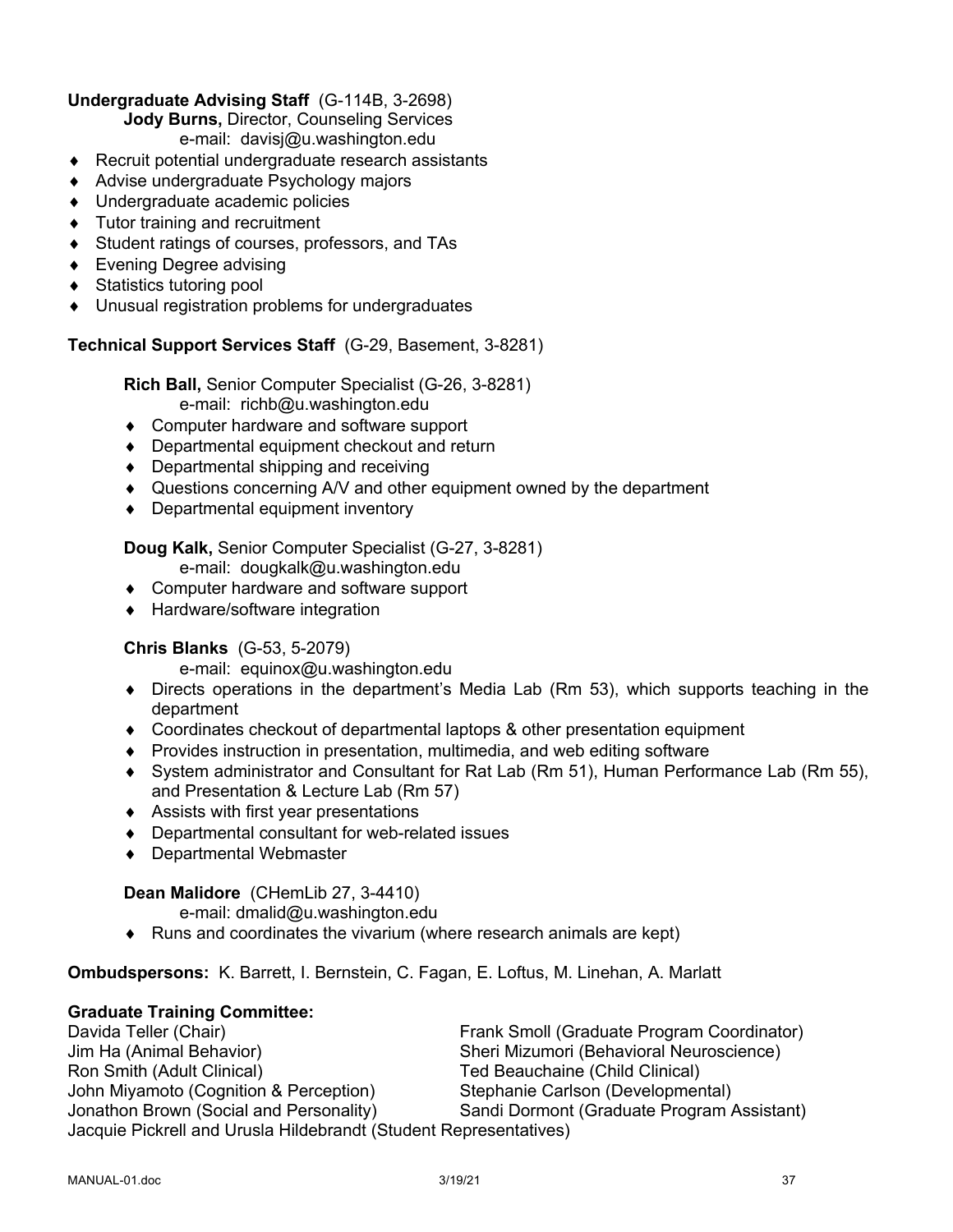**Undergraduate Advising Staff** (G-114B, 3-2698)

**Jody Burns,** Director, Counseling Services
e-mail: davisj@u.washington.edu

- Recruit potential undergraduate research assistants
- Advise undergraduate Psychology majors
- Undergraduate academic policies
- Tutor training and recruitment
- Student ratings of courses, professors, and TAs
- Evening Degree advising
- Statistics tutoring pool
- Unusual registration problems for undergraduates

**Technical Support Services Staff** (G-29, Basement, 3-8281)

**Rich Ball,** Senior Computer Specialist (G-26, 3-8281)
e-mail: richb@u.washington.edu

- Computer hardware and software support
- Departmental equipment checkout and return
- Departmental shipping and receiving
- Questions concerning A/V and other equipment owned by the department
- Departmental equipment inventory

**Doug Kalk,** Senior Computer Specialist (G-27, 3-8281)
e-mail: dougkalk@u.washington.edu

- Computer hardware and software support
- Hardware/software integration

**Chris Blanks** (G-53, 5-2079)
e-mail: equinox@u.washington.edu

- Directs operations in the department's Media Lab (Rm 53), which supports teaching in the department
- Coordinates checkout of departmental laptops & other presentation equipment
- Provides instruction in presentation, multimedia, and web editing software
- System administrator and Consultant for Rat Lab (Rm 51), Human Performance Lab (Rm 55), and Presentation & Lecture Lab (Rm 57)
- Assists with first year presentations
- Departmental consultant for web-related issues
- Departmental Webmaster

**Dean Malidore** (CHemLib 27, 3-4410)
e-mail: dmalid@u.washington.edu

- Runs and coordinates the vivarium (where research animals are kept)

**Ombudspersons:** K. Barrett, I. Bernstein, C. Fagan, E. Loftus, M. Linehan, A. Marlatt

**Graduate Training Committee:**

Davida Teller (Chair)
Frank Smoll (Graduate Program Coordinator)
Jim Ha (Animal Behavior)
Sheri Mizumori (Behavioral Neuroscience)
Ron Smith (Adult Clinical)
Ted Beauchaine (Child Clinical)
John Miyamoto (Cognition & Perception)
Stephanie Carlson (Developmental)
Jonathon Brown (Social and Personality)
Sandi Dormont (Graduate Program Assistant)
Jacquie Pickrell and Urusla Hildebrandt (Student Representatives)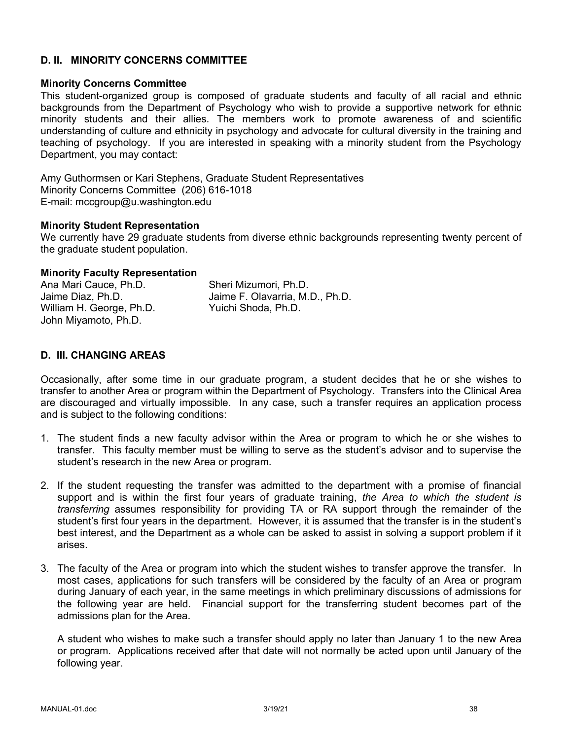## D. II. MINORITY CONCERNS COMMITTEE

### Minority Concerns Committee

This student-organized group is composed of graduate students and faculty of all racial and ethnic backgrounds from the Department of Psychology who wish to provide a supportive network for ethnic minority students and their allies. The members work to promote awareness of and scientific understanding of culture and ethnicity in psychology and advocate for cultural diversity in the training and teaching of psychology. If you are interested in speaking with a minority student from the Psychology Department, you may contact:

Amy Guthormsen or Kari Stephens, Graduate Student Representatives
Minority Concerns Committee (206) 616-1018
E-mail: mccgroup@u.washington.edu

### Minority Student Representation

We currently have 29 graduate students from diverse ethnic backgrounds representing twenty percent of the graduate student population.

### Minority Faculty Representation

Ana Mari Cauce, Ph.D.
Jaime Diaz, Ph.D.
William H. George, Ph.D.
John Miyamoto, Ph.D.
Sheri Mizumori, Ph.D.
Jaime F. Olavarria, M.D., Ph.D.
Yuichi Shoda, Ph.D.

## D. III. CHANGING AREAS

Occasionally, after some time in our graduate program, a student decides that he or she wishes to transfer to another Area or program within the Department of Psychology. Transfers into the Clinical Area are discouraged and virtually impossible. In any case, such a transfer requires an application process and is subject to the following conditions:

1. The student finds a new faculty advisor within the Area or program to which he or she wishes to transfer. This faculty member must be willing to serve as the student's advisor and to supervise the student's research in the new Area or program.

2. If the student requesting the transfer was admitted to the department with a promise of financial support and is within the first four years of graduate training, *the Area to which the student is transferring* assumes responsibility for providing TA or RA support through the remainder of the student's first four years in the department. However, it is assumed that the transfer is in the student's best interest, and the Department as a whole can be asked to assist in solving a support problem if it arises.

3. The faculty of the Area or program into which the student wishes to transfer approve the transfer. In most cases, applications for such transfers will be considered by the faculty of an Area or program during January of each year, in the same meetings in which preliminary discussions of admissions for the following year are held. Financial support for the transferring student becomes part of the admissions plan for the Area.

   A student who wishes to make such a transfer should apply no later than January 1 to the new Area or program. Applications received after that date will not normally be acted upon until January of the following year.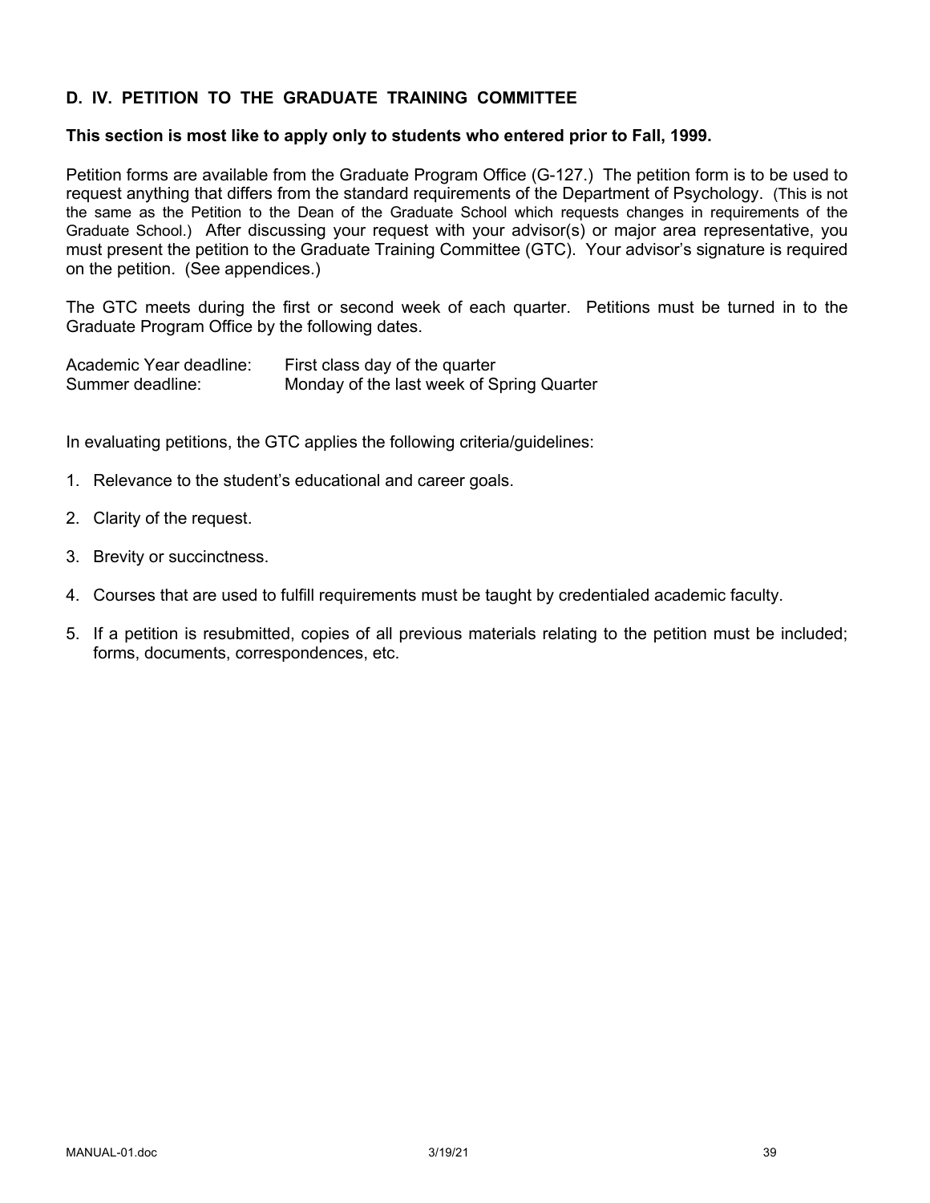## D. IV. PETITION TO THE GRADUATE TRAINING COMMITTEE

**This section is most like to apply only to students who entered prior to Fall, 1999.**

Petition forms are available from the Graduate Program Office (G-127.) The petition form is to be used to request anything that differs from the standard requirements of the Department of Psychology. (This is not the same as the Petition to the Dean of the Graduate School which requests changes in requirements of the Graduate School.) After discussing your request with your advisor(s) or major area representative, you must present the petition to the Graduate Training Committee (GTC). Your advisor's signature is required on the petition. (See appendices.)

The GTC meets during the first or second week of each quarter. Petitions must be turned in to the Graduate Program Office by the following dates.

| | |
|---|---|
| Academic Year deadline: | First class day of the quarter |
| Summer deadline: | Monday of the last week of Spring Quarter |

In evaluating petitions, the GTC applies the following criteria/guidelines:

1. Relevance to the student's educational and career goals.
2. Clarity of the request.
3. Brevity or succinctness.
4. Courses that are used to fulfill requirements must be taught by credentialed academic faculty.
5. If a petition is resubmitted, copies of all previous materials relating to the petition must be included; forms, documents, correspondences, etc.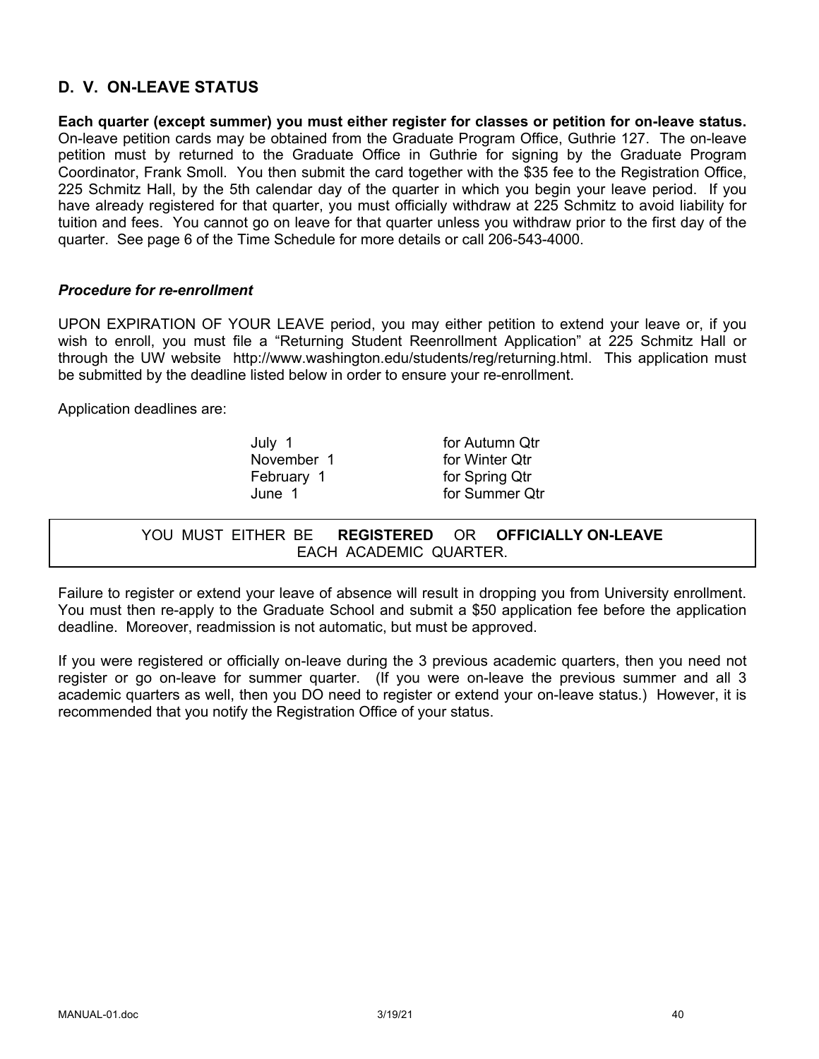## D. V. ON-LEAVE STATUS

**Each quarter (except summer) you must either register for classes or petition for on-leave status.** On-leave petition cards may be obtained from the Graduate Program Office, Guthrie 127. The on-leave petition must by returned to the Graduate Office in Guthrie for signing by the Graduate Program Coordinator, Frank Smoll. You then submit the card together with the $35 fee to the Registration Office, 225 Schmitz Hall, by the 5th calendar day of the quarter in which you begin your leave period. If you have already registered for that quarter, you must officially withdraw at 225 Schmitz to avoid liability for tuition and fees. You cannot go on leave for that quarter unless you withdraw prior to the first day of the quarter. See page 6 of the Time Schedule for more details or call 206-543-4000.

### *Procedure for re-enrollment*

UPON EXPIRATION OF YOUR LEAVE period, you may either petition to extend your leave or, if you wish to enroll, you must file a "Returning Student Reenrollment Application" at 225 Schmitz Hall or through the UW website http://www.washington.edu/students/reg/returning.html. This application must be submitted by the deadline listed below in order to ensure your re-enrollment.

Application deadlines are:

| | |
|---|---|
| July 1 | for Autumn Qtr |
| November 1 | for Winter Qtr |
| February 1 | for Spring Qtr |
| June 1 | for Summer Qtr |

YOU MUST EITHER BE **REGISTERED** OR **OFFICIALLY ON-LEAVE** EACH ACADEMIC QUARTER.

Failure to register or extend your leave of absence will result in dropping you from University enrollment. You must then re-apply to the Graduate School and submit a $50 application fee before the application deadline. Moreover, readmission is not automatic, but must be approved.

If you were registered or officially on-leave during the 3 previous academic quarters, then you need not register or go on-leave for summer quarter. (If you were on-leave the previous summer and all 3 academic quarters as well, then you DO need to register or extend your on-leave status.) However, it is recommended that you notify the Registration Office of your status.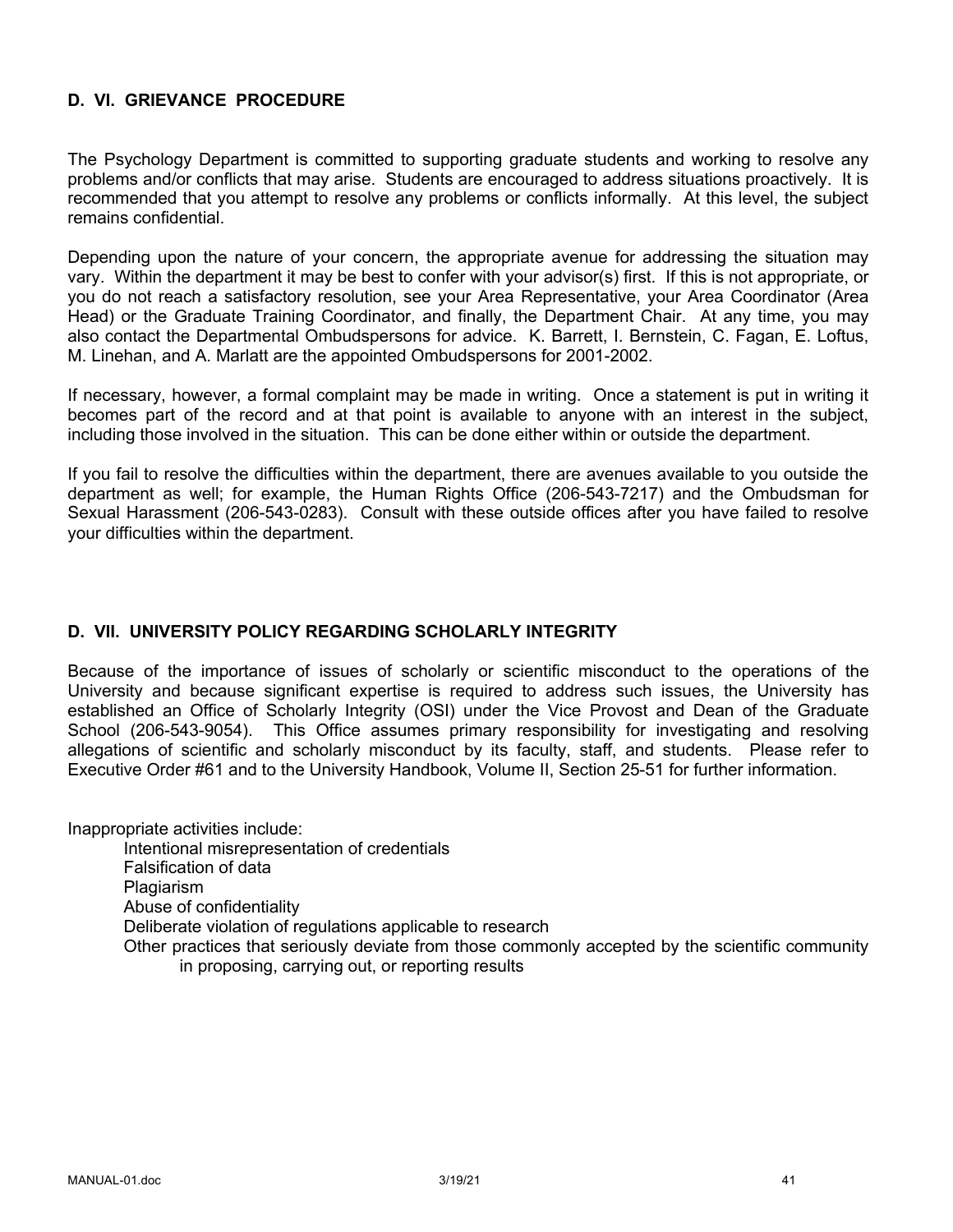## D. VI. GRIEVANCE PROCEDURE

The Psychology Department is committed to supporting graduate students and working to resolve any problems and/or conflicts that may arise. Students are encouraged to address situations proactively. It is recommended that you attempt to resolve any problems or conflicts informally. At this level, the subject remains confidential.

Depending upon the nature of your concern, the appropriate avenue for addressing the situation may vary. Within the department it may be best to confer with your advisor(s) first. If this is not appropriate, or you do not reach a satisfactory resolution, see your Area Representative, your Area Coordinator (Area Head) or the Graduate Training Coordinator, and finally, the Department Chair. At any time, you may also contact the Departmental Ombudspersons for advice. K. Barrett, I. Bernstein, C. Fagan, E. Loftus, M. Linehan, and A. Marlatt are the appointed Ombudspersons for 2001-2002.

If necessary, however, a formal complaint may be made in writing. Once a statement is put in writing it becomes part of the record and at that point is available to anyone with an interest in the subject, including those involved in the situation. This can be done either within or outside the department.

If you fail to resolve the difficulties within the department, there are avenues available to you outside the department as well; for example, the Human Rights Office (206-543-7217) and the Ombudsman for Sexual Harassment (206-543-0283). Consult with these outside offices after you have failed to resolve your difficulties within the department.

## D. VII. UNIVERSITY POLICY REGARDING SCHOLARLY INTEGRITY

Because of the importance of issues of scholarly or scientific misconduct to the operations of the University and because significant expertise is required to address such issues, the University has established an Office of Scholarly Integrity (OSI) under the Vice Provost and Dean of the Graduate School (206-543-9054). This Office assumes primary responsibility for investigating and resolving allegations of scientific and scholarly misconduct by its faculty, staff, and students. Please refer to Executive Order #61 and to the University Handbook, Volume II, Section 25-51 for further information.

Inappropriate activities include:

- Intentional misrepresentation of credentials
- Falsification of data
- Plagiarism
- Abuse of confidentiality
- Deliberate violation of regulations applicable to research
- Other practices that seriously deviate from those commonly accepted by the scientific community in proposing, carrying out, or reporting results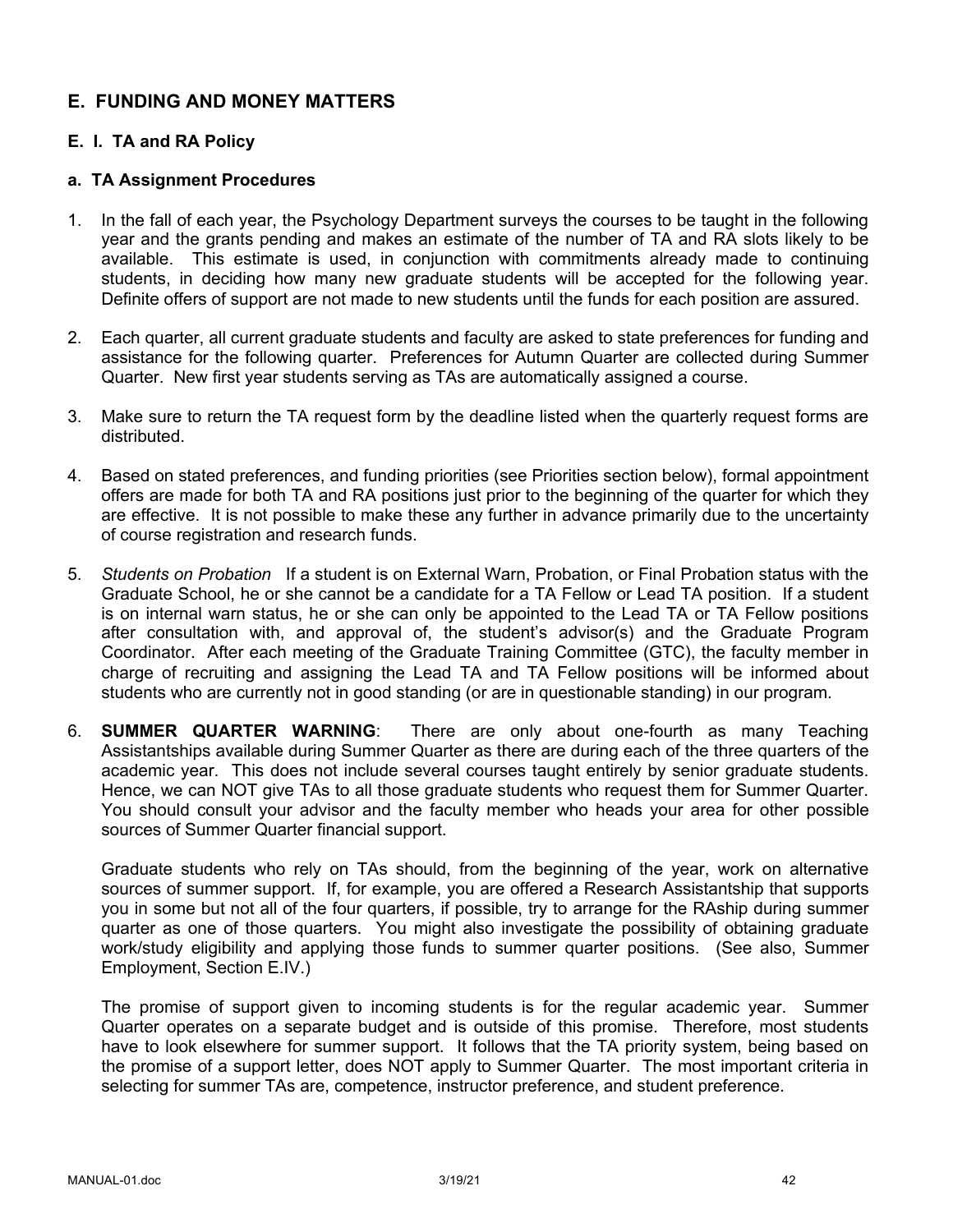## E. FUNDING AND MONEY MATTERS

### E. I. TA and RA Policy

#### a. TA Assignment Procedures

1. In the fall of each year, the Psychology Department surveys the courses to be taught in the following year and the grants pending and makes an estimate of the number of TA and RA slots likely to be available. This estimate is used, in conjunction with commitments already made to continuing students, in deciding how many new graduate students will be accepted for the following year. Definite offers of support are not made to new students until the funds for each position are assured.

2. Each quarter, all current graduate students and faculty are asked to state preferences for funding and assistance for the following quarter. Preferences for Autumn Quarter are collected during Summer Quarter. New first year students serving as TAs are automatically assigned a course.

3. Make sure to return the TA request form by the deadline listed when the quarterly request forms are distributed.

4. Based on stated preferences, and funding priorities (see Priorities section below), formal appointment offers are made for both TA and RA positions just prior to the beginning of the quarter for which they are effective. It is not possible to make these any further in advance primarily due to the uncertainty of course registration and research funds.

5. *Students on Probation* If a student is on External Warn, Probation, or Final Probation status with the Graduate School, he or she cannot be a candidate for a TA Fellow or Lead TA position. If a student is on internal warn status, he or she can only be appointed to the Lead TA or TA Fellow positions after consultation with, and approval of, the student's advisor(s) and the Graduate Program Coordinator. After each meeting of the Graduate Training Committee (GTC), the faculty member in charge of recruiting and assigning the Lead TA and TA Fellow positions will be informed about students who are currently not in good standing (or are in questionable standing) in our program.

6. **SUMMER QUARTER WARNING**: There are only about one-fourth as many Teaching Assistantships available during Summer Quarter as there are during each of the three quarters of the academic year. This does not include several courses taught entirely by senior graduate students. Hence, we can NOT give TAs to all those graduate students who request them for Summer Quarter. You should consult your advisor and the faculty member who heads your area for other possible sources of Summer Quarter financial support.

   Graduate students who rely on TAs should, from the beginning of the year, work on alternative sources of summer support. If, for example, you are offered a Research Assistantship that supports you in some but not all of the four quarters, if possible, try to arrange for the RAship during summer quarter as one of those quarters. You might also investigate the possibility of obtaining graduate work/study eligibility and applying those funds to summer quarter positions. (See also, Summer Employment, Section E.IV.)

   The promise of support given to incoming students is for the regular academic year. Summer Quarter operates on a separate budget and is outside of this promise. Therefore, most students have to look elsewhere for summer support. It follows that the TA priority system, being based on the promise of a support letter, does NOT apply to Summer Quarter. The most important criteria in selecting for summer TAs are, competence, instructor preference, and student preference.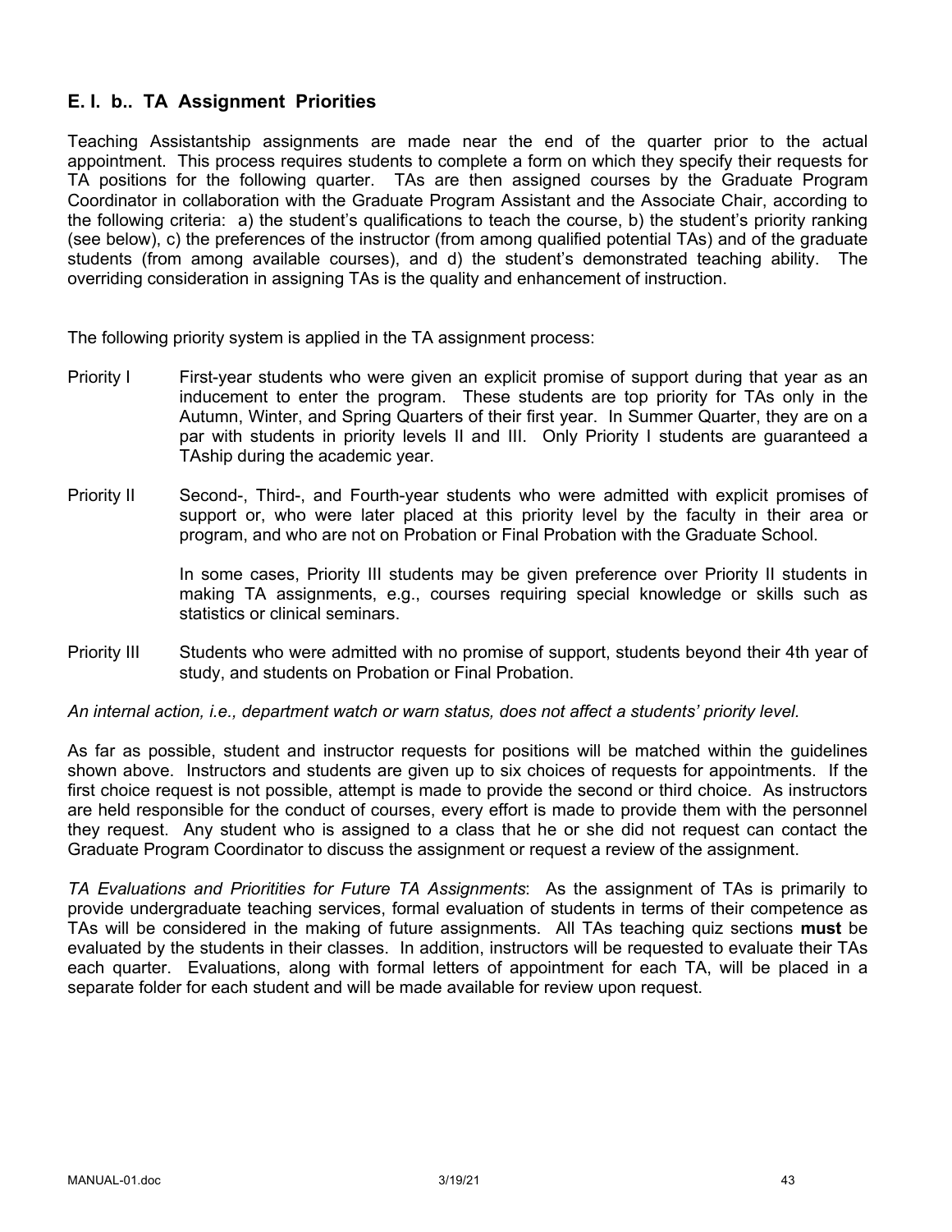### E. I. b.. TA Assignment Priorities

Teaching Assistantship assignments are made near the end of the quarter prior to the actual appointment. This process requires students to complete a form on which they specify their requests for TA positions for the following quarter. TAs are then assigned courses by the Graduate Program Coordinator in collaboration with the Graduate Program Assistant and the Associate Chair, according to the following criteria: a) the student's qualifications to teach the course, b) the student's priority ranking (see below), c) the preferences of the instructor (from among qualified potential TAs) and of the graduate students (from among available courses), and d) the student's demonstrated teaching ability. The overriding consideration in assigning TAs is the quality and enhancement of instruction.

The following priority system is applied in the TA assignment process:

Priority I — First-year students who were given an explicit promise of support during that year as an inducement to enter the program. These students are top priority for TAs only in the Autumn, Winter, and Spring Quarters of their first year. In Summer Quarter, they are on a par with students in priority levels II and III. Only Priority I students are guaranteed a TAship during the academic year.

Priority II — Second-, Third-, and Fourth-year students who were admitted with explicit promises of support or, who were later placed at this priority level by the faculty in their area or program, and who are not on Probation or Final Probation with the Graduate School.

In some cases, Priority III students may be given preference over Priority II students in making TA assignments, e.g., courses requiring special knowledge or skills such as statistics or clinical seminars.

Priority III — Students who were admitted with no promise of support, students beyond their 4th year of study, and students on Probation or Final Probation.

*An internal action, i.e., department watch or warn status, does not affect a students' priority level.*

As far as possible, student and instructor requests for positions will be matched within the guidelines shown above. Instructors and students are given up to six choices of requests for appointments. If the first choice request is not possible, attempt is made to provide the second or third choice. As instructors are held responsible for the conduct of courses, every effort is made to provide them with the personnel they request. Any student who is assigned to a class that he or she did not request can contact the Graduate Program Coordinator to discuss the assignment or request a review of the assignment.

*TA Evaluations and Prioritities for Future TA Assignments*: As the assignment of TAs is primarily to provide undergraduate teaching services, formal evaluation of students in terms of their competence as TAs will be considered in the making of future assignments. All TAs teaching quiz sections **must** be evaluated by the students in their classes. In addition, instructors will be requested to evaluate their TAs each quarter. Evaluations, along with formal letters of appointment for each TA, will be placed in a separate folder for each student and will be made available for review upon request.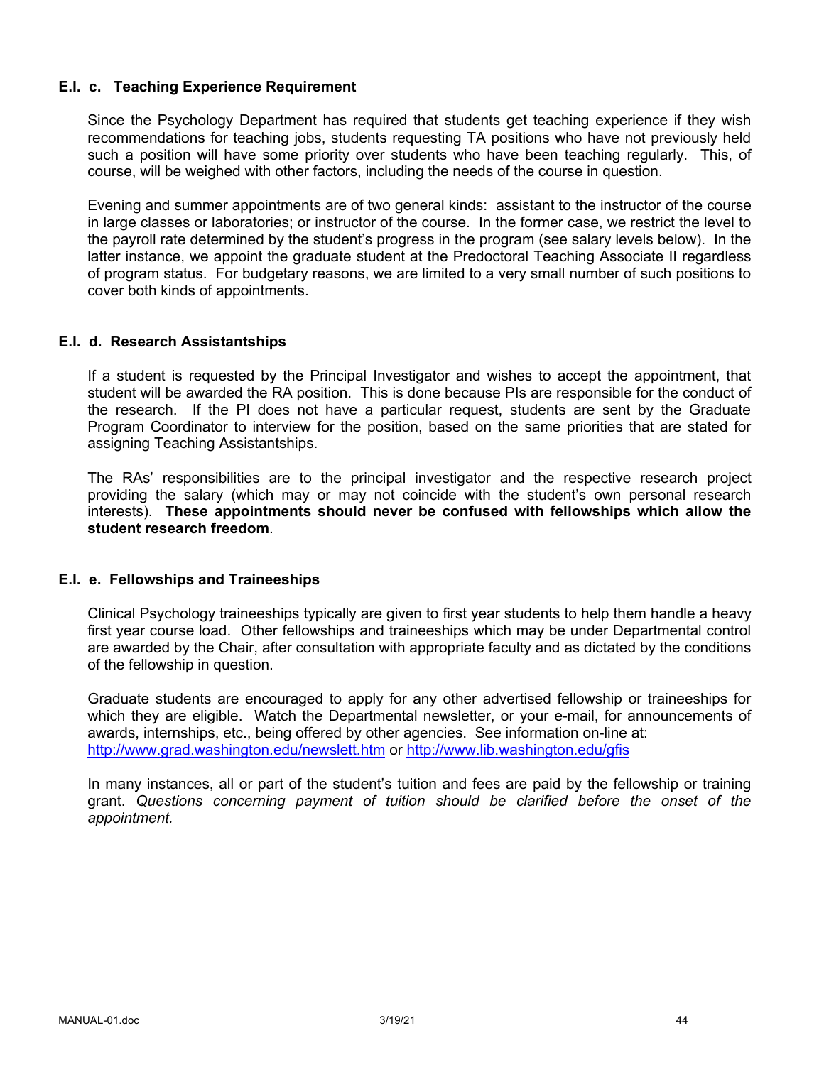### E.I. c. Teaching Experience Requirement

Since the Psychology Department has required that students get teaching experience if they wish recommendations for teaching jobs, students requesting TA positions who have not previously held such a position will have some priority over students who have been teaching regularly. This, of course, will be weighed with other factors, including the needs of the course in question.

Evening and summer appointments are of two general kinds: assistant to the instructor of the course in large classes or laboratories; or instructor of the course. In the former case, we restrict the level to the payroll rate determined by the student's progress in the program (see salary levels below). In the latter instance, we appoint the graduate student at the Predoctoral Teaching Associate II regardless of program status. For budgetary reasons, we are limited to a very small number of such positions to cover both kinds of appointments.

### E.I. d. Research Assistantships

If a student is requested by the Principal Investigator and wishes to accept the appointment, that student will be awarded the RA position. This is done because PIs are responsible for the conduct of the research. If the PI does not have a particular request, students are sent by the Graduate Program Coordinator to interview for the position, based on the same priorities that are stated for assigning Teaching Assistantships.

The RAs' responsibilities are to the principal investigator and the respective research project providing the salary (which may or may not coincide with the student's own personal research interests). **These appointments should never be confused with fellowships which allow the student research freedom**.

### E.I. e. Fellowships and Traineeships

Clinical Psychology traineeships typically are given to first year students to help them handle a heavy first year course load. Other fellowships and traineeships which may be under Departmental control are awarded by the Chair, after consultation with appropriate faculty and as dictated by the conditions of the fellowship in question.

Graduate students are encouraged to apply for any other advertised fellowship or traineeships for which they are eligible. Watch the Departmental newsletter, or your e-mail, for announcements of awards, internships, etc., being offered by other agencies. See information on-line at: http://www.grad.washington.edu/newslett.htm or http://www.lib.washington.edu/gfis

In many instances, all or part of the student's tuition and fees are paid by the fellowship or training grant. *Questions concerning payment of tuition should be clarified before the onset of the appointment.*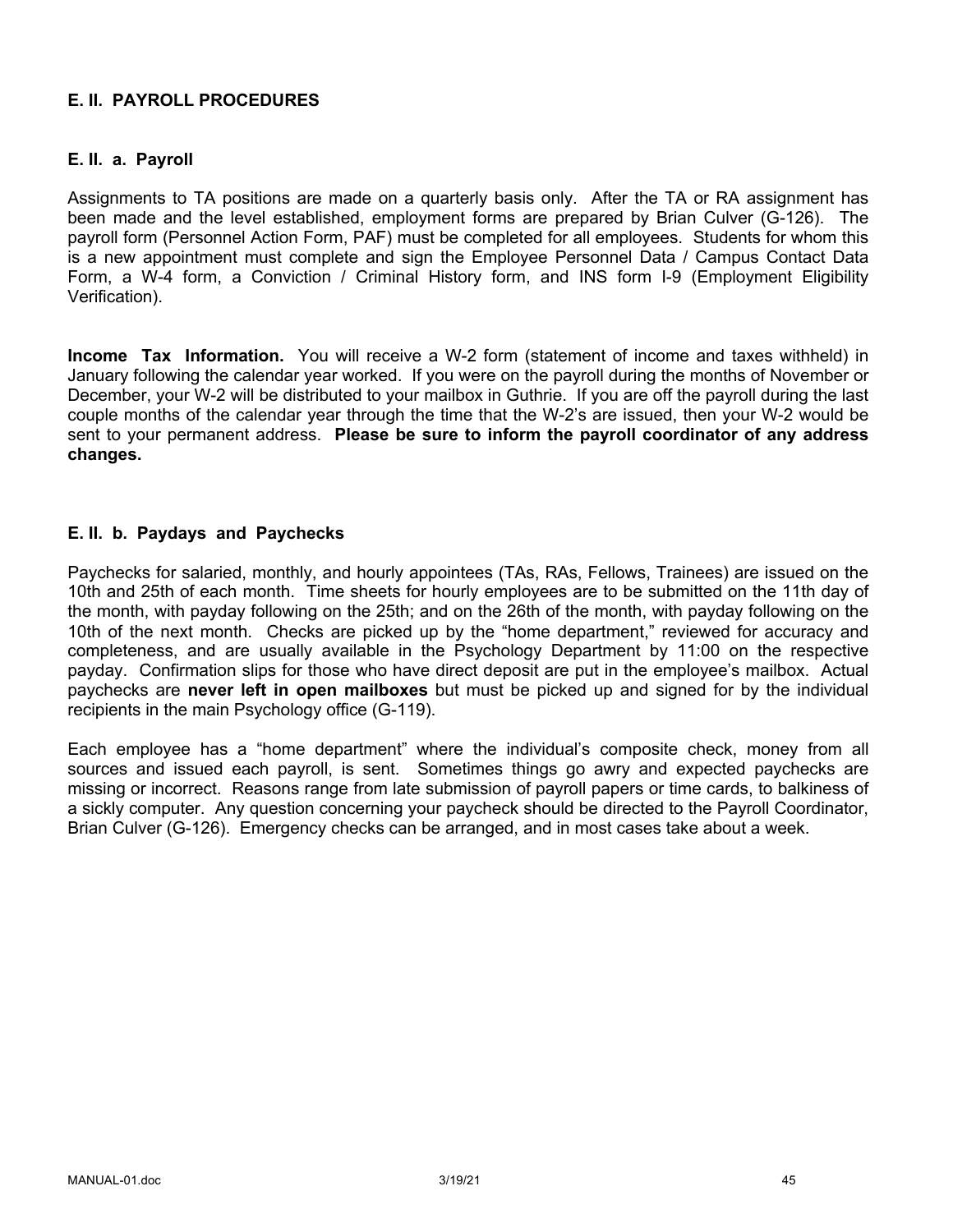## E. II. PAYROLL PROCEDURES

### E. II. a. Payroll

Assignments to TA positions are made on a quarterly basis only. After the TA or RA assignment has been made and the level established, employment forms are prepared by Brian Culver (G-126). The payroll form (Personnel Action Form, PAF) must be completed for all employees. Students for whom this is a new appointment must complete and sign the Employee Personnel Data / Campus Contact Data Form, a W-4 form, a Conviction / Criminal History form, and INS form I-9 (Employment Eligibility Verification).

**Income Tax Information.** You will receive a W-2 form (statement of income and taxes withheld) in January following the calendar year worked. If you were on the payroll during the months of November or December, your W-2 will be distributed to your mailbox in Guthrie. If you are off the payroll during the last couple months of the calendar year through the time that the W-2's are issued, then your W-2 would be sent to your permanent address. **Please be sure to inform the payroll coordinator of any address changes.**

### E. II. b. Paydays and Paychecks

Paychecks for salaried, monthly, and hourly appointees (TAs, RAs, Fellows, Trainees) are issued on the 10th and 25th of each month. Time sheets for hourly employees are to be submitted on the 11th day of the month, with payday following on the 25th; and on the 26th of the month, with payday following on the 10th of the next month. Checks are picked up by the "home department," reviewed for accuracy and completeness, and are usually available in the Psychology Department by 11:00 on the respective payday. Confirmation slips for those who have direct deposit are put in the employee's mailbox. Actual paychecks are **never left in open mailboxes** but must be picked up and signed for by the individual recipients in the main Psychology office (G-119).

Each employee has a "home department" where the individual's composite check, money from all sources and issued each payroll, is sent. Sometimes things go awry and expected paychecks are missing or incorrect. Reasons range from late submission of payroll papers or time cards, to balkiness of a sickly computer. Any question concerning your paycheck should be directed to the Payroll Coordinator, Brian Culver (G-126). Emergency checks can be arranged, and in most cases take about a week.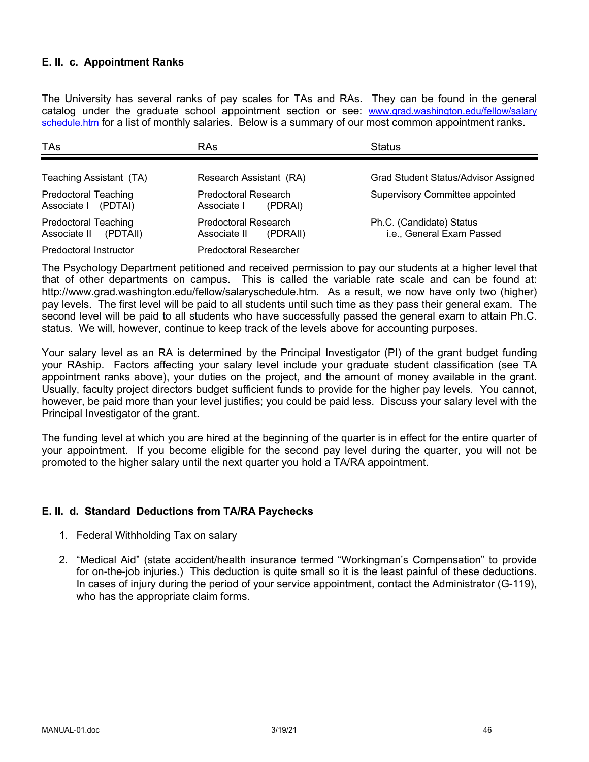### E. II. c. Appointment Ranks

The University has several ranks of pay scales for TAs and RAs. They can be found in the general catalog under the graduate school appointment section or see: [www.grad.washington.edu/fellow/salary schedule.htm](www.grad.washington.edu/fellow/salaryschedule.htm) for a list of monthly salaries. Below is a summary of our most common appointment ranks.

| TAs | RAs | Status |
|---|---|---|
| Teaching Assistant (TA) | Research Assistant (RA) | Grad Student Status/Advisor Assigned |
| Predoctoral Teaching Associate I (PDTAI) | Predoctoral Research Associate I (PDRAI) | Supervisory Committee appointed |
| Predoctoral Teaching Associate II (PDTAII) | Predoctoral Research Associate II (PDRAII) | Ph.C. (Candidate) Status i.e., General Exam Passed |
| Predoctoral Instructor | Predoctoral Researcher | |

The Psychology Department petitioned and received permission to pay our students at a higher level that that of other departments on campus. This is called the variable rate scale and can be found at: http://www.grad.washington.edu/fellow/salaryschedule.htm. As a result, we now have only two (higher) pay levels. The first level will be paid to all students until such time as they pass their general exam. The second level will be paid to all students who have successfully passed the general exam to attain Ph.C. status. We will, however, continue to keep track of the levels above for accounting purposes.

Your salary level as an RA is determined by the Principal Investigator (PI) of the grant budget funding your RAship. Factors affecting your salary level include your graduate student classification (see TA appointment ranks above), your duties on the project, and the amount of money available in the grant. Usually, faculty project directors budget sufficient funds to provide for the higher pay levels. You cannot, however, be paid more than your level justifies; you could be paid less. Discuss your salary level with the Principal Investigator of the grant.

The funding level at which you are hired at the beginning of the quarter is in effect for the entire quarter of your appointment. If you become eligible for the second pay level during the quarter, you will not be promoted to the higher salary until the next quarter you hold a TA/RA appointment.

### E. II. d. Standard Deductions from TA/RA Paychecks

1. Federal Withholding Tax on salary
2. "Medical Aid" (state accident/health insurance termed "Workingman's Compensation" to provide for on-the-job injuries.) This deduction is quite small so it is the least painful of these deductions. In cases of injury during the period of your service appointment, contact the Administrator (G-119), who has the appropriate claim forms.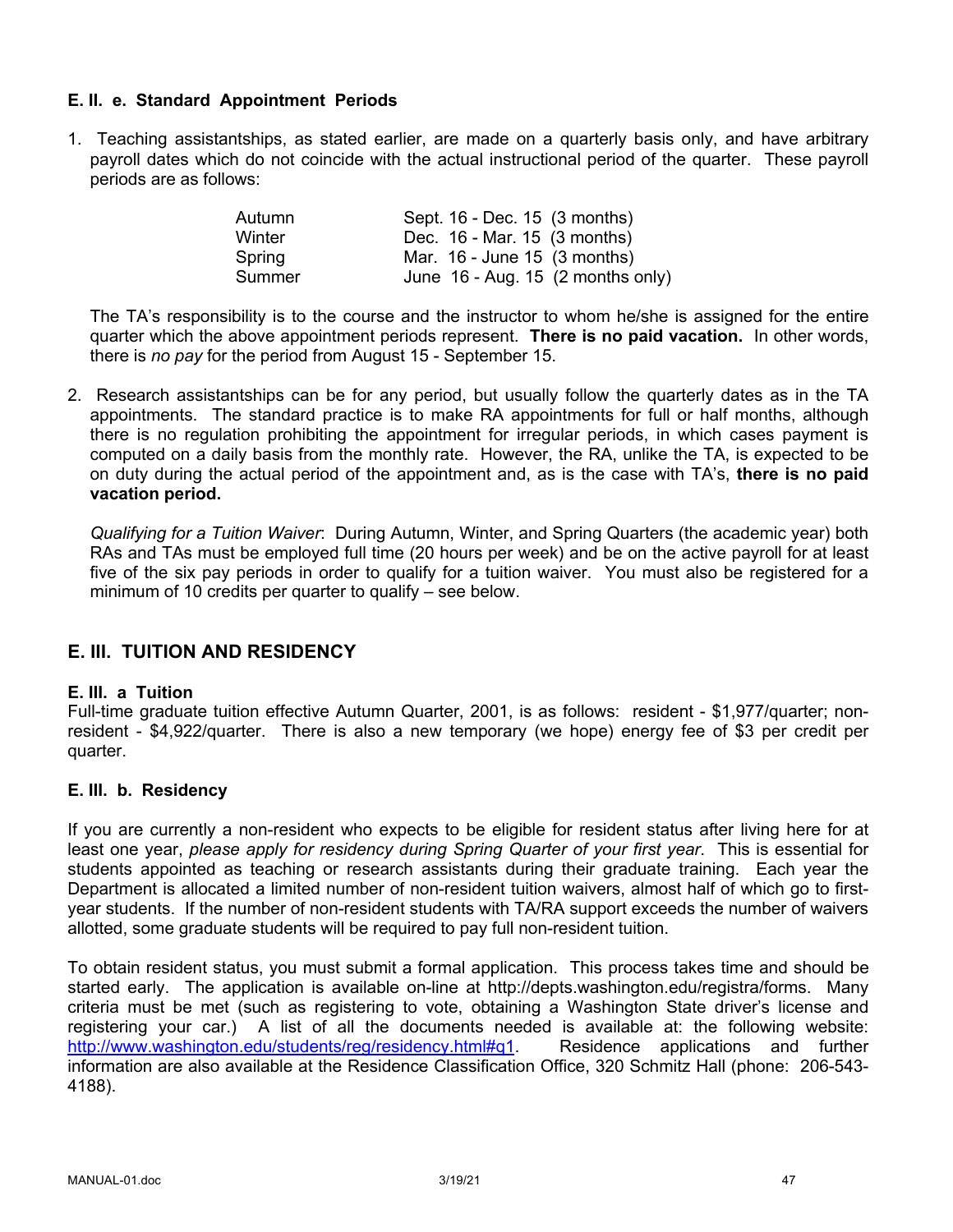### E. II. e. Standard Appointment Periods

1. Teaching assistantships, as stated earlier, are made on a quarterly basis only, and have arbitrary payroll dates which do not coincide with the actual instructional period of the quarter. These payroll periods are as follows:

| | |
|---|---|
| Autumn | Sept. 16 - Dec. 15 (3 months) |
| Winter | Dec. 16 - Mar. 15 (3 months) |
| Spring | Mar. 16 - June 15 (3 months) |
| Summer | June 16 - Aug. 15 (2 months only) |

   The TA's responsibility is to the course and the instructor to whom he/she is assigned for the entire quarter which the above appointment periods represent. **There is no paid vacation.** In other words, there is *no pay* for the period from August 15 - September 15.

2. Research assistantships can be for any period, but usually follow the quarterly dates as in the TA appointments. The standard practice is to make RA appointments for full or half months, although there is no regulation prohibiting the appointment for irregular periods, in which cases payment is computed on a daily basis from the monthly rate. However, the RA, unlike the TA, is expected to be on duty during the actual period of the appointment and, as is the case with TA's, **there is no paid vacation period.**

   *Qualifying for a Tuition Waiver*: During Autumn, Winter, and Spring Quarters (the academic year) both RAs and TAs must be employed full time (20 hours per week) and be on the active payroll for at least five of the six pay periods in order to qualify for a tuition waiver. You must also be registered for a minimum of 10 credits per quarter to qualify – see below.

## E. III. TUITION AND RESIDENCY

### E. III. a Tuition

Full-time graduate tuition effective Autumn Quarter, 2001, is as follows: resident - $1,977/quarter; non-resident - $4,922/quarter. There is also a new temporary (we hope) energy fee of $3 per credit per quarter.

### E. III. b. Residency

If you are currently a non-resident who expects to be eligible for resident status after living here for at least one year, *please apply for residency during Spring Quarter of your first year*. This is essential for students appointed as teaching or research assistants during their graduate training. Each year the Department is allocated a limited number of non-resident tuition waivers, almost half of which go to first-year students. If the number of non-resident students with TA/RA support exceeds the number of waivers allotted, some graduate students will be required to pay full non-resident tuition.

To obtain resident status, you must submit a formal application. This process takes time and should be started early. The application is available on-line at http://depts.washington.edu/registra/forms. Many criteria must be met (such as registering to vote, obtaining a Washington State driver's license and registering your car.) A list of all the documents needed is available at: the following website: http://www.washington.edu/students/reg/residency.html#q1. Residence applications and further information are also available at the Residence Classification Office, 320 Schmitz Hall (phone: 206-543-4188).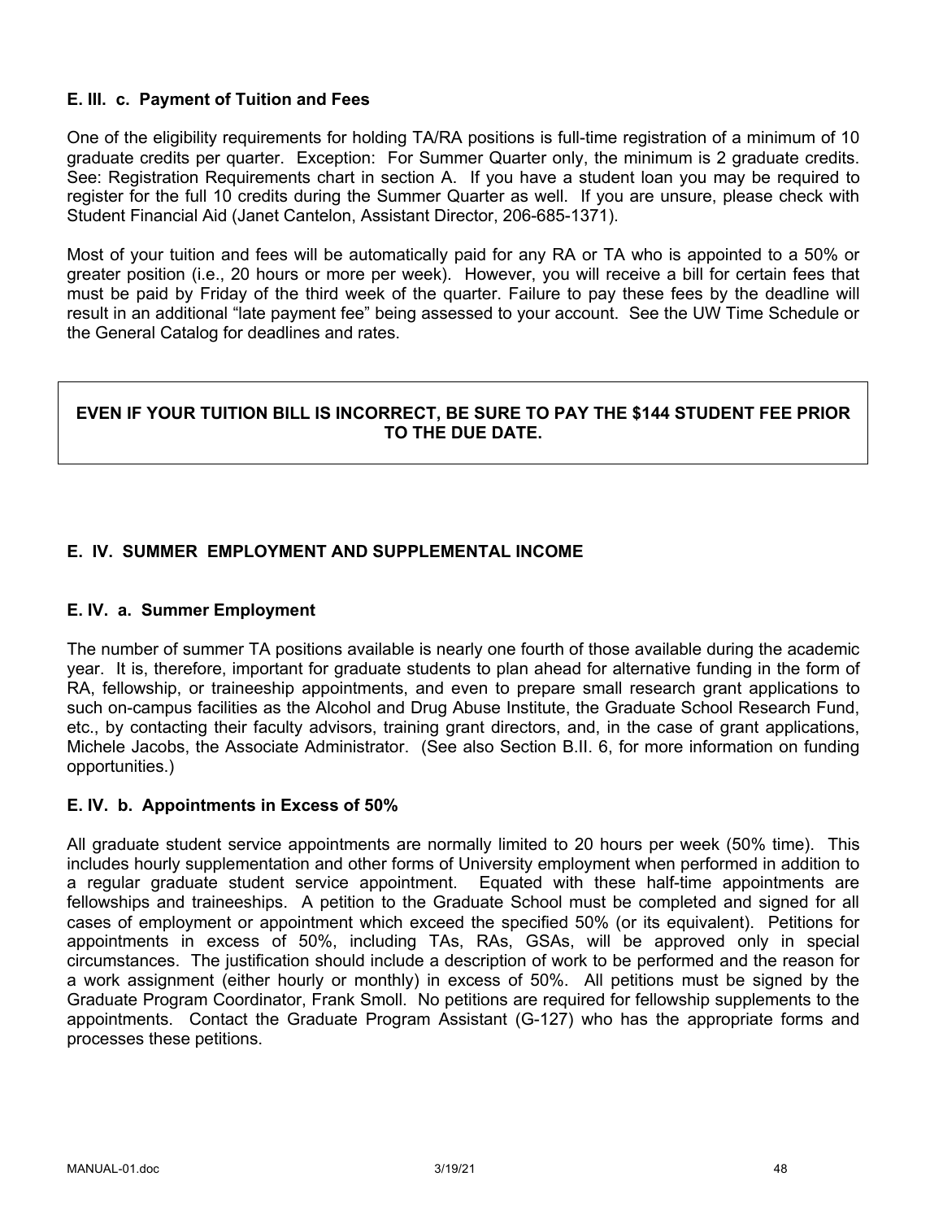### E. III. c. Payment of Tuition and Fees

One of the eligibility requirements for holding TA/RA positions is full-time registration of a minimum of 10 graduate credits per quarter. Exception: For Summer Quarter only, the minimum is 2 graduate credits. See: Registration Requirements chart in section A. If you have a student loan you may be required to register for the full 10 credits during the Summer Quarter as well. If you are unsure, please check with Student Financial Aid (Janet Cantelon, Assistant Director, 206-685-1371).

Most of your tuition and fees will be automatically paid for any RA or TA who is appointed to a 50% or greater position (i.e., 20 hours or more per week). However, you will receive a bill for certain fees that must be paid by Friday of the third week of the quarter. Failure to pay these fees by the deadline will result in an additional "late payment fee" being assessed to your account. See the UW Time Schedule or the General Catalog for deadlines and rates.

**EVEN IF YOUR TUITION BILL IS INCORRECT, BE SURE TO PAY THE $144 STUDENT FEE PRIOR TO THE DUE DATE.**

## E. IV. SUMMER EMPLOYMENT AND SUPPLEMENTAL INCOME

### E. IV. a. Summer Employment

The number of summer TA positions available is nearly one fourth of those available during the academic year. It is, therefore, important for graduate students to plan ahead for alternative funding in the form of RA, fellowship, or traineeship appointments, and even to prepare small research grant applications to such on-campus facilities as the Alcohol and Drug Abuse Institute, the Graduate School Research Fund, etc., by contacting their faculty advisors, training grant directors, and, in the case of grant applications, Michele Jacobs, the Associate Administrator. (See also Section B.II. 6, for more information on funding opportunities.)

### E. IV. b. Appointments in Excess of 50%

All graduate student service appointments are normally limited to 20 hours per week (50% time). This includes hourly supplementation and other forms of University employment when performed in addition to a regular graduate student service appointment. Equated with these half-time appointments are fellowships and traineeships. A petition to the Graduate School must be completed and signed for all cases of employment or appointment which exceed the specified 50% (or its equivalent). Petitions for appointments in excess of 50%, including TAs, RAs, GSAs, will be approved only in special circumstances. The justification should include a description of work to be performed and the reason for a work assignment (either hourly or monthly) in excess of 50%. All petitions must be signed by the Graduate Program Coordinator, Frank Smoll. No petitions are required for fellowship supplements to the appointments. Contact the Graduate Program Assistant (G-127) who has the appropriate forms and processes these petitions.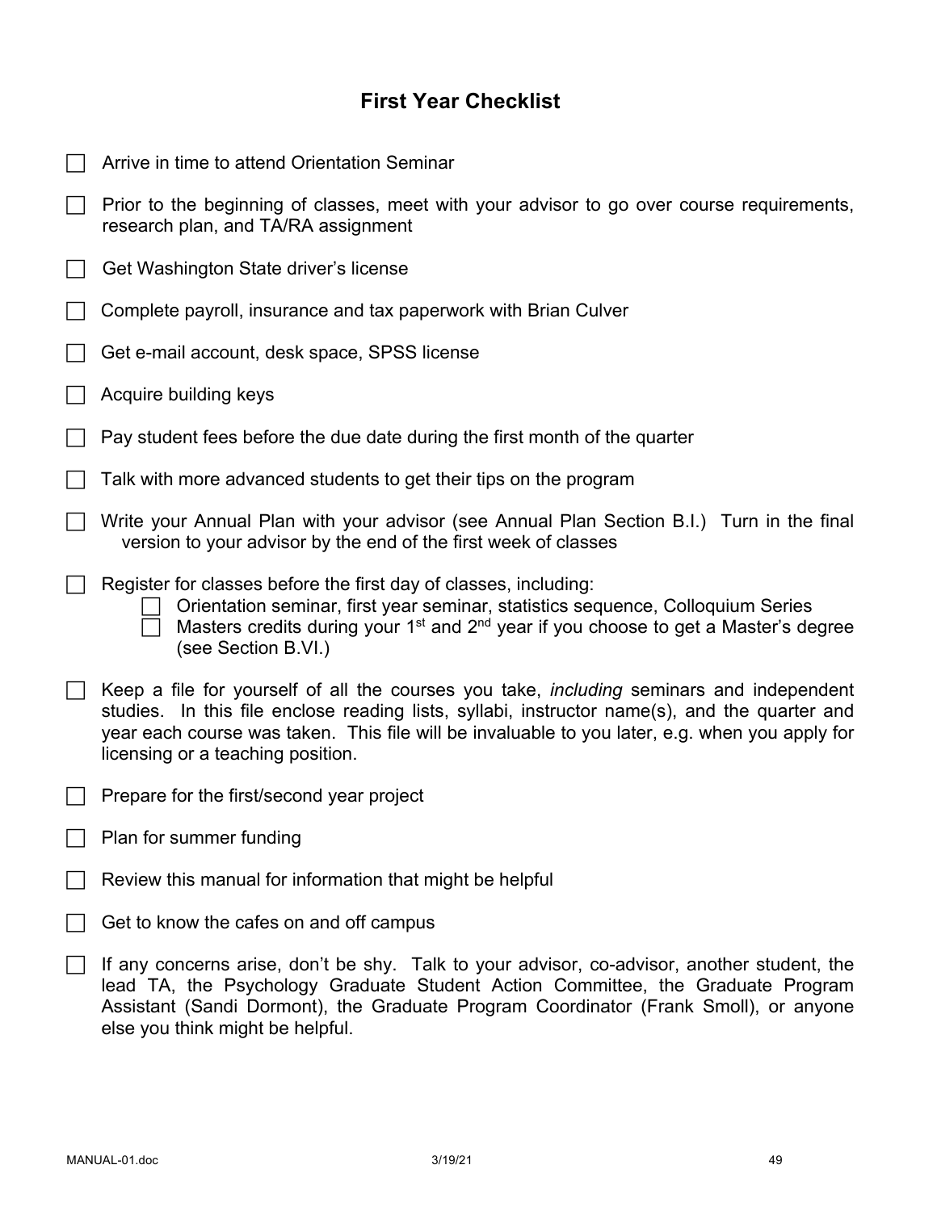## First Year Checklist

- [ ] Arrive in time to attend Orientation Seminar
- [ ] Prior to the beginning of classes, meet with your advisor to go over course requirements, research plan, and TA/RA assignment
- [ ] Get Washington State driver's license
- [ ] Complete payroll, insurance and tax paperwork with Brian Culver
- [ ] Get e-mail account, desk space, SPSS license
- [ ] Acquire building keys
- [ ] Pay student fees before the due date during the first month of the quarter
- [ ] Talk with more advanced students to get their tips on the program
- [ ] Write your Annual Plan with your advisor (see Annual Plan Section B.I.) Turn in the final version to your advisor by the end of the first week of classes
- [ ] Register for classes before the first day of classes, including:
  - [ ] Orientation seminar, first year seminar, statistics sequence, Colloquium Series
  - [ ] Masters credits during your 1st and 2nd year if you choose to get a Master's degree (see Section B.VI.)
- [ ] Keep a file for yourself of all the courses you take, *including* seminars and independent studies. In this file enclose reading lists, syllabi, instructor name(s), and the quarter and year each course was taken. This file will be invaluable to you later, e.g. when you apply for licensing or a teaching position.
- [ ] Prepare for the first/second year project
- [ ] Plan for summer funding
- [ ] Review this manual for information that might be helpful
- [ ] Get to know the cafes on and off campus
- [ ] If any concerns arise, don't be shy. Talk to your advisor, co-advisor, another student, the lead TA, the Psychology Graduate Student Action Committee, the Graduate Program Assistant (Sandi Dormont), the Graduate Program Coordinator (Frank Smoll), or anyone else you think might be helpful.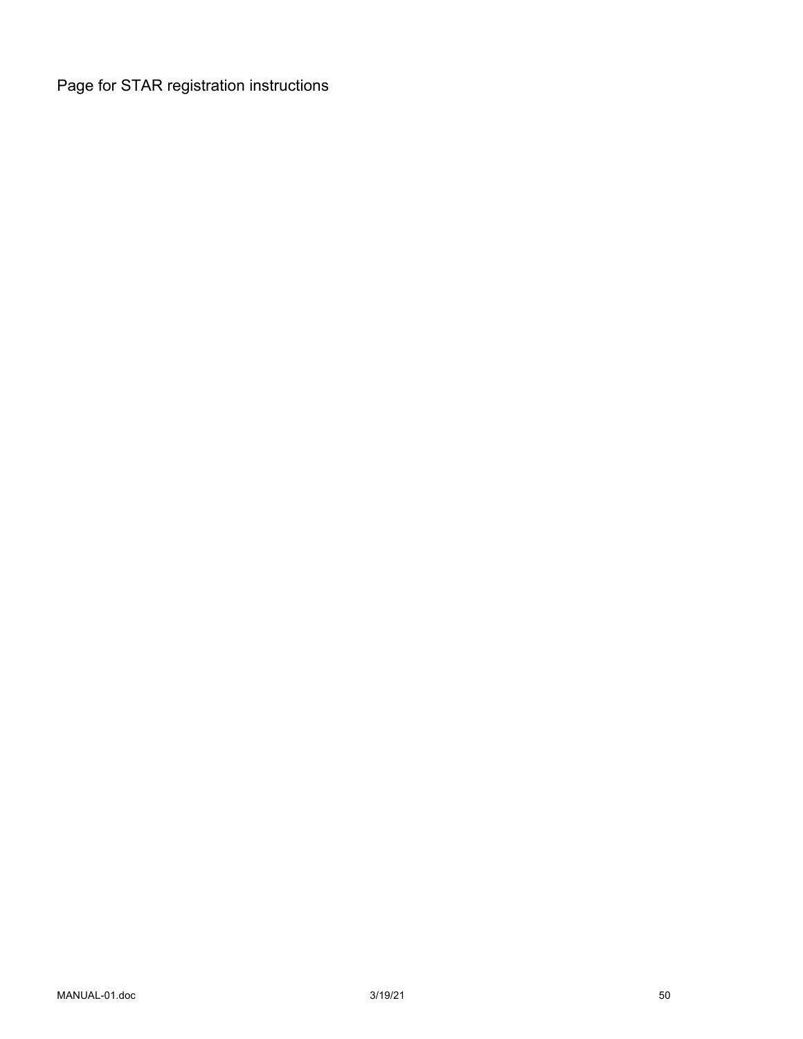Page for STAR registration instructions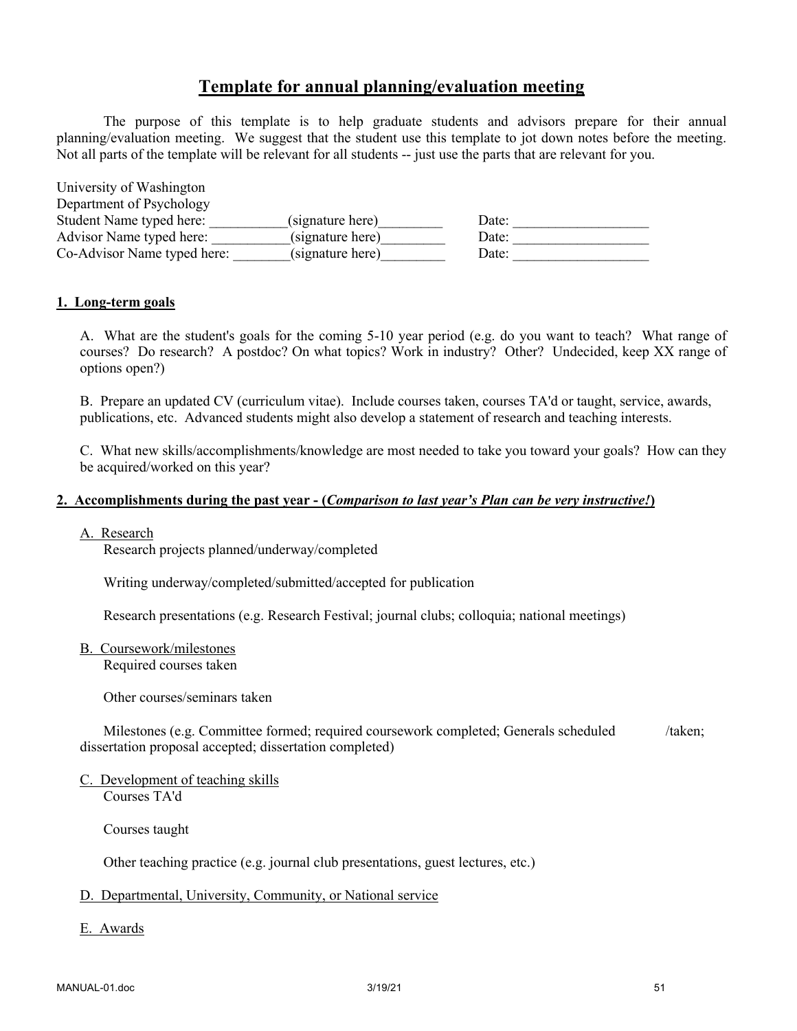# Template for annual planning/evaluation meeting

The purpose of this template is to help graduate students and advisors prepare for their annual planning/evaluation meeting. We suggest that the student use this template to jot down notes before the meeting. Not all parts of the template will be relevant for all students -- just use the parts that are relevant for you.

University of Washington
Department of Psychology
Student Name typed here: ___________(signature here)_________ Date: ___________________
Advisor Name typed here: ___________(signature here)_________ Date: ___________________
Co-Advisor Name typed here: ________(signature here)_________ Date: ___________________

## 1. Long-term goals

A. What are the student's goals for the coming 5-10 year period (e.g. do you want to teach? What range of courses? Do research? A postdoc? On what topics? Work in industry? Other? Undecided, keep XX range of options open?)

B. Prepare an updated CV (curriculum vitae). Include courses taken, courses TA'd or taught, service, awards, publications, etc. Advanced students might also develop a statement of research and teaching interests.

C. What new skills/accomplishments/knowledge are most needed to take you toward your goals? How can they be acquired/worked on this year?

## 2. Accomplishments during the past year - (*Comparison to last year's Plan can be very instructive!*)

A. Research

Research projects planned/underway/completed

Writing underway/completed/submitted/accepted for publication

Research presentations (e.g. Research Festival; journal clubs; colloquia; national meetings)

B. Coursework/milestones

Required courses taken

Other courses/seminars taken

Milestones (e.g. Committee formed; required coursework completed; Generals scheduled /taken; dissertation proposal accepted; dissertation completed)

C. Development of teaching skills

Courses TA'd

Courses taught

Other teaching practice (e.g. journal club presentations, guest lectures, etc.)

D. Departmental, University, Community, or National service

E. Awards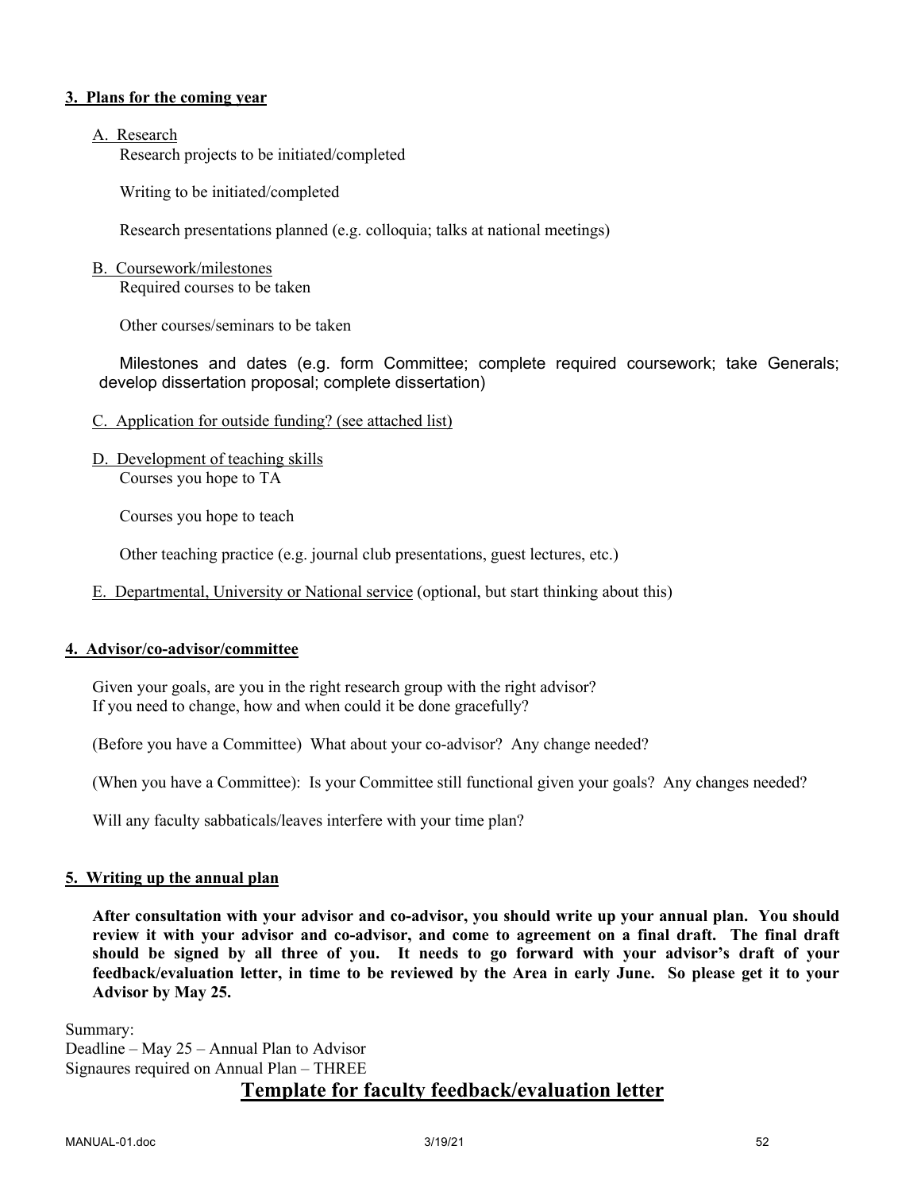**3. Plans for the coming year**

A. Research

Research projects to be initiated/completed

Writing to be initiated/completed

Research presentations planned (e.g. colloquia; talks at national meetings)

B. Coursework/milestones

Required courses to be taken

Other courses/seminars to be taken

Milestones and dates (e.g. form Committee; complete required coursework; take Generals; develop dissertation proposal; complete dissertation)

C. Application for outside funding? (see attached list)

D. Development of teaching skills

Courses you hope to TA

Courses you hope to teach

Other teaching practice (e.g. journal club presentations, guest lectures, etc.)

E. Departmental, University or National service (optional, but start thinking about this)

**4. Advisor/co-advisor/committee**

Given your goals, are you in the right research group with the right advisor?
If you need to change, how and when could it be done gracefully?

(Before you have a Committee) What about your co-advisor? Any change needed?

(When you have a Committee): Is your Committee still functional given your goals? Any changes needed?

Will any faculty sabbaticals/leaves interfere with your time plan?

**5. Writing up the annual plan**

**After consultation with your advisor and co-advisor, you should write up your annual plan. You should review it with your advisor and co-advisor, and come to agreement on a final draft. The final draft should be signed by all three of you. It needs to go forward with your advisor's draft of your feedback/evaluation letter, in time to be reviewed by the Area in early June. So please get it to your Advisor by May 25.**

Summary:
Deadline – May 25 – Annual Plan to Advisor
Signaures required on Annual Plan – THREE

## Template for faculty feedback/evaluation letter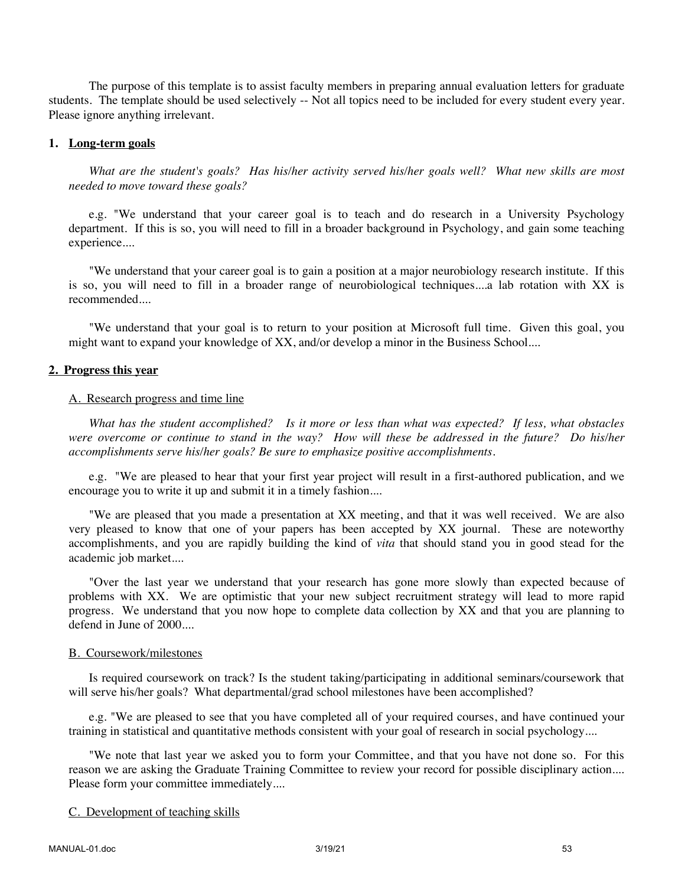The purpose of this template is to assist faculty members in preparing annual evaluation letters for graduate students. The template should be used selectively -- Not all topics need to be included for every student every year. Please ignore anything irrelevant.

## 1. Long-term goals

*What are the student's goals? Has his/her activity served his/her goals well? What new skills are most needed to move toward these goals?*

e.g. "We understand that your career goal is to teach and do research in a University Psychology department. If this is so, you will need to fill in a broader background in Psychology, and gain some teaching experience....

"We understand that your career goal is to gain a position at a major neurobiology research institute. If this is so, you will need to fill in a broader range of neurobiological techniques....a lab rotation with XX is recommended....

"We understand that your goal is to return to your position at Microsoft full time. Given this goal, you might want to expand your knowledge of XX, and/or develop a minor in the Business School....

## 2. Progress this year

### A. Research progress and time line

*What has the student accomplished? Is it more or less than what was expected? If less, what obstacles were overcome or continue to stand in the way? How will these be addressed in the future? Do his/her accomplishments serve his/her goals? Be sure to emphasize positive accomplishments.*

e.g. "We are pleased to hear that your first year project will result in a first-authored publication, and we encourage you to write it up and submit it in a timely fashion....

"We are pleased that you made a presentation at XX meeting, and that it was well received. We are also very pleased to know that one of your papers has been accepted by XX journal. These are noteworthy accomplishments, and you are rapidly building the kind of *vita* that should stand you in good stead for the academic job market....

"Over the last year we understand that your research has gone more slowly than expected because of problems with XX. We are optimistic that your new subject recruitment strategy will lead to more rapid progress. We understand that you now hope to complete data collection by XX and that you are planning to defend in June of 2000....

### B. Coursework/milestones

Is required coursework on track? Is the student taking/participating in additional seminars/coursework that will serve his/her goals? What departmental/grad school milestones have been accomplished?

e.g. "We are pleased to see that you have completed all of your required courses, and have continued your training in statistical and quantitative methods consistent with your goal of research in social psychology....

"We note that last year we asked you to form your Committee, and that you have not done so. For this reason we are asking the Graduate Training Committee to review your record for possible disciplinary action.... Please form your committee immediately....

### C. Development of teaching skills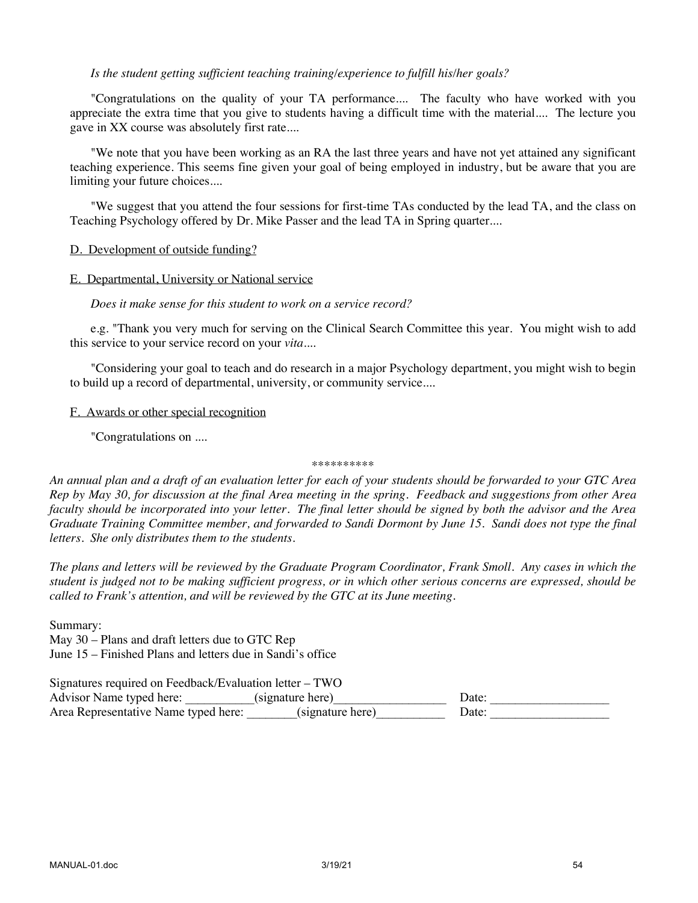*Is the student getting sufficient teaching training/experience to fulfill his/her goals?*

"Congratulations on the quality of your TA performance.... The faculty who have worked with you appreciate the extra time that you give to students having a difficult time with the material.... The lecture you gave in XX course was absolutely first rate....

"We note that you have been working as an RA the last three years and have not yet attained any significant teaching experience. This seems fine given your goal of being employed in industry, but be aware that you are limiting your future choices....

"We suggest that you attend the four sessions for first-time TAs conducted by the lead TA, and the class on Teaching Psychology offered by Dr. Mike Passer and the lead TA in Spring quarter....

<u>D. Development of outside funding?</u>

<u>E. Departmental, University or National service</u>

*Does it make sense for this student to work on a service record?*

e.g. "Thank you very much for serving on the Clinical Search Committee this year. You might wish to add this service to your service record on your *vita*....

"Considering your goal to teach and do research in a major Psychology department, you might wish to begin to build up a record of departmental, university, or community service....

<u>F. Awards or other special recognition</u>

"Congratulations on ....

**********

*An annual plan and a draft of an evaluation letter for each of your students should be forwarded to your GTC Area Rep by May 30, for discussion at the final Area meeting in the spring. Feedback and suggestions from other Area faculty should be incorporated into your letter. The final letter should be signed by both the advisor and the Area Graduate Training Committee member, and forwarded to Sandi Dormont by June 15. Sandi does not type the final letters. She only distributes them to the students.*

*The plans and letters will be reviewed by the Graduate Program Coordinator, Frank Smoll. Any cases in which the student is judged not to be making sufficient progress, or in which other serious concerns are expressed, should be called to Frank's attention, and will be reviewed by the GTC at its June meeting.*

Summary:
May 30 – Plans and draft letters due to GTC Rep
June 15 – Finished Plans and letters due in Sandi's office

Signatures required on Feedback/Evaluation letter – TWO
Advisor Name typed here: ___________(signature here)__________________ Date: ___________________
Area Representative Name typed here: ________(signature here)___________ Date: ___________________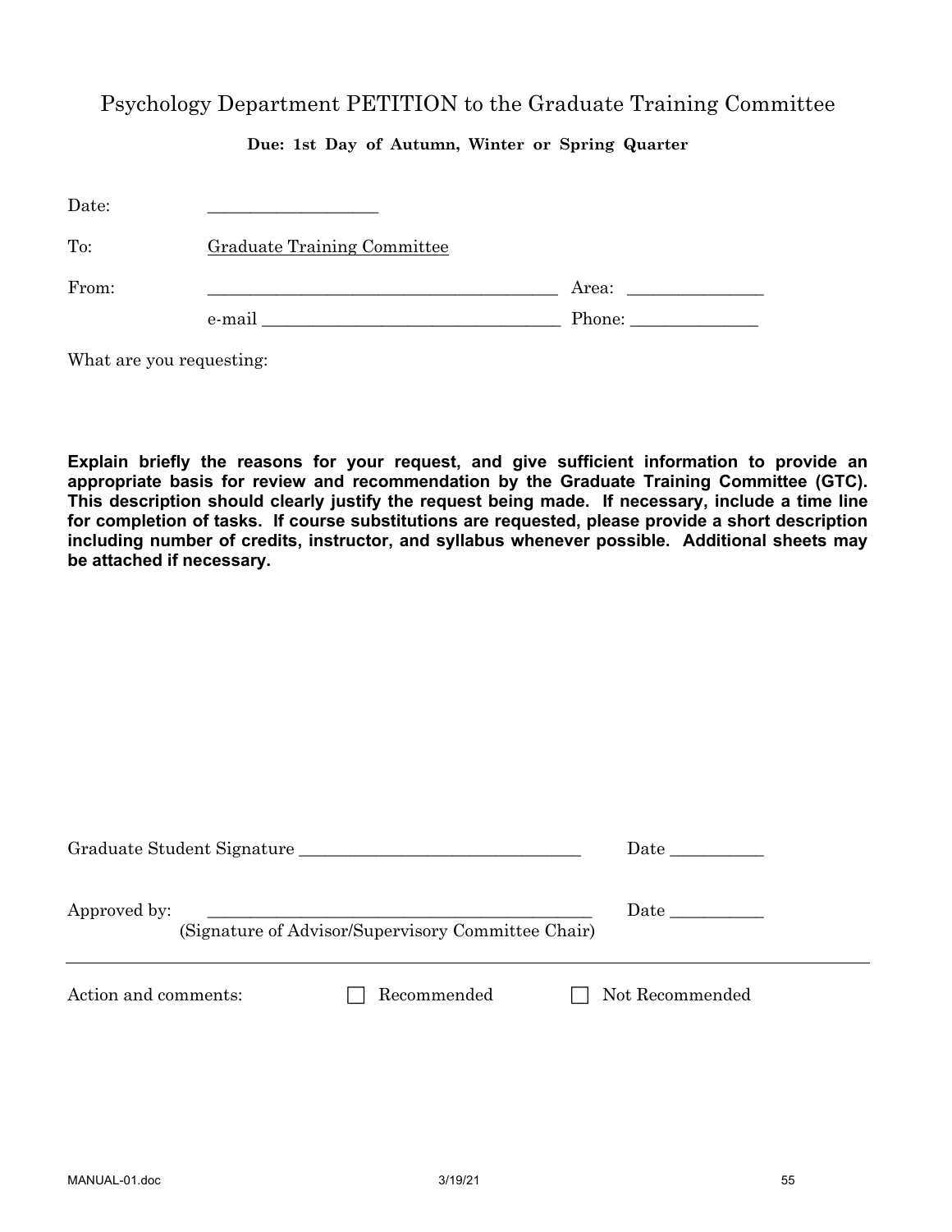# Psychology Department PETITION to the Graduate Training Committee

**Due: 1st Day of Autumn, Winter or Spring Quarter**

Date: ____________________

To: Graduate Training Committee

From: ________________________________________ Area: _______________

e-mail __________________________________ Phone: ______________

What are you requesting:

**Explain briefly the reasons for your request, and give sufficient information to provide an appropriate basis for review and recommendation by the Graduate Training Committee (GTC). This description should clearly justify the request being made. If necessary, include a time line for completion of tasks. If course substitutions are requested, please provide a short description including number of credits, instructor, and syllabus whenever possible. Additional sheets may be attached if necessary.**

Graduate Student Signature ________________________________ Date __________

Approved by: ____________________________________________ Date __________
(Signature of Advisor/Supervisory Committee Chair)

---

Action and comments: ☐ Recommended ☐ Not Recommended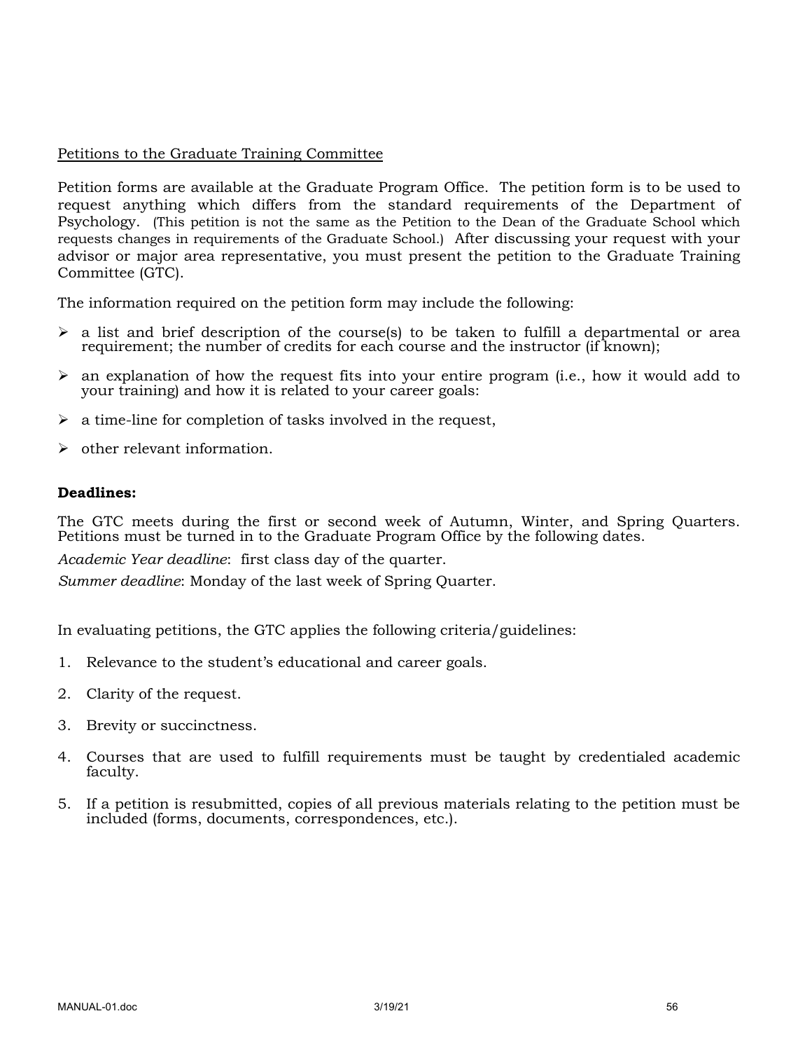## Petitions to the Graduate Training Committee

Petition forms are available at the Graduate Program Office. The petition form is to be used to request anything which differs from the standard requirements of the Department of Psychology. (This petition is not the same as the Petition to the Dean of the Graduate School which requests changes in requirements of the Graduate School.) After discussing your request with your advisor or major area representative, you must present the petition to the Graduate Training Committee (GTC).

The information required on the petition form may include the following:

- a list and brief description of the course(s) to be taken to fulfill a departmental or area requirement; the number of credits for each course and the instructor (if known);
- an explanation of how the request fits into your entire program (i.e., how it would add to your training) and how it is related to your career goals:
- a time-line for completion of tasks involved in the request,
- other relevant information.

**Deadlines:**

The GTC meets during the first or second week of Autumn, Winter, and Spring Quarters. Petitions must be turned in to the Graduate Program Office by the following dates.

*Academic Year deadline*: first class day of the quarter.

*Summer deadline*: Monday of the last week of Spring Quarter.

In evaluating petitions, the GTC applies the following criteria/guidelines:

1. Relevance to the student's educational and career goals.
2. Clarity of the request.
3. Brevity or succinctness.
4. Courses that are used to fulfill requirements must be taught by credentialed academic faculty.
5. If a petition is resubmitted, copies of all previous materials relating to the petition must be included (forms, documents, correspondences, etc.).